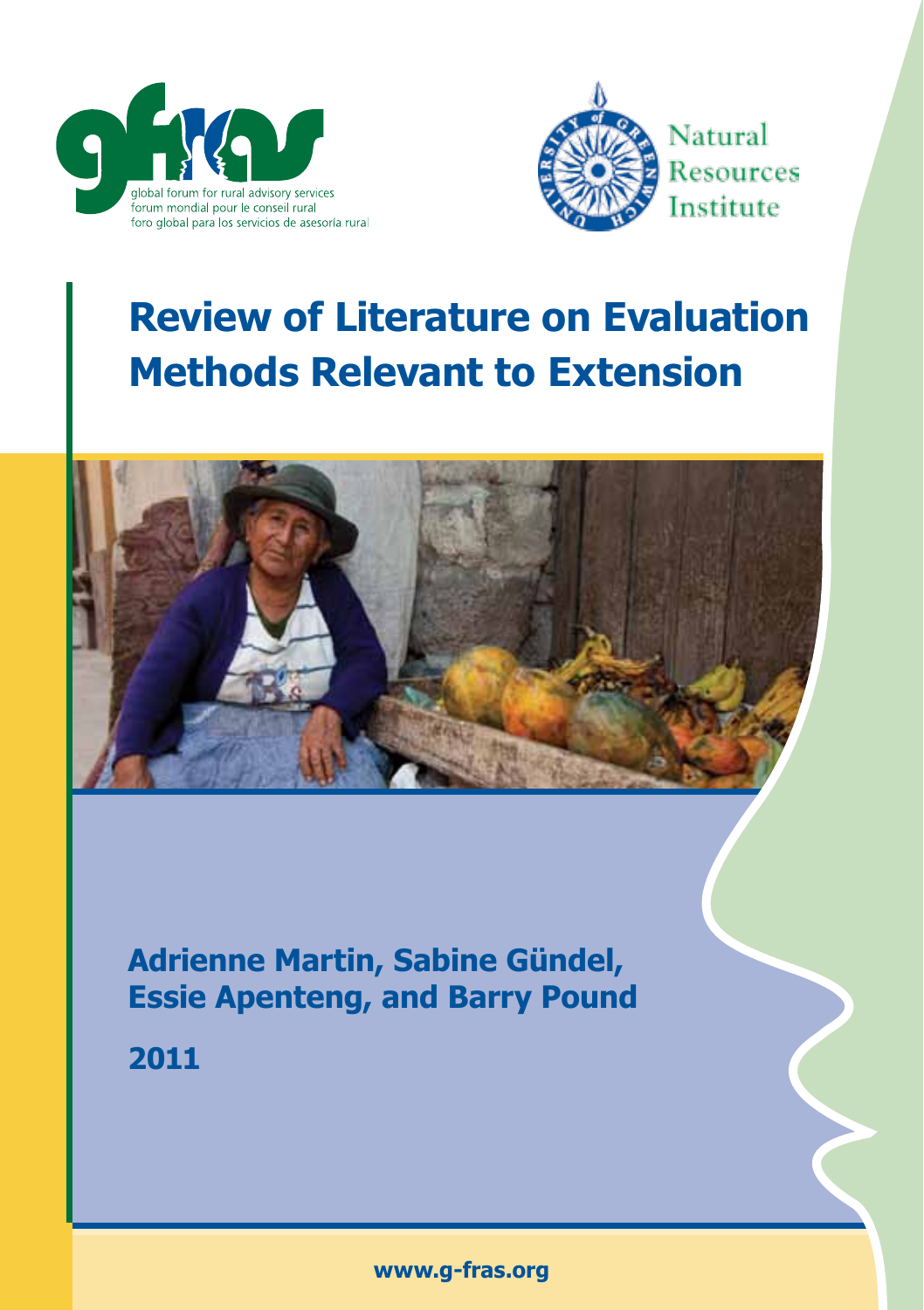global forum for rural advisory services
forum mondial pour le conseil rural
foro global para los servicios de asesoría rural

Natural Resources Institute

# Review of Literature on Evaluation Methods Relevant to Extension

**Adrienne Martin, Sabine Gündel, Essie Apenteng, and Barry Pound**

**2011**

**www.g-fras.org**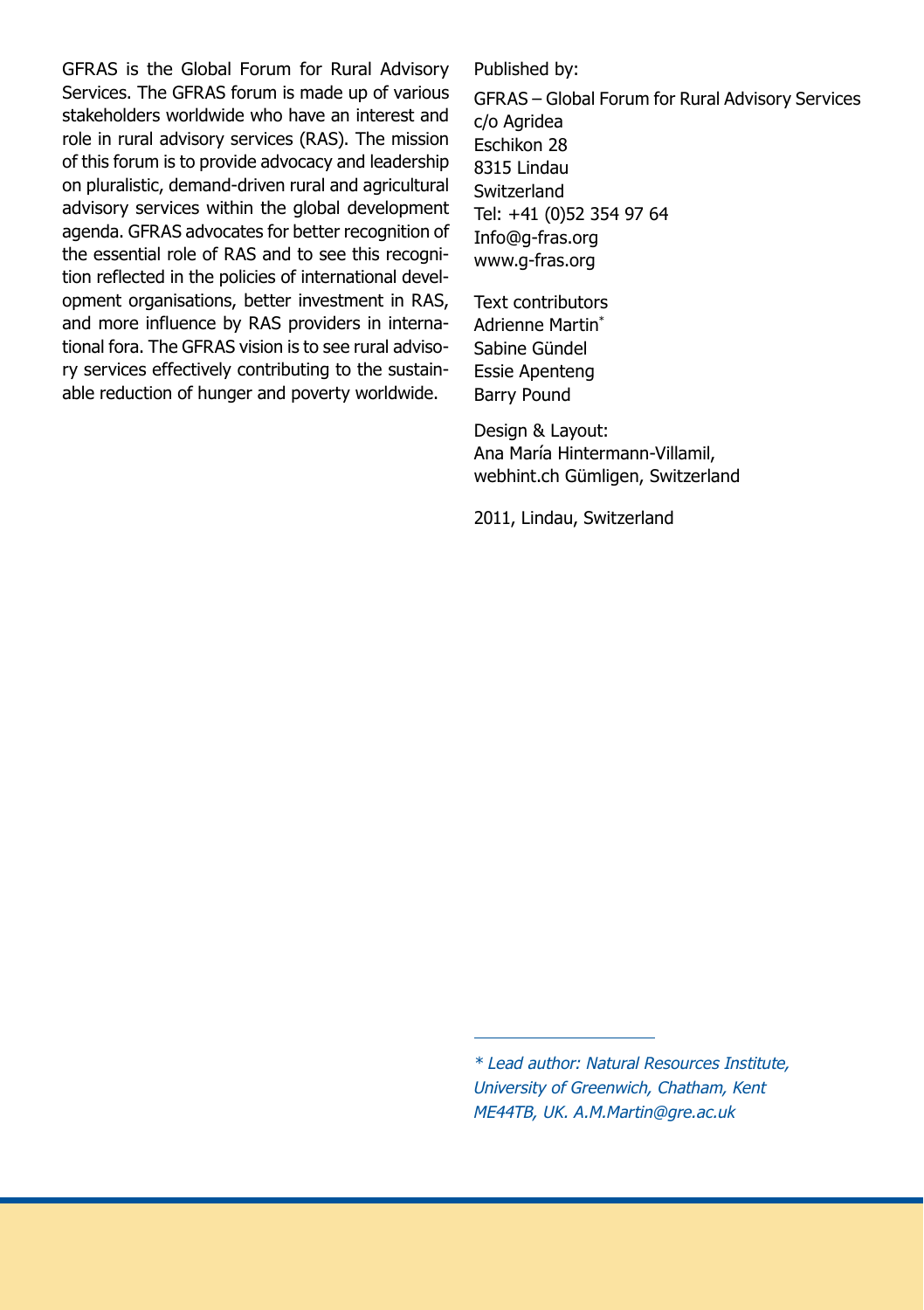GFRAS is the Global Forum for Rural Advisory Services. The GFRAS forum is made up of various stakeholders worldwide who have an interest and role in rural advisory services (RAS). The mission of this forum is to provide advocacy and leadership on pluralistic, demand-driven rural and agricultural advisory services within the global development agenda. GFRAS advocates for better recognition of the essential role of RAS and to see this recognition reflected in the policies of international development organisations, better investment in RAS, and more influence by RAS providers in international fora. The GFRAS vision is to see rural advisory services effectively contributing to the sustainable reduction of hunger and poverty worldwide.

Published by:

GFRAS – Global Forum for Rural Advisory Services
c/o Agridea
Eschikon 28
8315 Lindau
Switzerland
Tel: +41 (0)52 354 97 64
Info@g-fras.org
www.g-fras.org

Text contributors
Adrienne Martin*
Sabine Gündel
Essie Apenteng
Barry Pound

Design & Layout:
Ana María Hintermann-Villamil,
webhint.ch Gümligen, Switzerland

2011, Lindau, Switzerland

*\* Lead author: Natural Resources Institute, University of Greenwich, Chatham, Kent ME44TB, UK. A.M.Martin@gre.ac.uk*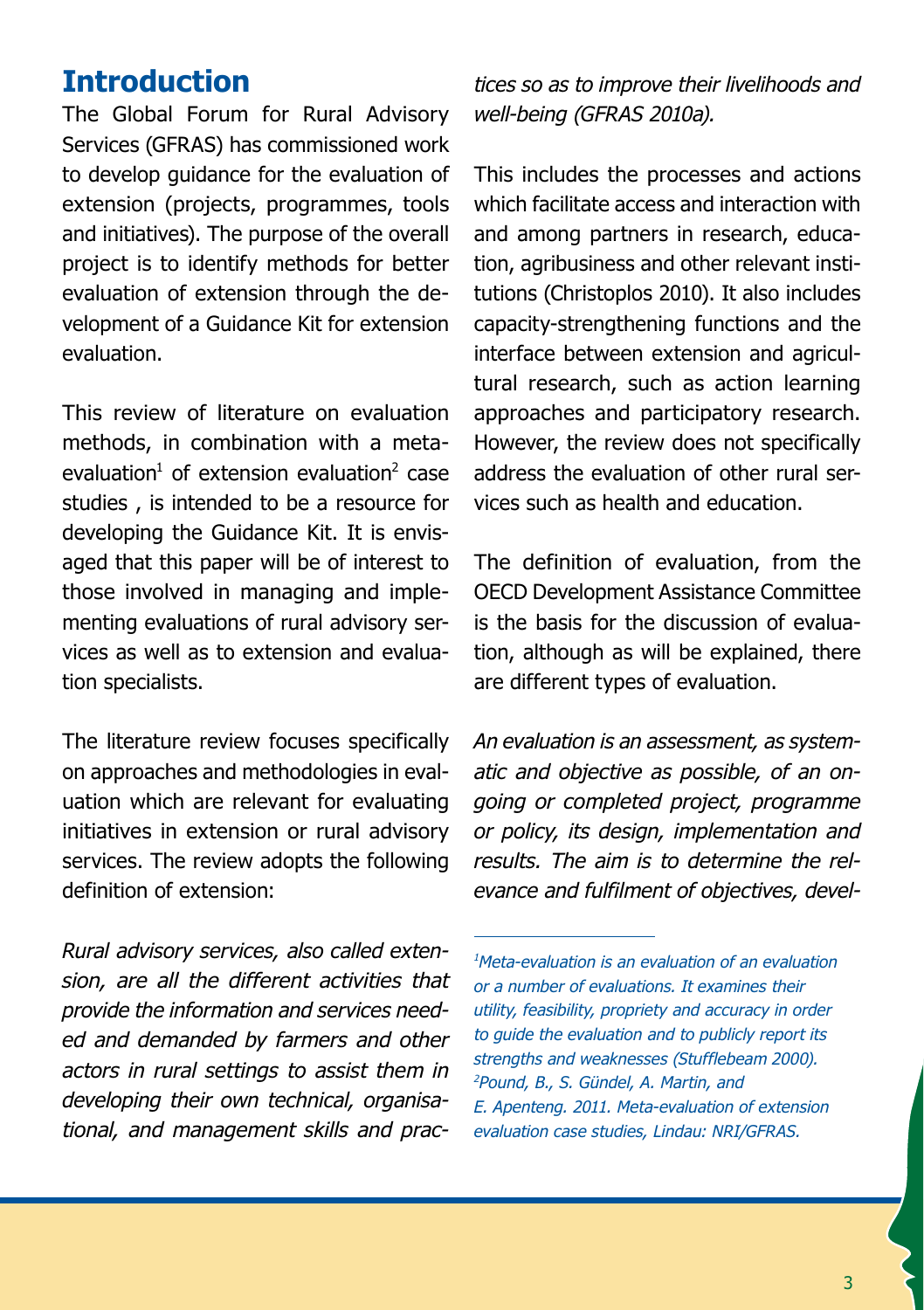## Introduction

The Global Forum for Rural Advisory Services (GFRAS) has commissioned work to develop guidance for the evaluation of extension (projects, programmes, tools and initiatives). The purpose of the overall project is to identify methods for better evaluation of extension through the development of a Guidance Kit for extension evaluation.

This review of literature on evaluation methods, in combination with a meta-evaluation[1] of extension evaluation[2] case studies , is intended to be a resource for developing the Guidance Kit. It is envisaged that this paper will be of interest to those involved in managing and implementing evaluations of rural advisory services as well as to extension and evaluation specialists.

The literature review focuses specifically on approaches and methodologies in evaluation which are relevant for evaluating initiatives in extension or rural advisory services. The review adopts the following definition of extension:

*Rural advisory services, also called extension, are all the different activities that provide the information and services needed and demanded by farmers and other actors in rural settings to assist them in developing their own technical, organisational, and management skills and practices so as to improve their livelihoods and well-being (GFRAS 2010a).*

This includes the processes and actions which facilitate access and interaction with and among partners in research, education, agribusiness and other relevant institutions (Christoplos 2010). It also includes capacity-strengthening functions and the interface between extension and agricultural research, such as action learning approaches and participatory research. However, the review does not specifically address the evaluation of other rural services such as health and education.

The definition of evaluation, from the OECD Development Assistance Committee is the basis for the discussion of evaluation, although as will be explained, there are different types of evaluation.

*An evaluation is an assessment, as systematic and objective as possible, of an ongoing or completed project, programme or policy, its design, implementation and results. The aim is to determine the relevance and fulfilment of objectives, devel-*

---

*[1] Meta-evaluation is an evaluation of an evaluation or a number of evaluations. It examines their utility, feasibility, propriety and accuracy in order to guide the evaluation and to publicly report its strengths and weaknesses (Stufflebeam 2000).*

*[2] Pound, B., S. Gündel, A. Martin, and E. Apenteng. 2011. Meta-evaluation of extension evaluation case studies, Lindau: NRI/GFRAS.*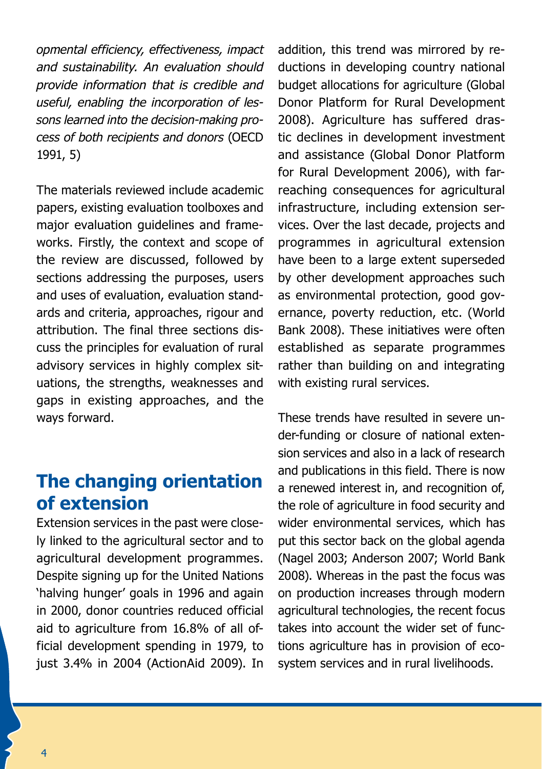*opmental efficiency, effectiveness, impact and sustainability. An evaluation should provide information that is credible and useful, enabling the incorporation of lessons learned into the decision-making process of both recipients and donors* (OECD 1991, 5)

The materials reviewed include academic papers, existing evaluation toolboxes and major evaluation guidelines and frameworks. Firstly, the context and scope of the review are discussed, followed by sections addressing the purposes, users and uses of evaluation, evaluation standards and criteria, approaches, rigour and attribution. The final three sections discuss the principles for evaluation of rural advisory services in highly complex situations, the strengths, weaknesses and gaps in existing approaches, and the ways forward.

## The changing orientation of extension

Extension services in the past were closely linked to the agricultural sector and to agricultural development programmes. Despite signing up for the United Nations 'halving hunger' goals in 1996 and again in 2000, donor countries reduced official aid to agriculture from 16.8% of all official development spending in 1979, to just 3.4% in 2004 (ActionAid 2009). In addition, this trend was mirrored by reductions in developing country national budget allocations for agriculture (Global Donor Platform for Rural Development 2008). Agriculture has suffered drastic declines in development investment and assistance (Global Donor Platform for Rural Development 2006), with far-reaching consequences for agricultural infrastructure, including extension services. Over the last decade, projects and programmes in agricultural extension have been to a large extent superseded by other development approaches such as environmental protection, good governance, poverty reduction, etc. (World Bank 2008). These initiatives were often established as separate programmes rather than building on and integrating with existing rural services.

These trends have resulted in severe under-funding or closure of national extension services and also in a lack of research and publications in this field. There is now a renewed interest in, and recognition of, the role of agriculture in food security and wider environmental services, which has put this sector back on the global agenda (Nagel 2003; Anderson 2007; World Bank 2008). Whereas in the past the focus was on production increases through modern agricultural technologies, the recent focus takes into account the wider set of functions agriculture has in provision of ecosystem services and in rural livelihoods.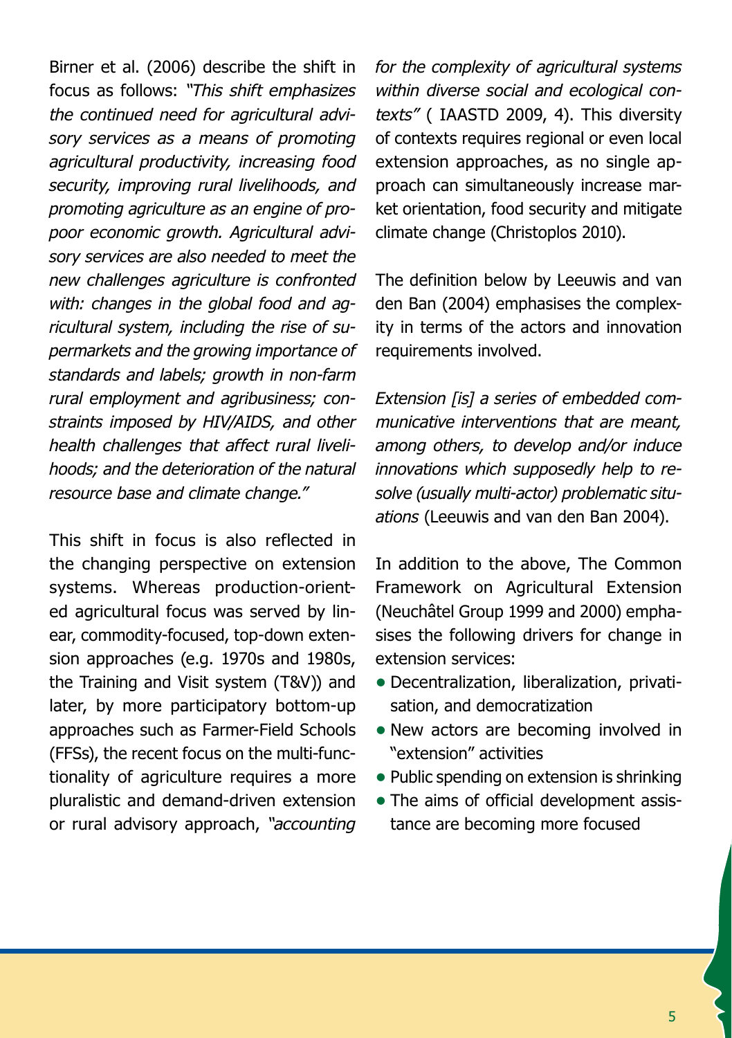Birner et al. (2006) describe the shift in focus as follows: *"This shift emphasizes the continued need for agricultural advisory services as a means of promoting agricultural productivity, increasing food security, improving rural livelihoods, and promoting agriculture as an engine of pro-poor economic growth. Agricultural advisory services are also needed to meet the new challenges agriculture is confronted with: changes in the global food and agricultural system, including the rise of supermarkets and the growing importance of standards and labels; growth in non-farm rural employment and agribusiness; constraints imposed by HIV/AIDS, and other health challenges that affect rural livelihoods; and the deterioration of the natural resource base and climate change."*

This shift in focus is also reflected in the changing perspective on extension systems. Whereas production-oriented agricultural focus was served by linear, commodity-focused, top-down extension approaches (e.g. 1970s and 1980s, the Training and Visit system (T&V)) and later, by more participatory bottom-up approaches such as Farmer-Field Schools (FFSs), the recent focus on the multi-functionality of agriculture requires a more pluralistic and demand-driven extension or rural advisory approach, *"accounting for the complexity of agricultural systems within diverse social and ecological contexts"* ( IAASTD 2009, 4). This diversity of contexts requires regional or even local extension approaches, as no single approach can simultaneously increase market orientation, food security and mitigate climate change (Christoplos 2010).

The definition below by Leeuwis and van den Ban (2004) emphasises the complexity in terms of the actors and innovation requirements involved.

*Extension [is] a series of embedded communicative interventions that are meant, among others, to develop and/or induce innovations which supposedly help to resolve (usually multi-actor) problematic situations* (Leeuwis and van den Ban 2004).

In addition to the above, The Common Framework on Agricultural Extension (Neuchâtel Group 1999 and 2000) emphasises the following drivers for change in extension services:

- Decentralization, liberalization, privatisation, and democratization
- New actors are becoming involved in "extension" activities
- Public spending on extension is shrinking
- The aims of official development assistance are becoming more focused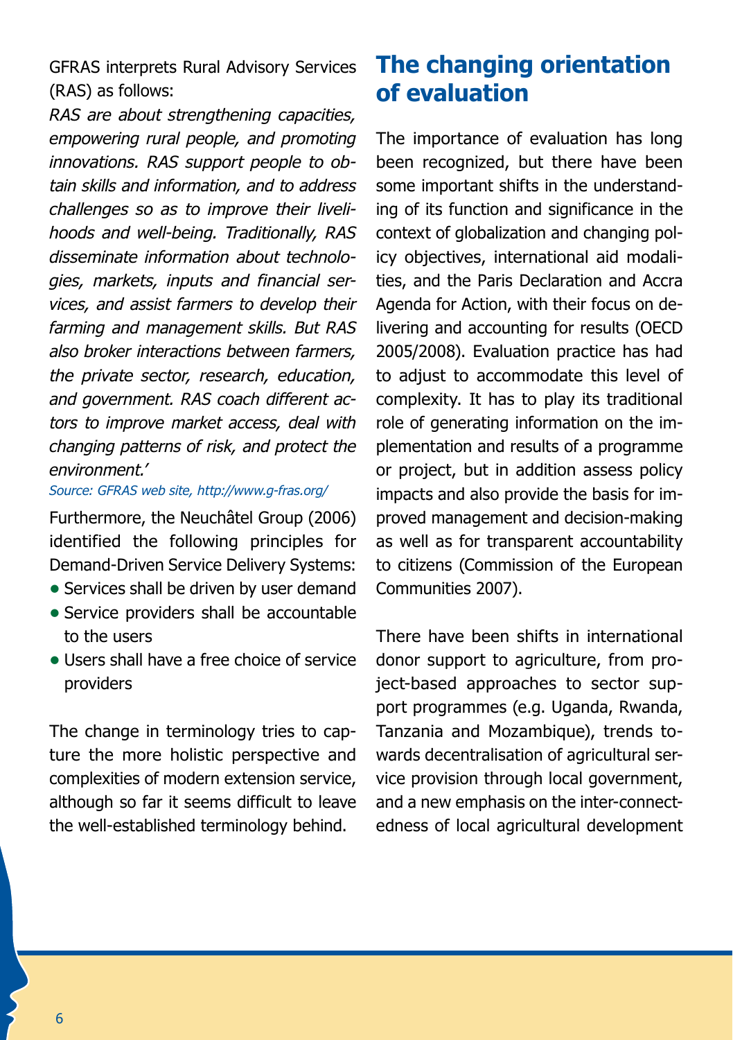GFRAS interprets Rural Advisory Services (RAS) as follows:

*RAS are about strengthening capacities, empowering rural people, and promoting innovations. RAS support people to obtain skills and information, and to address challenges so as to improve their livelihoods and well-being. Traditionally, RAS disseminate information about technologies, markets, inputs and financial services, and assist farmers to develop their farming and management skills. But RAS also broker interactions between farmers, the private sector, research, education, and government. RAS coach different actors to improve market access, deal with changing patterns of risk, and protect the environment.'*

*Source: GFRAS web site, http://www.g-fras.org/*

Furthermore, the Neuchâtel Group (2006) identified the following principles for Demand-Driven Service Delivery Systems:

- Services shall be driven by user demand
- Service providers shall be accountable to the users
- Users shall have a free choice of service providers

The change in terminology tries to capture the more holistic perspective and complexities of modern extension service, although so far it seems difficult to leave the well-established terminology behind.

## The changing orientation of evaluation

The importance of evaluation has long been recognized, but there have been some important shifts in the understanding of its function and significance in the context of globalization and changing policy objectives, international aid modalities, and the Paris Declaration and Accra Agenda for Action, with their focus on delivering and accounting for results (OECD 2005/2008). Evaluation practice has had to adjust to accommodate this level of complexity. It has to play its traditional role of generating information on the implementation and results of a programme or project, but in addition assess policy impacts and also provide the basis for improved management and decision-making as well as for transparent accountability to citizens (Commission of the European Communities 2007).

There have been shifts in international donor support to agriculture, from project-based approaches to sector support programmes (e.g. Uganda, Rwanda, Tanzania and Mozambique), trends towards decentralisation of agricultural service provision through local government, and a new emphasis on the inter-connectedness of local agricultural development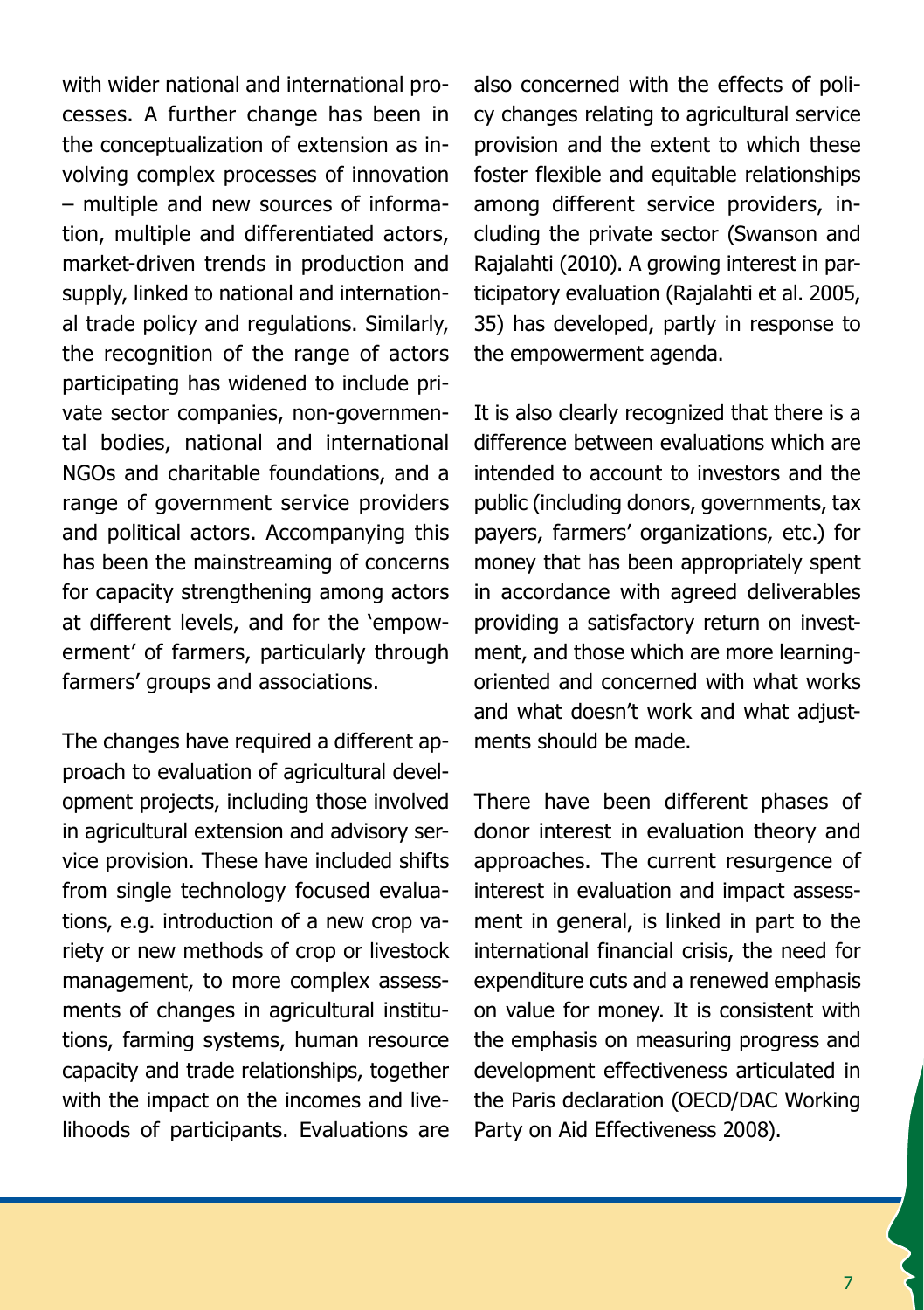with wider national and international processes. A further change has been in the conceptualization of extension as involving complex processes of innovation – multiple and new sources of information, multiple and differentiated actors, market-driven trends in production and supply, linked to national and international trade policy and regulations. Similarly, the recognition of the range of actors participating has widened to include private sector companies, non-governmental bodies, national and international NGOs and charitable foundations, and a range of government service providers and political actors. Accompanying this has been the mainstreaming of concerns for capacity strengthening among actors at different levels, and for the 'empowerment' of farmers, particularly through farmers' groups and associations.

The changes have required a different approach to evaluation of agricultural development projects, including those involved in agricultural extension and advisory service provision. These have included shifts from single technology focused evaluations, e.g. introduction of a new crop variety or new methods of crop or livestock management, to more complex assessments of changes in agricultural institutions, farming systems, human resource capacity and trade relationships, together with the impact on the incomes and livelihoods of participants. Evaluations are also concerned with the effects of policy changes relating to agricultural service provision and the extent to which these foster flexible and equitable relationships among different service providers, including the private sector (Swanson and Rajalahti (2010). A growing interest in participatory evaluation (Rajalahti et al. 2005, 35) has developed, partly in response to the empowerment agenda.

It is also clearly recognized that there is a difference between evaluations which are intended to account to investors and the public (including donors, governments, tax payers, farmers' organizations, etc.) for money that has been appropriately spent in accordance with agreed deliverables providing a satisfactory return on investment, and those which are more learning-oriented and concerned with what works and what doesn't work and what adjustments should be made.

There have been different phases of donor interest in evaluation theory and approaches. The current resurgence of interest in evaluation and impact assessment in general, is linked in part to the international financial crisis, the need for expenditure cuts and a renewed emphasis on value for money. It is consistent with the emphasis on measuring progress and development effectiveness articulated in the Paris declaration (OECD/DAC Working Party on Aid Effectiveness 2008).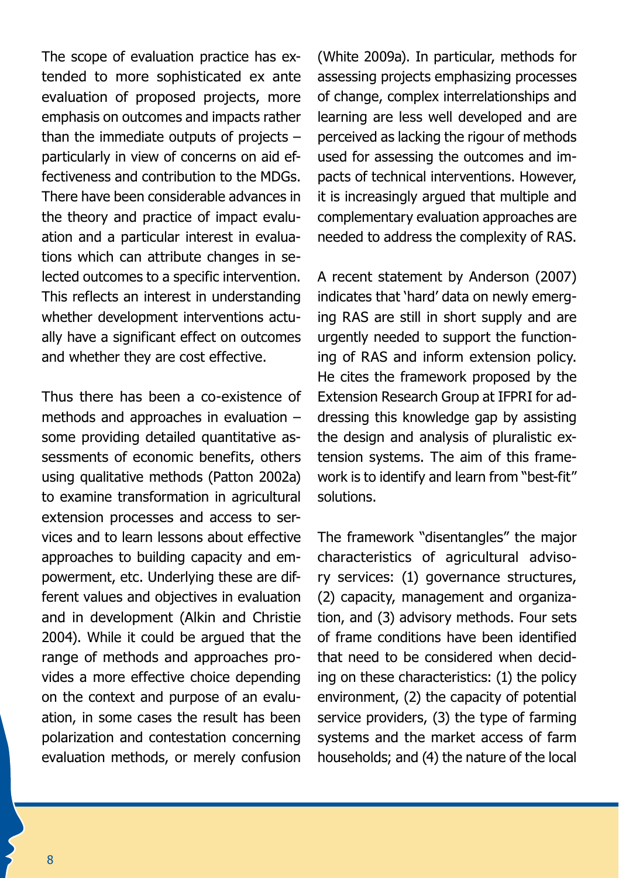The scope of evaluation practice has extended to more sophisticated ex ante evaluation of proposed projects, more emphasis on outcomes and impacts rather than the immediate outputs of projects – particularly in view of concerns on aid effectiveness and contribution to the MDGs. There have been considerable advances in the theory and practice of impact evaluation and a particular interest in evaluations which can attribute changes in selected outcomes to a specific intervention. This reflects an interest in understanding whether development interventions actually have a significant effect on outcomes and whether they are cost effective.

Thus there has been a co-existence of methods and approaches in evaluation – some providing detailed quantitative assessments of economic benefits, others using qualitative methods (Patton 2002a) to examine transformation in agricultural extension processes and access to services and to learn lessons about effective approaches to building capacity and empowerment, etc. Underlying these are different values and objectives in evaluation and in development (Alkin and Christie 2004). While it could be argued that the range of methods and approaches provides a more effective choice depending on the context and purpose of an evaluation, in some cases the result has been polarization and contestation concerning evaluation methods, or merely confusion (White 2009a). In particular, methods for assessing projects emphasizing processes of change, complex interrelationships and learning are less well developed and are perceived as lacking the rigour of methods used for assessing the outcomes and impacts of technical interventions. However, it is increasingly argued that multiple and complementary evaluation approaches are needed to address the complexity of RAS.

A recent statement by Anderson (2007) indicates that 'hard' data on newly emerging RAS are still in short supply and are urgently needed to support the functioning of RAS and inform extension policy. He cites the framework proposed by the Extension Research Group at IFPRI for addressing this knowledge gap by assisting the design and analysis of pluralistic extension systems. The aim of this framework is to identify and learn from "best-fit" solutions.

The framework "disentangles" the major characteristics of agricultural advisory services: (1) governance structures, (2) capacity, management and organization, and (3) advisory methods. Four sets of frame conditions have been identified that need to be considered when deciding on these characteristics: (1) the policy environment, (2) the capacity of potential service providers, (3) the type of farming systems and the market access of farm households; and (4) the nature of the local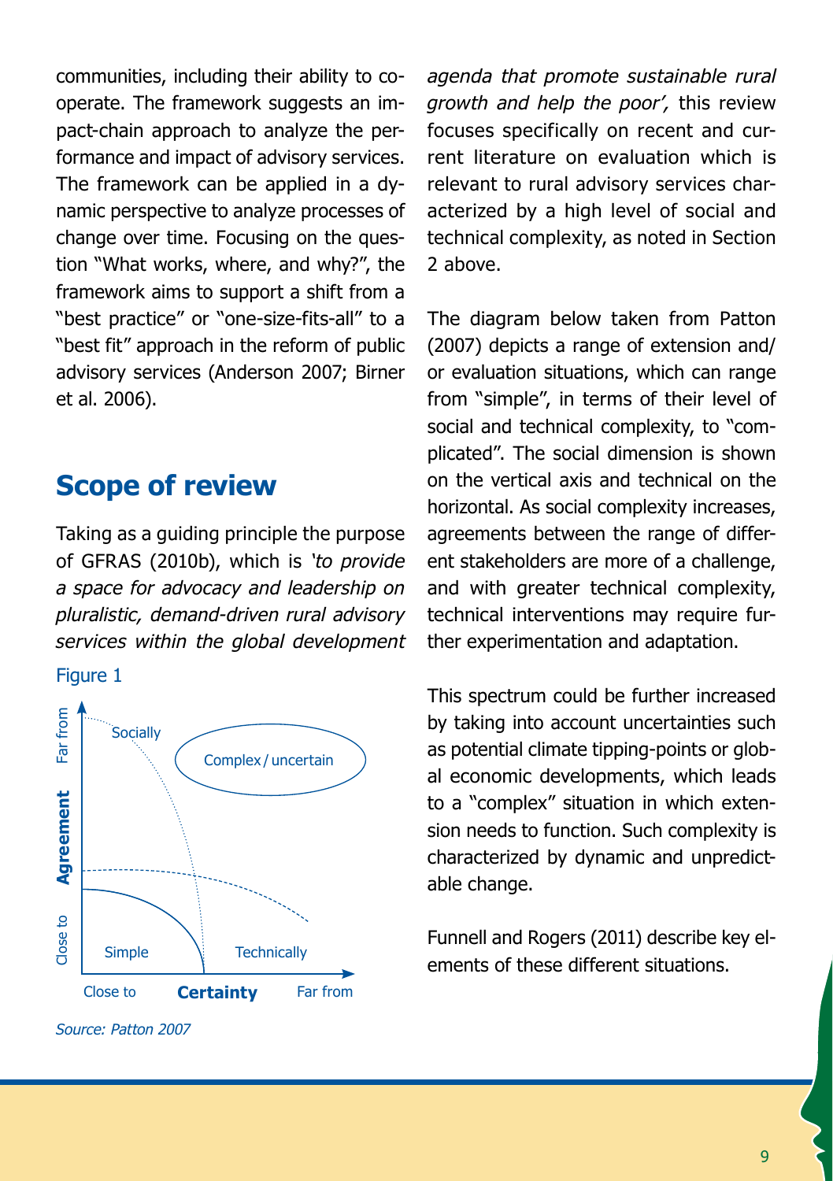communities, including their ability to co-operate. The framework suggests an impact-chain approach to analyze the performance and impact of advisory services. The framework can be applied in a dynamic perspective to analyze processes of change over time. Focusing on the question "What works, where, and why?", the framework aims to support a shift from a "best practice" or "one-size-fits-all" to a "best fit" approach in the reform of public advisory services (Anderson 2007; Birner et al. 2006).

## Scope of review

Taking as a guiding principle the purpose of GFRAS (2010b), which is *'to provide a space for advocacy and leadership on pluralistic, demand-driven rural advisory services within the global development agenda that promote sustainable rural growth and help the poor',* this review focuses specifically on recent and current literature on evaluation which is relevant to rural advisory services characterized by a high level of social and technical complexity, as noted in Section 2 above.

Figure 1

Far from / Agreement / Close to — Socially — Complex / uncertain — Simple — Technically — Close to / Certainty / Far from

*Source: Patton 2007*

The diagram below taken from Patton (2007) depicts a range of extension and/or evaluation situations, which can range from "simple", in terms of their level of social and technical complexity, to "complicated". The social dimension is shown on the vertical axis and technical on the horizontal. As social complexity increases, agreements between the range of different stakeholders are more of a challenge, and with greater technical complexity, technical interventions may require further experimentation and adaptation.

This spectrum could be further increased by taking into account uncertainties such as potential climate tipping-points or global economic developments, which leads to a "complex" situation in which extension needs to function. Such complexity is characterized by dynamic and unpredictable change.

Funnell and Rogers (2011) describe key elements of these different situations.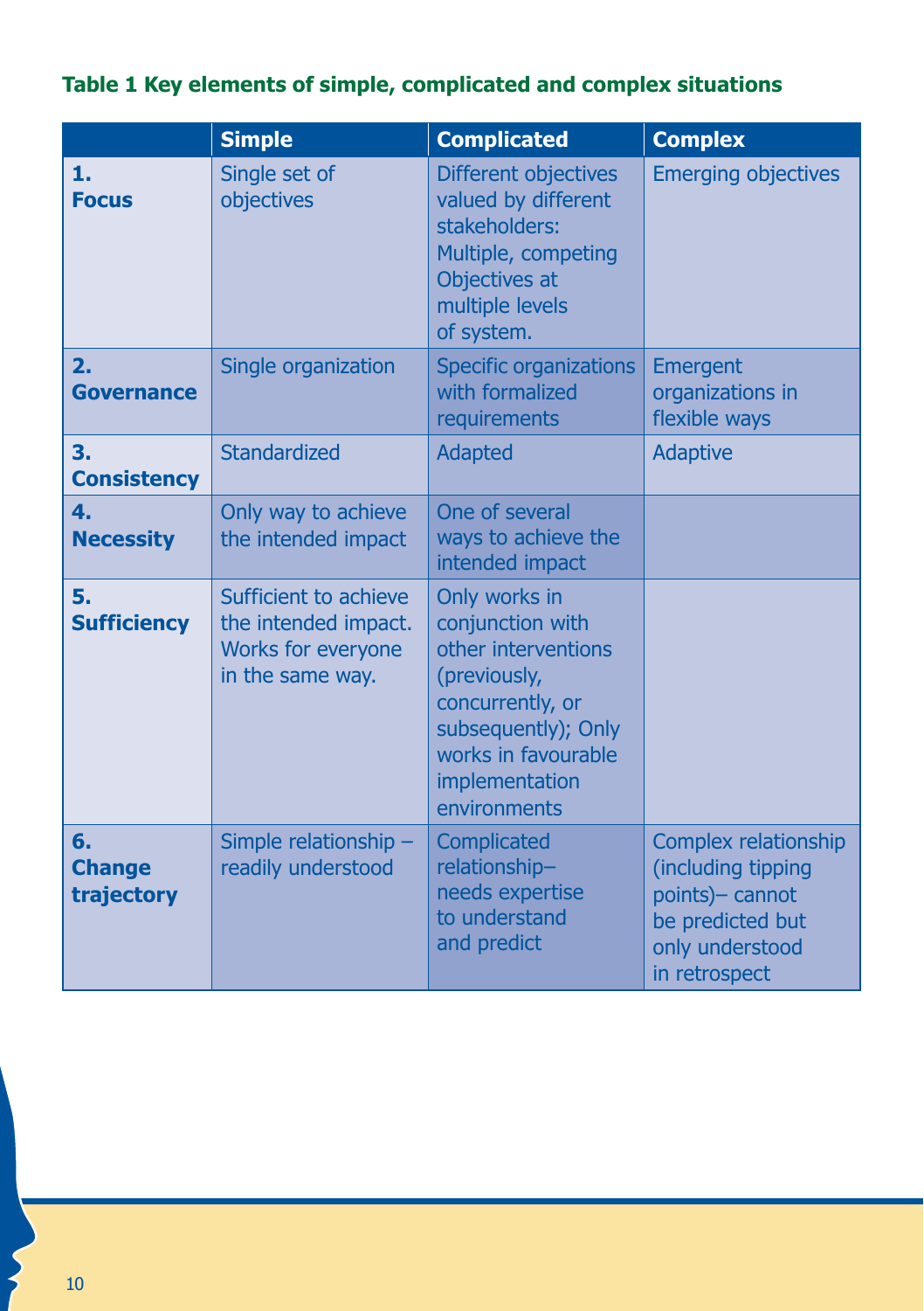**Table 1 Key elements of simple, complicated and complex situations**

| | Simple | Complicated | Complex |
|---|---|---|---|
| **1. Focus** | Single set of objectives | Different objectives valued by different stakeholders: Multiple, competing Objectives at multiple levels of system. | Emerging objectives |
| **2. Governance** | Single organization | Specific organizations with formalized requirements | Emergent organizations in flexible ways |
| **3. Consistency** | Standardized | Adapted | Adaptive |
| **4. Necessity** | Only way to achieve the intended impact | One of several ways to achieve the intended impact | |
| **5. Sufficiency** | Sufficient to achieve the intended impact. Works for everyone in the same way. | Only works in conjunction with other interventions (previously, concurrently, or subsequently); Only works in favourable implementation environments | |
| **6. Change trajectory** | Simple relationship – readily understood | Complicated relationship– needs expertise to understand and predict | Complex relationship (including tipping points)– cannot be predicted but only understood in retrospect |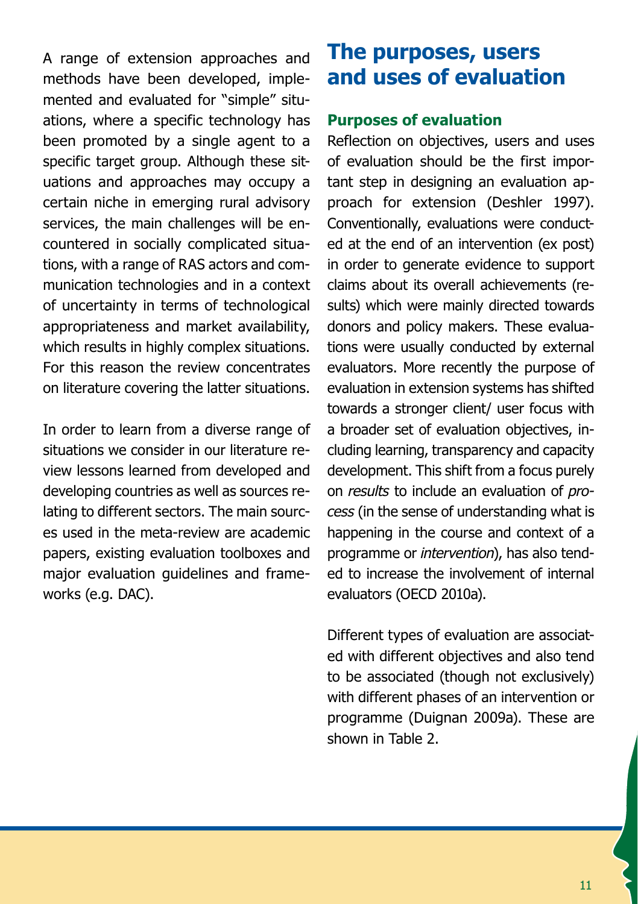A range of extension approaches and methods have been developed, implemented and evaluated for "simple" situations, where a specific technology has been promoted by a single agent to a specific target group. Although these situations and approaches may occupy a certain niche in emerging rural advisory services, the main challenges will be encountered in socially complicated situations, with a range of RAS actors and communication technologies and in a context of uncertainty in terms of technological appropriateness and market availability, which results in highly complex situations. For this reason the review concentrates on literature covering the latter situations.

In order to learn from a diverse range of situations we consider in our literature review lessons learned from developed and developing countries as well as sources relating to different sectors. The main sources used in the meta-review are academic papers, existing evaluation toolboxes and major evaluation guidelines and frameworks (e.g. DAC).

# The purposes, users and uses of evaluation

## Purposes of evaluation

Reflection on objectives, users and uses of evaluation should be the first important step in designing an evaluation approach for extension (Deshler 1997). Conventionally, evaluations were conducted at the end of an intervention (ex post) in order to generate evidence to support claims about its overall achievements (results) which were mainly directed towards donors and policy makers. These evaluations were usually conducted by external evaluators. More recently the purpose of evaluation in extension systems has shifted towards a stronger client/ user focus with a broader set of evaluation objectives, including learning, transparency and capacity development. This shift from a focus purely on *results* to include an evaluation of *process* (in the sense of understanding what is happening in the course and context of a programme or *intervention*), has also tended to increase the involvement of internal evaluators (OECD 2010a).

Different types of evaluation are associated with different objectives and also tend to be associated (though not exclusively) with different phases of an intervention or programme (Duignan 2009a). These are shown in Table 2.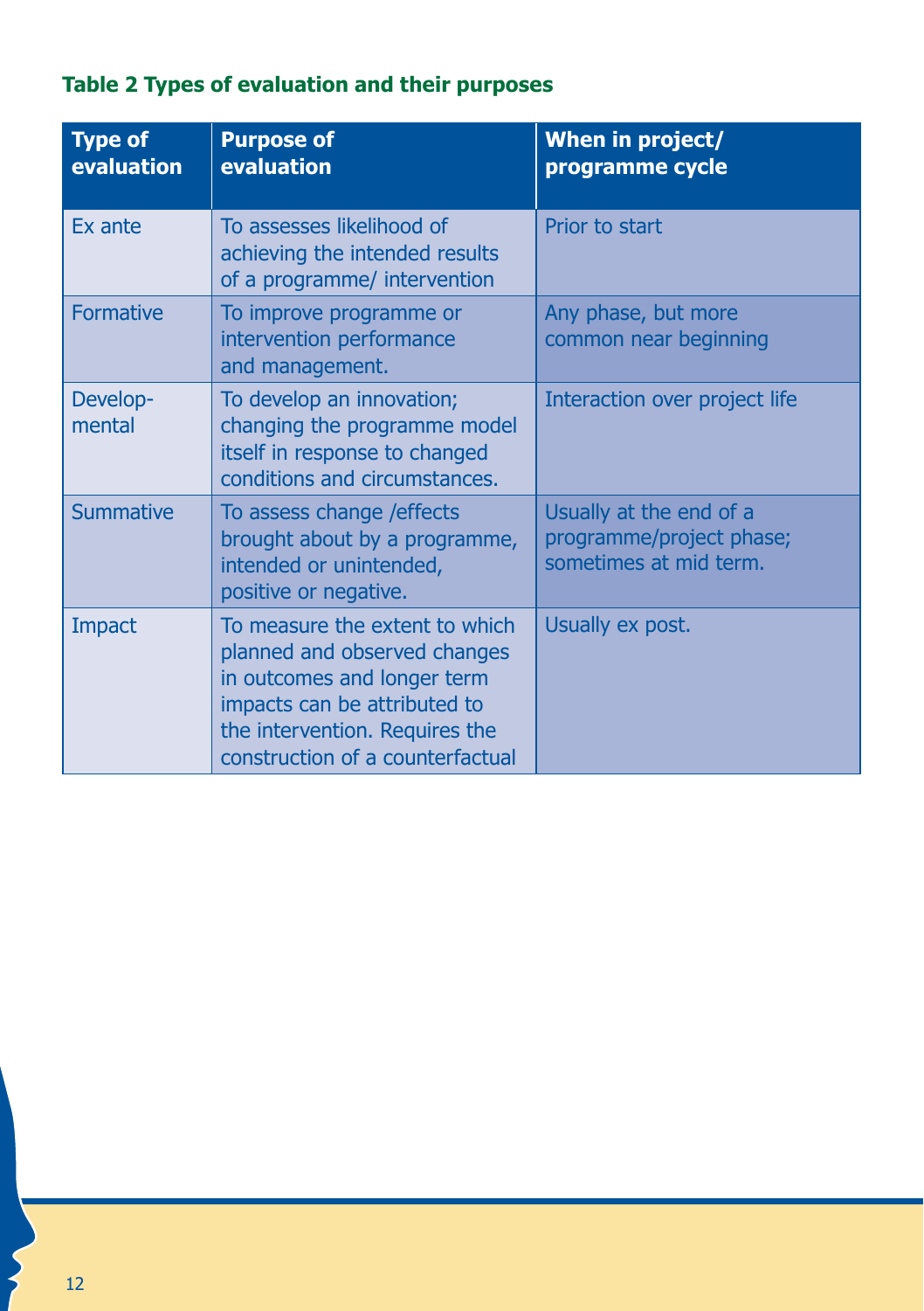**Table 2 Types of evaluation and their purposes**

| Type of evaluation | Purpose of evaluation | When in project/ programme cycle |
|---|---|---|
| Ex ante | To assesses likelihood of achieving the intended results of a programme/ intervention | Prior to start |
| Formative | To improve programme or intervention performance and management. | Any phase, but more common near beginning |
| Develop-mental | To develop an innovation; changing the programme model itself in response to changed conditions and circumstances. | Interaction over project life |
| Summative | To assess change /effects brought about by a programme, intended or unintended, positive or negative. | Usually at the end of a programme/project phase; sometimes at mid term. |
| Impact | To measure the extent to which planned and observed changes in outcomes and longer term impacts can be attributed to the intervention. Requires the construction of a counterfactual | Usually ex post. |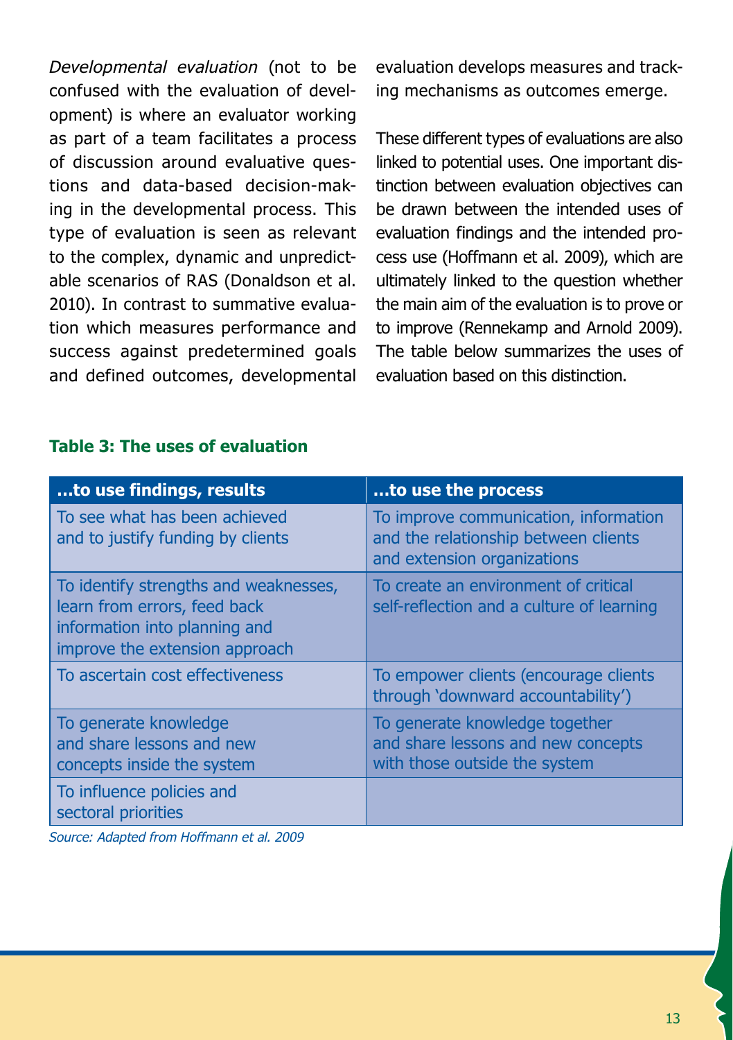*Developmental evaluation* (not to be confused with the evaluation of development) is where an evaluator working as part of a team facilitates a process of discussion around evaluative questions and data-based decision-making in the developmental process. This type of evaluation is seen as relevant to the complex, dynamic and unpredictable scenarios of RAS (Donaldson et al. 2010). In contrast to summative evaluation which measures performance and success against predetermined goals and defined outcomes, developmental evaluation develops measures and tracking mechanisms as outcomes emerge.

These different types of evaluations are also linked to potential uses. One important distinction between evaluation objectives can be drawn between the intended uses of evaluation findings and the intended process use (Hoffmann et al. 2009), which are ultimately linked to the question whether the main aim of the evaluation is to prove or to improve (Rennekamp and Arnold 2009). The table below summarizes the uses of evaluation based on this distinction.

**Table 3: The uses of evaluation**

| …to use findings, results | …to use the process |
|---|---|
| To see what has been achieved and to justify funding by clients | To improve communication, information and the relationship between clients and extension organizations |
| To identify strengths and weaknesses, learn from errors, feed back information into planning and improve the extension approach | To create an environment of critical self-reflection and a culture of learning |
| To ascertain cost effectiveness | To empower clients (encourage clients through 'downward accountability') |
| To generate knowledge and share lessons and new concepts inside the system | To generate knowledge together and share lessons and new concepts with those outside the system |
| To influence policies and sectoral priorities | |

*Source: Adapted from Hoffmann et al. 2009*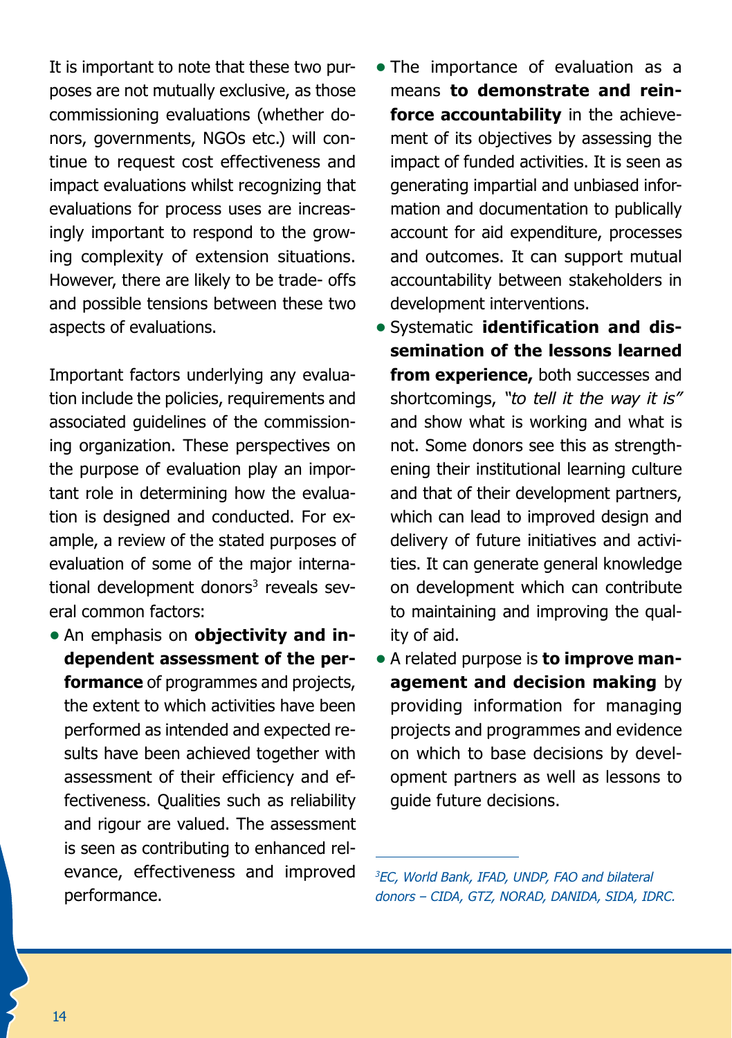It is important to note that these two purposes are not mutually exclusive, as those commissioning evaluations (whether donors, governments, NGOs etc.) will continue to request cost effectiveness and impact evaluations whilst recognizing that evaluations for process uses are increasingly important to respond to the growing complexity of extension situations. However, there are likely to be trade- offs and possible tensions between these two aspects of evaluations.

Important factors underlying any evaluation include the policies, requirements and associated guidelines of the commissioning organization. These perspectives on the purpose of evaluation play an important role in determining how the evaluation is designed and conducted. For example, a review of the stated purposes of evaluation of some of the major international development donors[3] reveals several common factors:

- An emphasis on **objectivity and independent assessment of the performance** of programmes and projects, the extent to which activities have been performed as intended and expected results have been achieved together with assessment of their efficiency and effectiveness. Qualities such as reliability and rigour are valued. The assessment is seen as contributing to enhanced relevance, effectiveness and improved performance.
- The importance of evaluation as a means **to demonstrate and reinforce accountability** in the achievement of its objectives by assessing the impact of funded activities. It is seen as generating impartial and unbiased information and documentation to publically account for aid expenditure, processes and outcomes. It can support mutual accountability between stakeholders in development interventions.
- Systematic **identification and dissemination of the lessons learned from experience,** both successes and shortcomings, *"to tell it the way it is"* and show what is working and what is not. Some donors see this as strengthening their institutional learning culture and that of their development partners, which can lead to improved design and delivery of future initiatives and activities. It can generate general knowledge on development which can contribute to maintaining and improving the quality of aid.
- A related purpose is **to improve management and decision making** by providing information for managing projects and programmes and evidence on which to base decisions by development partners as well as lessons to guide future decisions.

---

*[3] EC, World Bank, IFAD, UNDP, FAO and bilateral donors – CIDA, GTZ, NORAD, DANIDA, SIDA, IDRC.*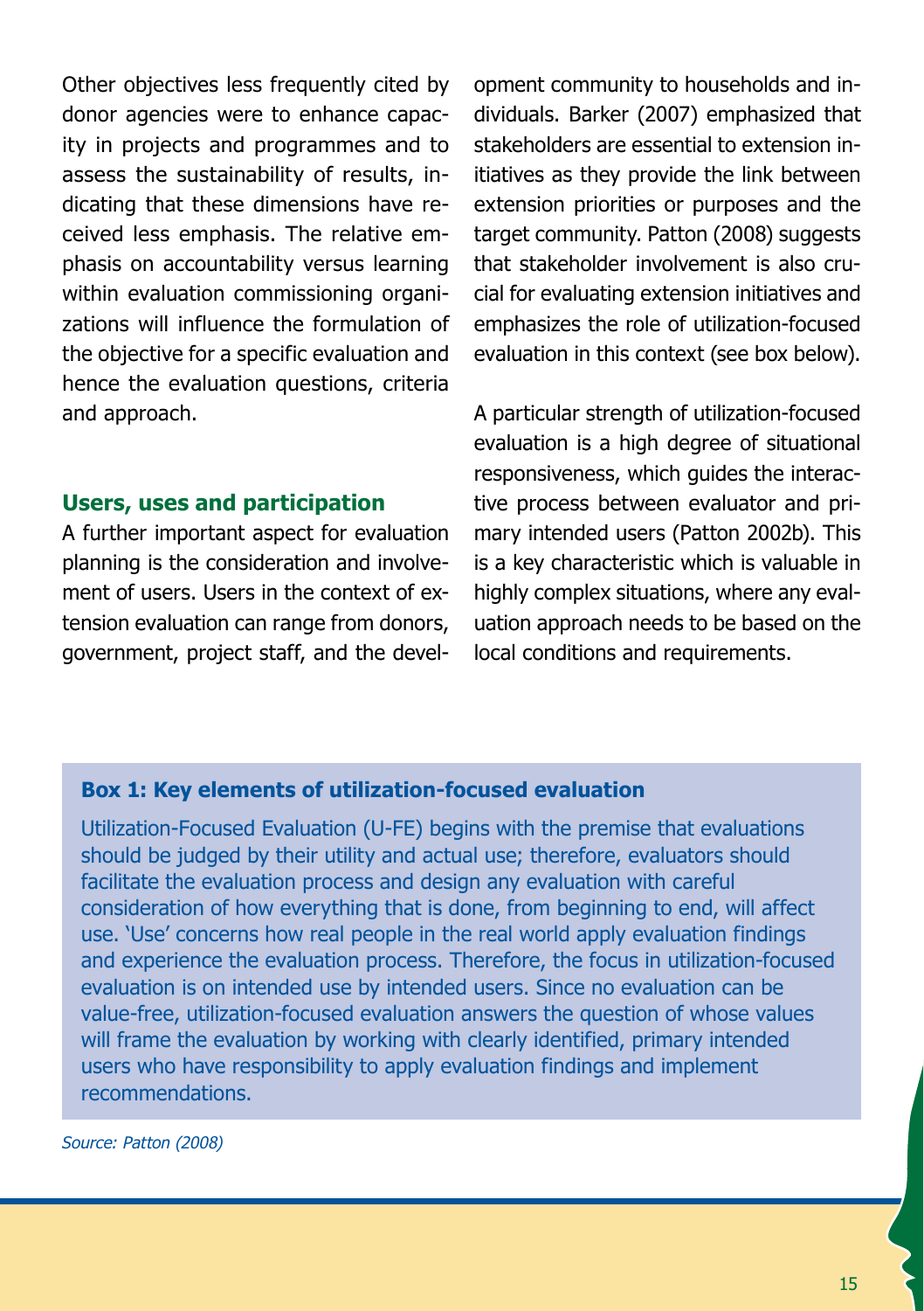Other objectives less frequently cited by donor agencies were to enhance capacity in projects and programmes and to assess the sustainability of results, indicating that these dimensions have received less emphasis. The relative emphasis on accountability versus learning within evaluation commissioning organizations will influence the formulation of the objective for a specific evaluation and hence the evaluation questions, criteria and approach.

### Users, uses and participation

A further important aspect for evaluation planning is the consideration and involvement of users. Users in the context of extension evaluation can range from donors, government, project staff, and the development community to households and individuals. Barker (2007) emphasized that stakeholders are essential to extension initiatives as they provide the link between extension priorities or purposes and the target community. Patton (2008) suggests that stakeholder involvement is also crucial for evaluating extension initiatives and emphasizes the role of utilization-focused evaluation in this context (see box below).

A particular strength of utilization-focused evaluation is a high degree of situational responsiveness, which guides the interactive process between evaluator and primary intended users (Patton 2002b). This is a key characteristic which is valuable in highly complex situations, where any evaluation approach needs to be based on the local conditions and requirements.

**Box 1: Key elements of utilization-focused evaluation**

Utilization-Focused Evaluation (U-FE) begins with the premise that evaluations should be judged by their utility and actual use; therefore, evaluators should facilitate the evaluation process and design any evaluation with careful consideration of how everything that is done, from beginning to end, will affect use. 'Use' concerns how real people in the real world apply evaluation findings and experience the evaluation process. Therefore, the focus in utilization-focused evaluation is on intended use by intended users. Since no evaluation can be value-free, utilization-focused evaluation answers the question of whose values will frame the evaluation by working with clearly identified, primary intended users who have responsibility to apply evaluation findings and implement recommendations.

*Source: Patton (2008)*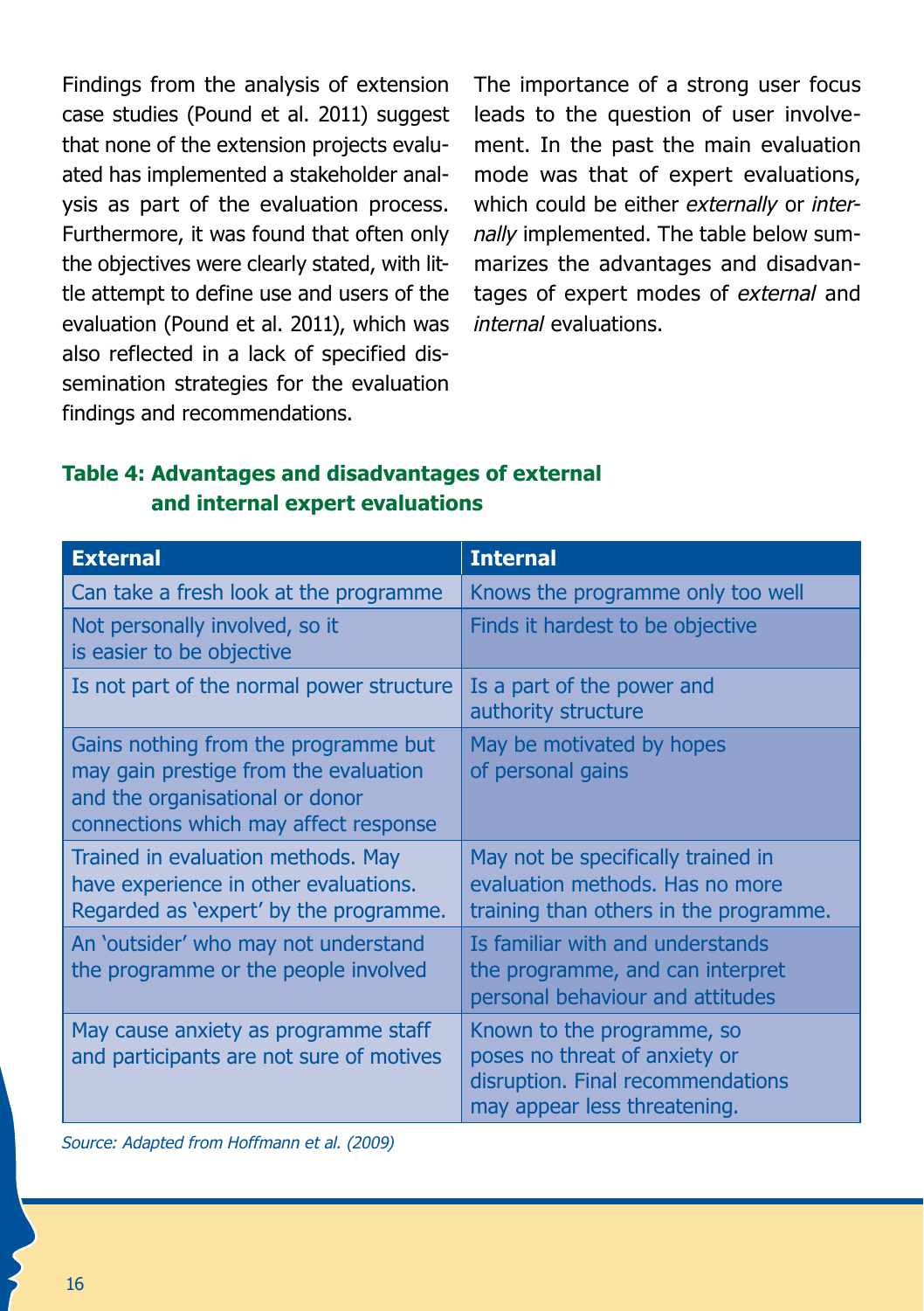Findings from the analysis of extension case studies (Pound et al. 2011) suggest that none of the extension projects evaluated has implemented a stakeholder analysis as part of the evaluation process. Furthermore, it was found that often only the objectives were clearly stated, with little attempt to define use and users of the evaluation (Pound et al. 2011), which was also reflected in a lack of specified dissemination strategies for the evaluation findings and recommendations.

The importance of a strong user focus leads to the question of user involvement. In the past the main evaluation mode was that of expert evaluations, which could be either *externally* or *internally* implemented. The table below summarizes the advantages and disadvantages of expert modes of *external* and *internal* evaluations.

**Table 4: Advantages and disadvantages of external and internal expert evaluations**

| External | Internal |
|---|---|
| Can take a fresh look at the programme | Knows the programme only too well |
| Not personally involved, so it is easier to be objective | Finds it hardest to be objective |
| Is not part of the normal power structure | Is a part of the power and authority structure |
| Gains nothing from the programme but may gain prestige from the evaluation and the organisational or donor connections which may affect response | May be motivated by hopes of personal gains |
| Trained in evaluation methods. May have experience in other evaluations. Regarded as 'expert' by the programme. | May not be specifically trained in evaluation methods. Has no more training than others in the programme. |
| An 'outsider' who may not understand the programme or the people involved | Is familiar with and understands the programme, and can interpret personal behaviour and attitudes |
| May cause anxiety as programme staff and participants are not sure of motives | Known to the programme, so poses no threat of anxiety or disruption. Final recommendations may appear less threatening. |

*Source: Adapted from Hoffmann et al. (2009)*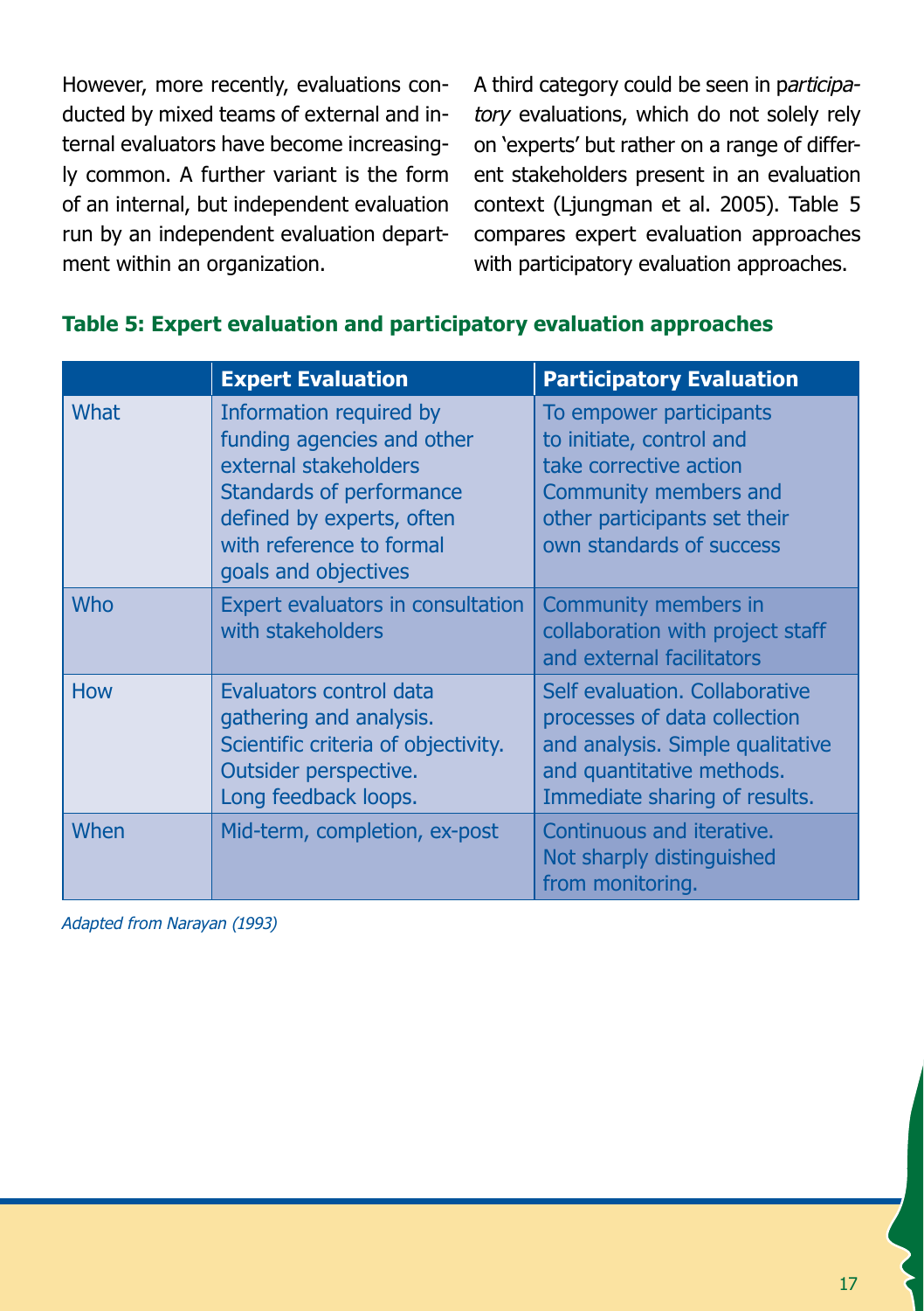However, more recently, evaluations conducted by mixed teams of external and internal evaluators have become increasingly common. A further variant is the form of an internal, but independent evaluation run by an independent evaluation department within an organization.

A third category could be seen in p*articipatory* evaluations, which do not solely rely on 'experts' but rather on a range of different stakeholders present in an evaluation context (Ljungman et al. 2005). Table 5 compares expert evaluation approaches with participatory evaluation approaches.

**Table 5: Expert evaluation and participatory evaluation approaches**

| | Expert Evaluation | Participatory Evaluation |
|---|---|---|
| What | Information required by funding agencies and other external stakeholders<br>Standards of performance defined by experts, often with reference to formal goals and objectives | To empower participants to initiate, control and take corrective action<br>Community members and other participants set their own standards of success |
| Who | Expert evaluators in consultation with stakeholders | Community members in collaboration with project staff and external facilitators |
| How | Evaluators control data gathering and analysis.<br>Scientific criteria of objectivity.<br>Outsider perspective.<br>Long feedback loops. | Self evaluation. Collaborative processes of data collection and analysis. Simple qualitative and quantitative methods.<br>Immediate sharing of results. |
| When | Mid-term, completion, ex-post | Continuous and iterative.<br>Not sharply distinguished from monitoring. |

*Adapted from Narayan (1993)*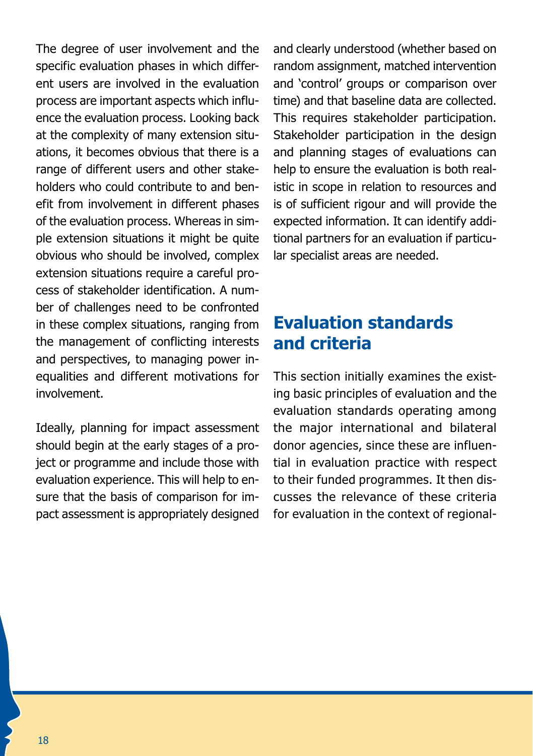The degree of user involvement and the specific evaluation phases in which different users are involved in the evaluation process are important aspects which influence the evaluation process. Looking back at the complexity of many extension situations, it becomes obvious that there is a range of different users and other stakeholders who could contribute to and benefit from involvement in different phases of the evaluation process. Whereas in simple extension situations it might be quite obvious who should be involved, complex extension situations require a careful process of stakeholder identification. A number of challenges need to be confronted in these complex situations, ranging from the management of conflicting interests and perspectives, to managing power inequalities and different motivations for involvement.

Ideally, planning for impact assessment should begin at the early stages of a project or programme and include those with evaluation experience. This will help to ensure that the basis of comparison for impact assessment is appropriately designed and clearly understood (whether based on random assignment, matched intervention and 'control' groups or comparison over time) and that baseline data are collected. This requires stakeholder participation. Stakeholder participation in the design and planning stages of evaluations can help to ensure the evaluation is both realistic in scope in relation to resources and is of sufficient rigour and will provide the expected information. It can identify additional partners for an evaluation if particular specialist areas are needed.

## Evaluation standards and criteria

This section initially examines the existing basic principles of evaluation and the evaluation standards operating among the major international and bilateral donor agencies, since these are influential in evaluation practice with respect to their funded programmes. It then discusses the relevance of these criteria for evaluation in the context of regional-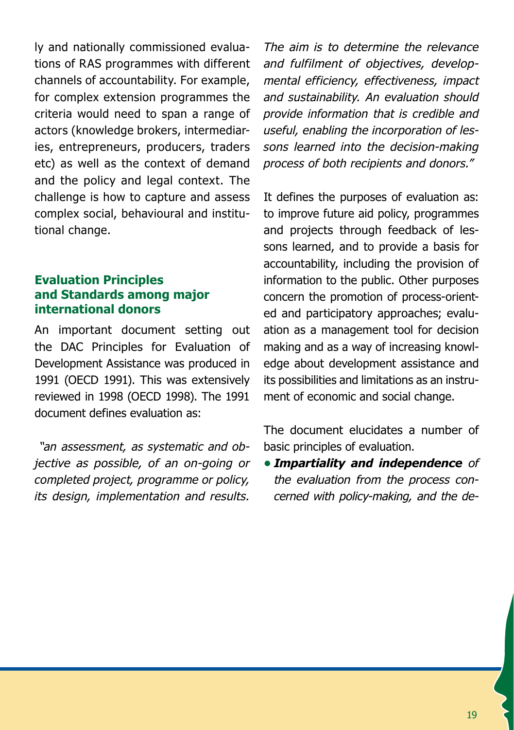ly and nationally commissioned evaluations of RAS programmes with different channels of accountability. For example, for complex extension programmes the criteria would need to span a range of actors (knowledge brokers, intermediaries, entrepreneurs, producers, traders etc) as well as the context of demand and the policy and legal context. The challenge is how to capture and assess complex social, behavioural and institutional change.

## Evaluation Principles and Standards among major international donors

An important document setting out the DAC Principles for Evaluation of Development Assistance was produced in 1991 (OECD 1991). This was extensively reviewed in 1998 (OECD 1998). The 1991 document defines evaluation as:

*"an assessment, as systematic and objective as possible, of an on-going or completed project, programme or policy, its design, implementation and results. The aim is to determine the relevance and fulfilment of objectives, developmental efficiency, effectiveness, impact and sustainability. An evaluation should provide information that is credible and useful, enabling the incorporation of lessons learned into the decision-making process of both recipients and donors."*

It defines the purposes of evaluation as: to improve future aid policy, programmes and projects through feedback of lessons learned, and to provide a basis for accountability, including the provision of information to the public. Other purposes concern the promotion of process-oriented and participatory approaches; evaluation as a management tool for decision making and as a way of increasing knowledge about development assistance and its possibilities and limitations as an instrument of economic and social change.

The document elucidates a number of basic principles of evaluation.

- ***Impartiality and independence*** *of the evaluation from the process concerned with policy-making, and the de-*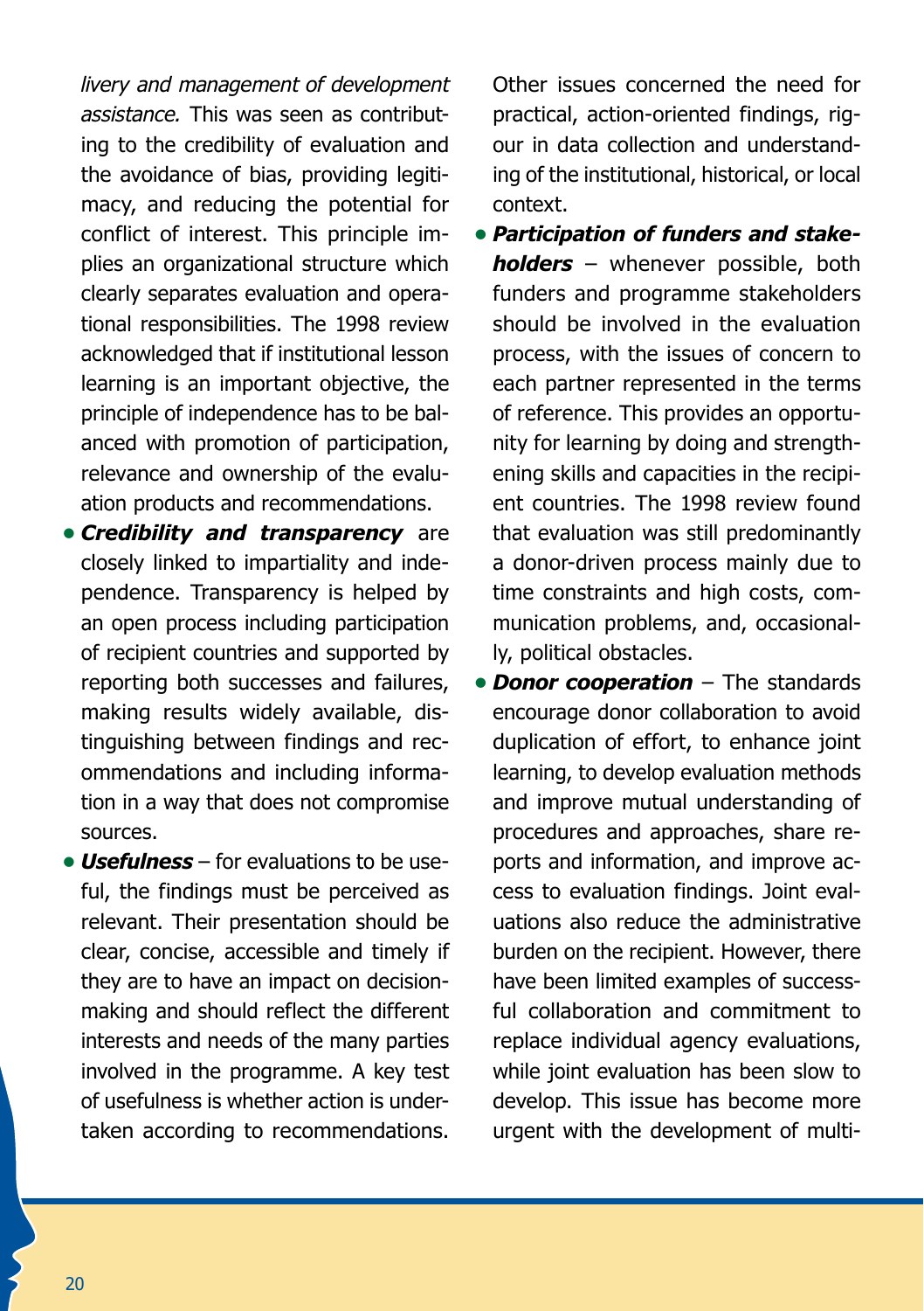*livery and management of development assistance.* This was seen as contributing to the credibility of evaluation and the avoidance of bias, providing legitimacy, and reducing the potential for conflict of interest. This principle implies an organizational structure which clearly separates evaluation and operational responsibilities. The 1998 review acknowledged that if institutional lesson learning is an important objective, the principle of independence has to be balanced with promotion of participation, relevance and ownership of the evaluation products and recommendations.

- ***Credibility and transparency*** are closely linked to impartiality and independence. Transparency is helped by an open process including participation of recipient countries and supported by reporting both successes and failures, making results widely available, distinguishing between findings and recommendations and including information in a way that does not compromise sources.
- ***Usefulness*** – for evaluations to be useful, the findings must be perceived as relevant. Their presentation should be clear, concise, accessible and timely if they are to have an impact on decision-making and should reflect the different interests and needs of the many parties involved in the programme. A key test of usefulness is whether action is undertaken according to recommendations. Other issues concerned the need for practical, action-oriented findings, rigour in data collection and understanding of the institutional, historical, or local context.
- ***Participation of funders and stakeholders*** – whenever possible, both funders and programme stakeholders should be involved in the evaluation process, with the issues of concern to each partner represented in the terms of reference. This provides an opportunity for learning by doing and strengthening skills and capacities in the recipient countries. The 1998 review found that evaluation was still predominantly a donor-driven process mainly due to time constraints and high costs, communication problems, and, occasionally, political obstacles.
- ***Donor cooperation*** – The standards encourage donor collaboration to avoid duplication of effort, to enhance joint learning, to develop evaluation methods and improve mutual understanding of procedures and approaches, share reports and information, and improve access to evaluation findings. Joint evaluations also reduce the administrative burden on the recipient. However, there have been limited examples of successful collaboration and commitment to replace individual agency evaluations, while joint evaluation has been slow to develop. This issue has become more urgent with the development of multi-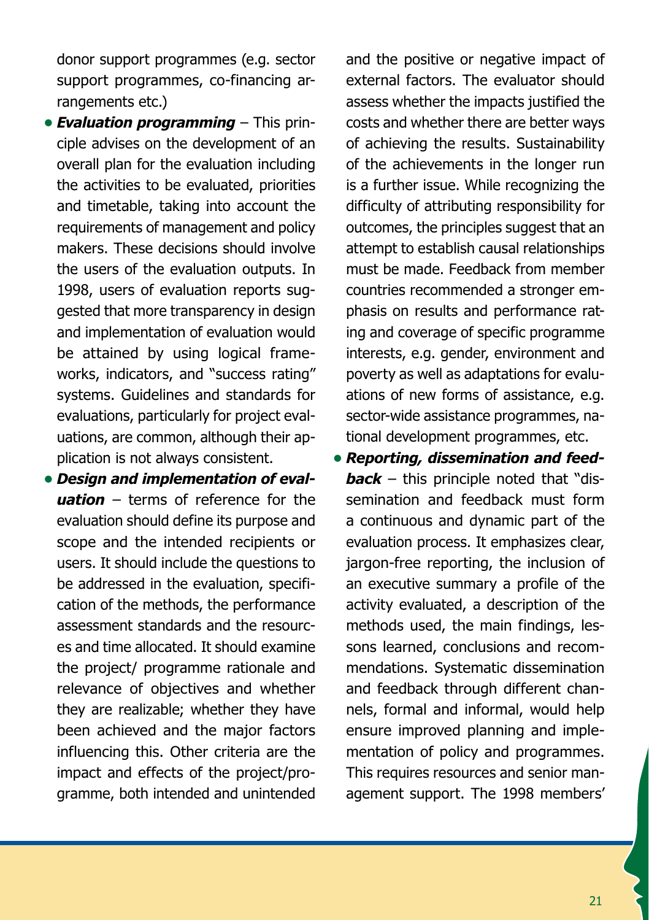donor support programmes (e.g. sector support programmes, co-financing arrangements etc.)

- ***Evaluation programming*** – This principle advises on the development of an overall plan for the evaluation including the activities to be evaluated, priorities and timetable, taking into account the requirements of management and policy makers. These decisions should involve the users of the evaluation outputs. In 1998, users of evaluation reports suggested that more transparency in design and implementation of evaluation would be attained by using logical frameworks, indicators, and "success rating" systems. Guidelines and standards for evaluations, particularly for project evaluations, are common, although their application is not always consistent.
- ***Design and implementation of evaluation*** – terms of reference for the evaluation should define its purpose and scope and the intended recipients or users. It should include the questions to be addressed in the evaluation, specification of the methods, the performance assessment standards and the resources and time allocated. It should examine the project/ programme rationale and relevance of objectives and whether they are realizable; whether they have been achieved and the major factors influencing this. Other criteria are the impact and effects of the project/programme, both intended and unintended and the positive or negative impact of external factors. The evaluator should assess whether the impacts justified the costs and whether there are better ways of achieving the results. Sustainability of the achievements in the longer run is a further issue. While recognizing the difficulty of attributing responsibility for outcomes, the principles suggest that an attempt to establish causal relationships must be made. Feedback from member countries recommended a stronger emphasis on results and performance rating and coverage of specific programme interests, e.g. gender, environment and poverty as well as adaptations for evaluations of new forms of assistance, e.g. sector-wide assistance programmes, national development programmes, etc.
- ***Reporting, dissemination and feedback*** – this principle noted that "dissemination and feedback must form a continuous and dynamic part of the evaluation process. It emphasizes clear, jargon-free reporting, the inclusion of an executive summary a profile of the activity evaluated, a description of the methods used, the main findings, lessons learned, conclusions and recommendations. Systematic dissemination and feedback through different channels, formal and informal, would help ensure improved planning and implementation of policy and programmes. This requires resources and senior management support. The 1998 members'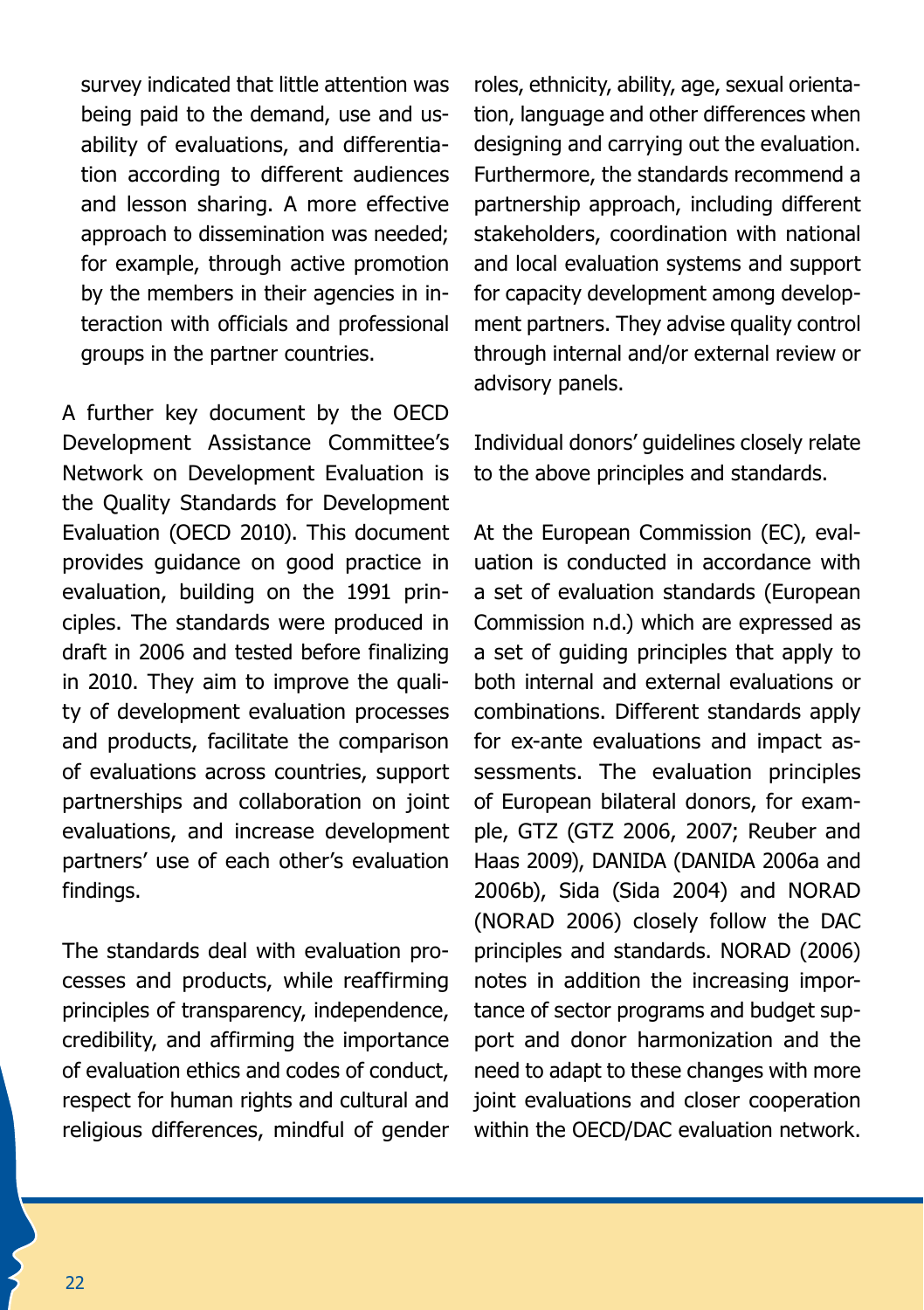survey indicated that little attention was being paid to the demand, use and usability of evaluations, and differentiation according to different audiences and lesson sharing. A more effective approach to dissemination was needed; for example, through active promotion by the members in their agencies in interaction with officials and professional groups in the partner countries.

A further key document by the OECD Development Assistance Committee's Network on Development Evaluation is the Quality Standards for Development Evaluation (OECD 2010). This document provides guidance on good practice in evaluation, building on the 1991 principles. The standards were produced in draft in 2006 and tested before finalizing in 2010. They aim to improve the quality of development evaluation processes and products, facilitate the comparison of evaluations across countries, support partnerships and collaboration on joint evaluations, and increase development partners' use of each other's evaluation findings.

The standards deal with evaluation processes and products, while reaffirming principles of transparency, independence, credibility, and affirming the importance of evaluation ethics and codes of conduct, respect for human rights and cultural and religious differences, mindful of gender roles, ethnicity, ability, age, sexual orientation, language and other differences when designing and carrying out the evaluation. Furthermore, the standards recommend a partnership approach, including different stakeholders, coordination with national and local evaluation systems and support for capacity development among development partners. They advise quality control through internal and/or external review or advisory panels.

Individual donors' guidelines closely relate to the above principles and standards.

At the European Commission (EC), evaluation is conducted in accordance with a set of evaluation standards (European Commission n.d.) which are expressed as a set of guiding principles that apply to both internal and external evaluations or combinations. Different standards apply for ex-ante evaluations and impact assessments. The evaluation principles of European bilateral donors, for example, GTZ (GTZ 2006, 2007; Reuber and Haas 2009), DANIDA (DANIDA 2006a and 2006b), Sida (Sida 2004) and NORAD (NORAD 2006) closely follow the DAC principles and standards. NORAD (2006) notes in addition the increasing importance of sector programs and budget support and donor harmonization and the need to adapt to these changes with more joint evaluations and closer cooperation within the OECD/DAC evaluation network.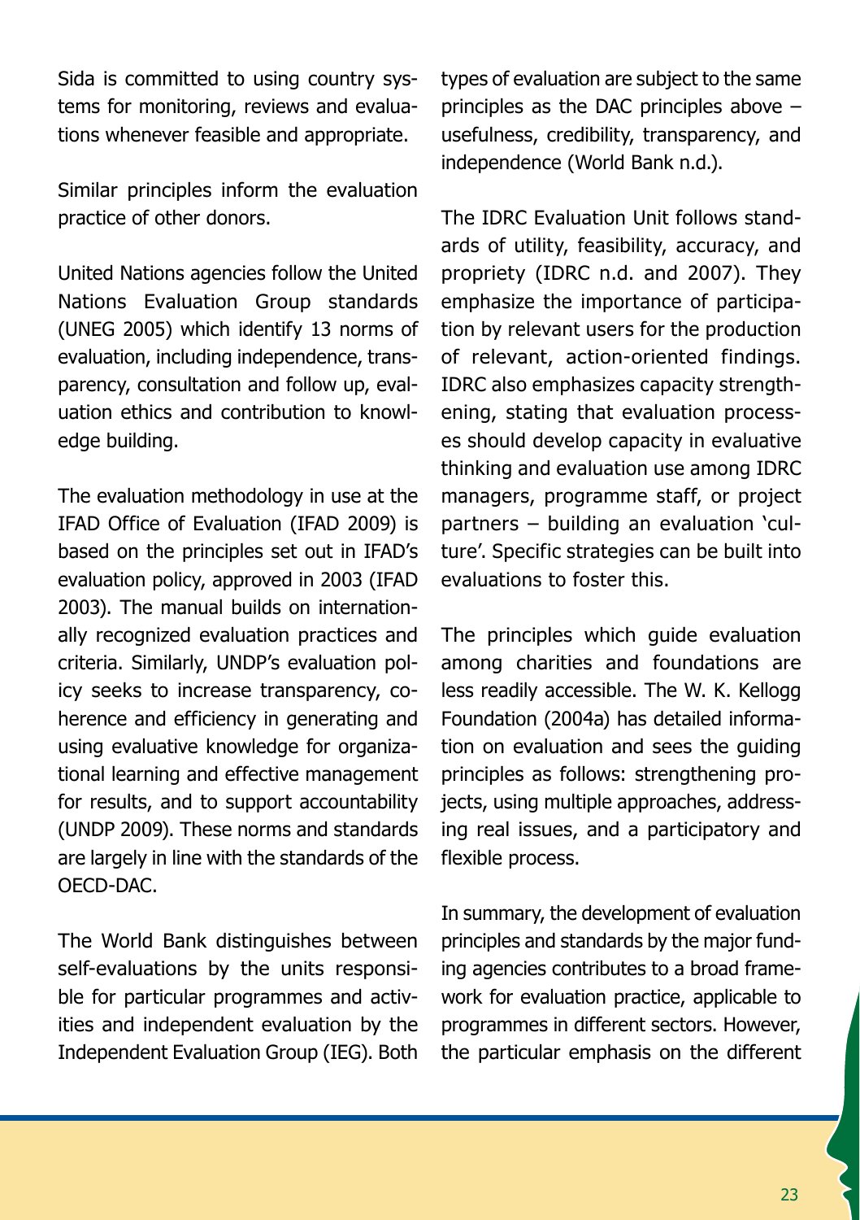Sida is committed to using country systems for monitoring, reviews and evaluations whenever feasible and appropriate.

Similar principles inform the evaluation practice of other donors.

United Nations agencies follow the United Nations Evaluation Group standards (UNEG 2005) which identify 13 norms of evaluation, including independence, transparency, consultation and follow up, evaluation ethics and contribution to knowledge building.

The evaluation methodology in use at the IFAD Office of Evaluation (IFAD 2009) is based on the principles set out in IFAD's evaluation policy, approved in 2003 (IFAD 2003). The manual builds on internationally recognized evaluation practices and criteria. Similarly, UNDP's evaluation policy seeks to increase transparency, coherence and efficiency in generating and using evaluative knowledge for organizational learning and effective management for results, and to support accountability (UNDP 2009). These norms and standards are largely in line with the standards of the OECD-DAC.

The World Bank distinguishes between self-evaluations by the units responsible for particular programmes and activities and independent evaluation by the Independent Evaluation Group (IEG). Both types of evaluation are subject to the same principles as the DAC principles above – usefulness, credibility, transparency, and independence (World Bank n.d.).

The IDRC Evaluation Unit follows standards of utility, feasibility, accuracy, and propriety (IDRC n.d. and 2007). They emphasize the importance of participation by relevant users for the production of relevant, action-oriented findings. IDRC also emphasizes capacity strengthening, stating that evaluation processes should develop capacity in evaluative thinking and evaluation use among IDRC managers, programme staff, or project partners – building an evaluation 'culture'. Specific strategies can be built into evaluations to foster this.

The principles which guide evaluation among charities and foundations are less readily accessible. The W. K. Kellogg Foundation (2004a) has detailed information on evaluation and sees the guiding principles as follows: strengthening projects, using multiple approaches, addressing real issues, and a participatory and flexible process.

In summary, the development of evaluation principles and standards by the major funding agencies contributes to a broad framework for evaluation practice, applicable to programmes in different sectors. However, the particular emphasis on the different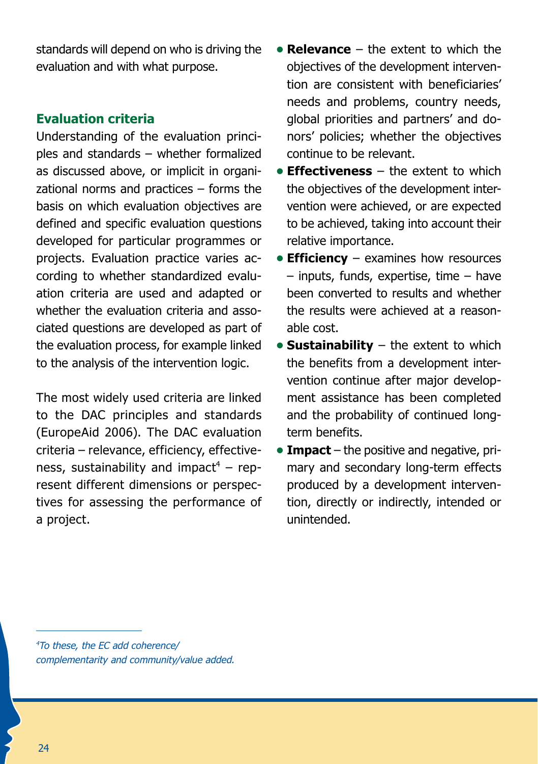standards will depend on who is driving the evaluation and with what purpose.

### Evaluation criteria

Understanding of the evaluation principles and standards – whether formalized as discussed above, or implicit in organizational norms and practices – forms the basis on which evaluation objectives are defined and specific evaluation questions developed for particular programmes or projects. Evaluation practice varies according to whether standardized evaluation criteria are used and adapted or whether the evaluation criteria and associated questions are developed as part of the evaluation process, for example linked to the analysis of the intervention logic.

The most widely used criteria are linked to the DAC principles and standards (EuropeAid 2006). The DAC evaluation criteria – relevance, efficiency, effectiveness, sustainability and impact[4] – represent different dimensions or perspectives for assessing the performance of a project.

- **Relevance** – the extent to which the objectives of the development intervention are consistent with beneficiaries' needs and problems, country needs, global priorities and partners' and donors' policies; whether the objectives continue to be relevant.
- **Effectiveness** – the extent to which the objectives of the development intervention were achieved, or are expected to be achieved, taking into account their relative importance.
- **Efficiency** – examines how resources – inputs, funds, expertise, time – have been converted to results and whether the results were achieved at a reasonable cost.
- **Sustainability** – the extent to which the benefits from a development intervention continue after major development assistance has been completed and the probability of continued long-term benefits.
- **Impact** – the positive and negative, primary and secondary long-term effects produced by a development intervention, directly or indirectly, intended or unintended.

*[4] To these, the EC add coherence/complementarity and community/value added.*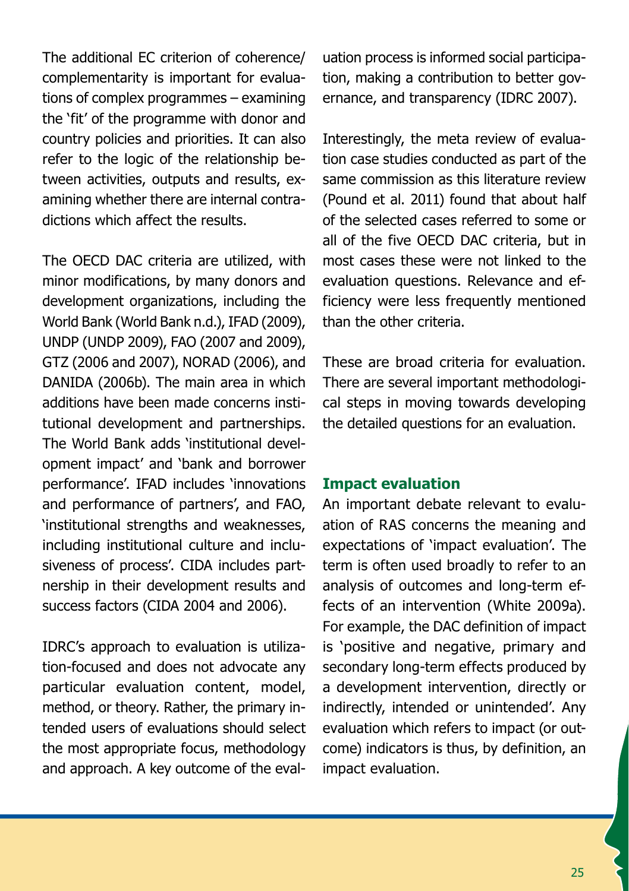The additional EC criterion of coherence/complementarity is important for evaluations of complex programmes – examining the 'fit' of the programme with donor and country policies and priorities. It can also refer to the logic of the relationship between activities, outputs and results, examining whether there are internal contradictions which affect the results.

The OECD DAC criteria are utilized, with minor modifications, by many donors and development organizations, including the World Bank (World Bank n.d.), IFAD (2009), UNDP (UNDP 2009), FAO (2007 and 2009), GTZ (2006 and 2007), NORAD (2006), and DANIDA (2006b). The main area in which additions have been made concerns institutional development and partnerships. The World Bank adds 'institutional development impact' and 'bank and borrower performance'. IFAD includes 'innovations and performance of partners', and FAO, 'institutional strengths and weaknesses, including institutional culture and inclusiveness of process'. CIDA includes partnership in their development results and success factors (CIDA 2004 and 2006).

IDRC's approach to evaluation is utilization-focused and does not advocate any particular evaluation content, model, method, or theory. Rather, the primary intended users of evaluations should select the most appropriate focus, methodology and approach. A key outcome of the evaluation process is informed social participation, making a contribution to better governance, and transparency (IDRC 2007).

Interestingly, the meta review of evaluation case studies conducted as part of the same commission as this literature review (Pound et al. 2011) found that about half of the selected cases referred to some or all of the five OECD DAC criteria, but in most cases these were not linked to the evaluation questions. Relevance and efficiency were less frequently mentioned than the other criteria.

These are broad criteria for evaluation. There are several important methodological steps in moving towards developing the detailed questions for an evaluation.

### Impact evaluation

An important debate relevant to evaluation of RAS concerns the meaning and expectations of 'impact evaluation'. The term is often used broadly to refer to an analysis of outcomes and long-term effects of an intervention (White 2009a). For example, the DAC definition of impact is 'positive and negative, primary and secondary long-term effects produced by a development intervention, directly or indirectly, intended or unintended'. Any evaluation which refers to impact (or outcome) indicators is thus, by definition, an impact evaluation.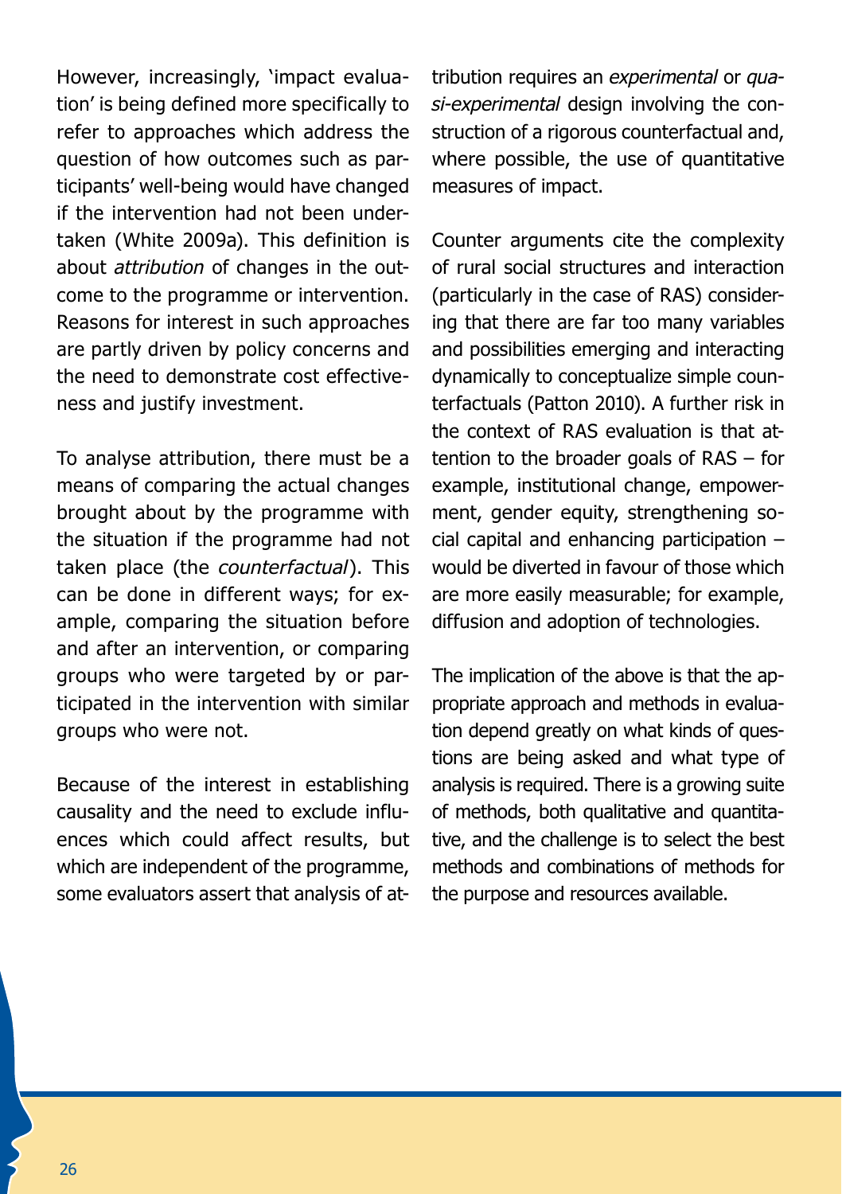However, increasingly, 'impact evaluation' is being defined more specifically to refer to approaches which address the question of how outcomes such as participants' well-being would have changed if the intervention had not been undertaken (White 2009a). This definition is about *attribution* of changes in the outcome to the programme or intervention. Reasons for interest in such approaches are partly driven by policy concerns and the need to demonstrate cost effectiveness and justify investment.

To analyse attribution, there must be a means of comparing the actual changes brought about by the programme with the situation if the programme had not taken place (the *counterfactual*). This can be done in different ways; for example, comparing the situation before and after an intervention, or comparing groups who were targeted by or participated in the intervention with similar groups who were not.

Because of the interest in establishing causality and the need to exclude influences which could affect results, but which are independent of the programme, some evaluators assert that analysis of attribution requires an *experimental* or *quasi-experimental* design involving the construction of a rigorous counterfactual and, where possible, the use of quantitative measures of impact.

Counter arguments cite the complexity of rural social structures and interaction (particularly in the case of RAS) considering that there are far too many variables and possibilities emerging and interacting dynamically to conceptualize simple counterfactuals (Patton 2010). A further risk in the context of RAS evaluation is that attention to the broader goals of RAS – for example, institutional change, empowerment, gender equity, strengthening social capital and enhancing participation – would be diverted in favour of those which are more easily measurable; for example, diffusion and adoption of technologies.

The implication of the above is that the appropriate approach and methods in evaluation depend greatly on what kinds of questions are being asked and what type of analysis is required. There is a growing suite of methods, both qualitative and quantitative, and the challenge is to select the best methods and combinations of methods for the purpose and resources available.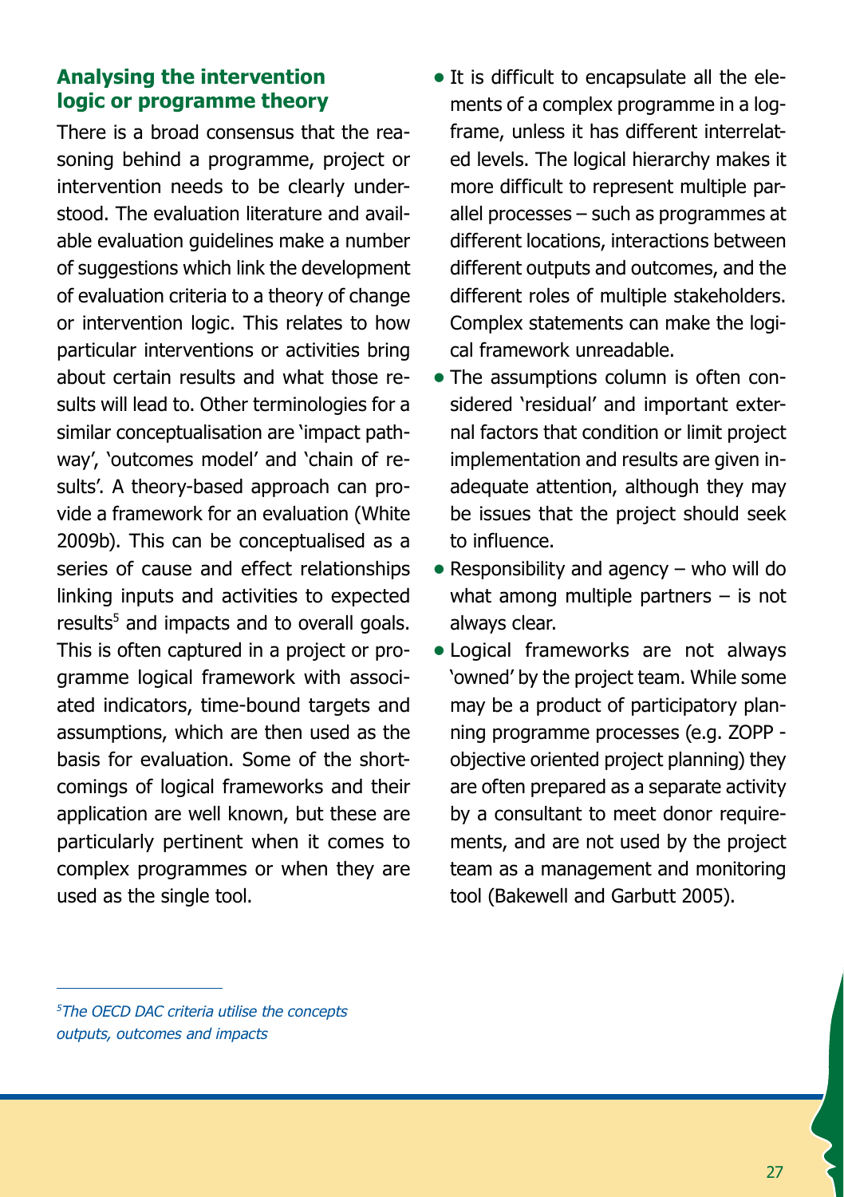## Analysing the intervention logic or programme theory

There is a broad consensus that the reasoning behind a programme, project or intervention needs to be clearly understood. The evaluation literature and available evaluation guidelines make a number of suggestions which link the development of evaluation criteria to a theory of change or intervention logic. This relates to how particular interventions or activities bring about certain results and what those results will lead to. Other terminologies for a similar conceptualisation are 'impact pathway', 'outcomes model' and 'chain of results'. A theory-based approach can provide a framework for an evaluation (White 2009b). This can be conceptualised as a series of cause and effect relationships linking inputs and activities to expected results[5] and impacts and to overall goals. This is often captured in a project or programme logical framework with associated indicators, time-bound targets and assumptions, which are then used as the basis for evaluation. Some of the shortcomings of logical frameworks and their application are well known, but these are particularly pertinent when it comes to complex programmes or when they are used as the single tool.

- It is difficult to encapsulate all the elements of a complex programme in a logframe, unless it has different interrelated levels. The logical hierarchy makes it more difficult to represent multiple parallel processes – such as programmes at different locations, interactions between different outputs and outcomes, and the different roles of multiple stakeholders. Complex statements can make the logical framework unreadable.
- The assumptions column is often considered 'residual' and important external factors that condition or limit project implementation and results are given inadequate attention, although they may be issues that the project should seek to influence.
- Responsibility and agency – who will do what among multiple partners – is not always clear.
- Logical frameworks are not always 'owned' by the project team. While some may be a product of participatory planning programme processes (e.g. ZOPP - objective oriented project planning) they are often prepared as a separate activity by a consultant to meet donor requirements, and are not used by the project team as a management and monitoring tool (Bakewell and Garbutt 2005).

*[5] The OECD DAC criteria utilise the concepts outputs, outcomes and impacts*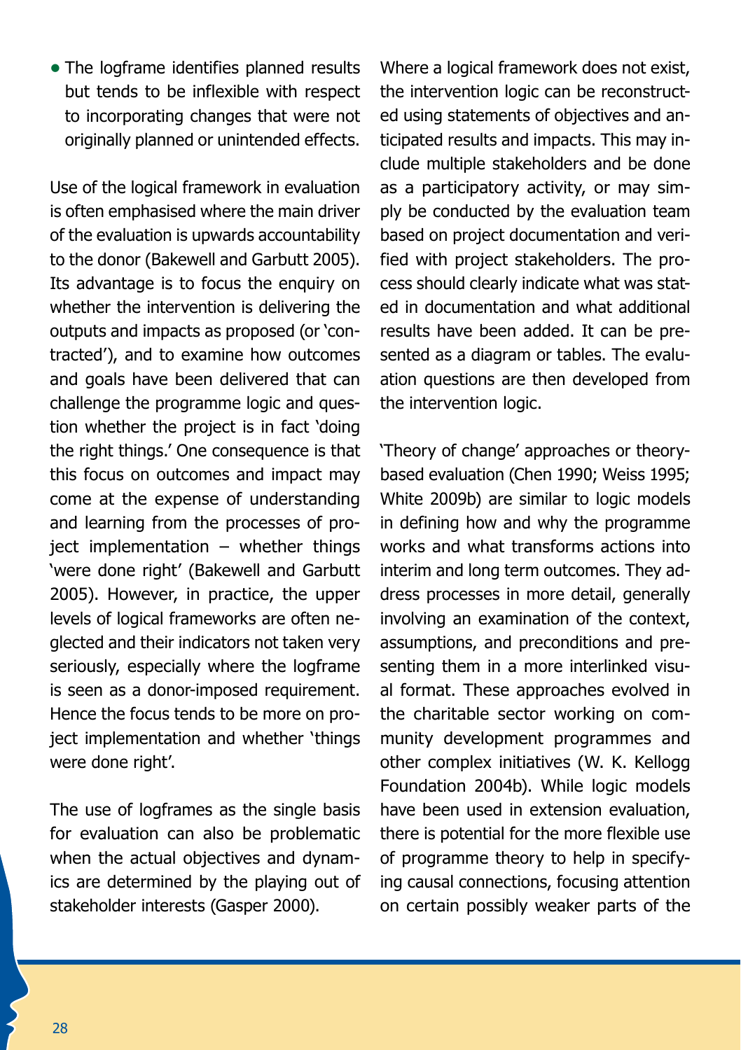- The logframe identifies planned results but tends to be inflexible with respect to incorporating changes that were not originally planned or unintended effects.

Use of the logical framework in evaluation is often emphasised where the main driver of the evaluation is upwards accountability to the donor (Bakewell and Garbutt 2005). Its advantage is to focus the enquiry on whether the intervention is delivering the outputs and impacts as proposed (or 'contracted'), and to examine how outcomes and goals have been delivered that can challenge the programme logic and question whether the project is in fact 'doing the right things.' One consequence is that this focus on outcomes and impact may come at the expense of understanding and learning from the processes of project implementation – whether things 'were done right' (Bakewell and Garbutt 2005). However, in practice, the upper levels of logical frameworks are often neglected and their indicators not taken very seriously, especially where the logframe is seen as a donor-imposed requirement. Hence the focus tends to be more on project implementation and whether 'things were done right'.

The use of logframes as the single basis for evaluation can also be problematic when the actual objectives and dynamics are determined by the playing out of stakeholder interests (Gasper 2000).

Where a logical framework does not exist, the intervention logic can be reconstructed using statements of objectives and anticipated results and impacts. This may include multiple stakeholders and be done as a participatory activity, or may simply be conducted by the evaluation team based on project documentation and verified with project stakeholders. The process should clearly indicate what was stated in documentation and what additional results have been added. It can be presented as a diagram or tables. The evaluation questions are then developed from the intervention logic.

'Theory of change' approaches or theory-based evaluation (Chen 1990; Weiss 1995; White 2009b) are similar to logic models in defining how and why the programme works and what transforms actions into interim and long term outcomes. They address processes in more detail, generally involving an examination of the context, assumptions, and preconditions and presenting them in a more interlinked visual format. These approaches evolved in the charitable sector working on community development programmes and other complex initiatives (W. K. Kellogg Foundation 2004b). While logic models have been used in extension evaluation, there is potential for the more flexible use of programme theory to help in specifying causal connections, focusing attention on certain possibly weaker parts of the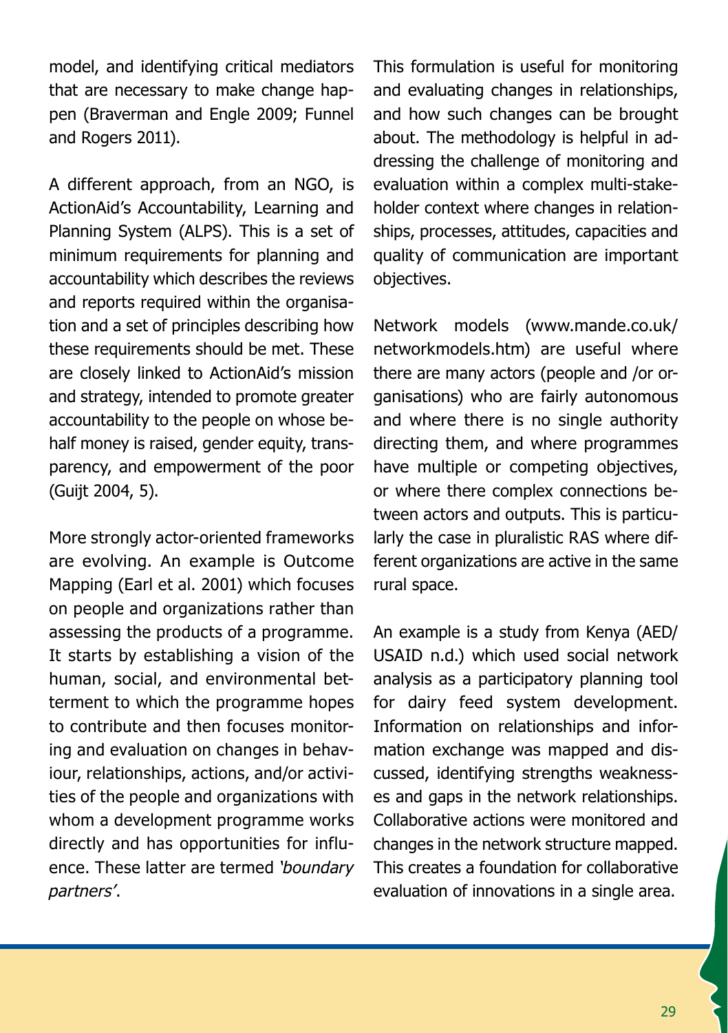model, and identifying critical mediators that are necessary to make change happen (Braverman and Engle 2009; Funnel and Rogers 2011).

A different approach, from an NGO, is ActionAid's Accountability, Learning and Planning System (ALPS). This is a set of minimum requirements for planning and accountability which describes the reviews and reports required within the organisation and a set of principles describing how these requirements should be met. These are closely linked to ActionAid's mission and strategy, intended to promote greater accountability to the people on whose behalf money is raised, gender equity, transparency, and empowerment of the poor (Guijt 2004, 5).

More strongly actor-oriented frameworks are evolving. An example is Outcome Mapping (Earl et al. 2001) which focuses on people and organizations rather than assessing the products of a programme. It starts by establishing a vision of the human, social, and environmental betterment to which the programme hopes to contribute and then focuses monitoring and evaluation on changes in behaviour, relationships, actions, and/or activities of the people and organizations with whom a development programme works directly and has opportunities for influence. These latter are termed *'boundary partners'*.

This formulation is useful for monitoring and evaluating changes in relationships, and how such changes can be brought about. The methodology is helpful in addressing the challenge of monitoring and evaluation within a complex multi-stakeholder context where changes in relationships, processes, attitudes, capacities and quality of communication are important objectives.

Network models (www.mande.co.uk/networkmodels.htm) are useful where there are many actors (people and /or organisations) who are fairly autonomous and where there is no single authority directing them, and where programmes have multiple or competing objectives, or where there complex connections between actors and outputs. This is particularly the case in pluralistic RAS where different organizations are active in the same rural space.

An example is a study from Kenya (AED/USAID n.d.) which used social network analysis as a participatory planning tool for dairy feed system development. Information on relationships and information exchange was mapped and discussed, identifying strengths weaknesses and gaps in the network relationships. Collaborative actions were monitored and changes in the network structure mapped. This creates a foundation for collaborative evaluation of innovations in a single area.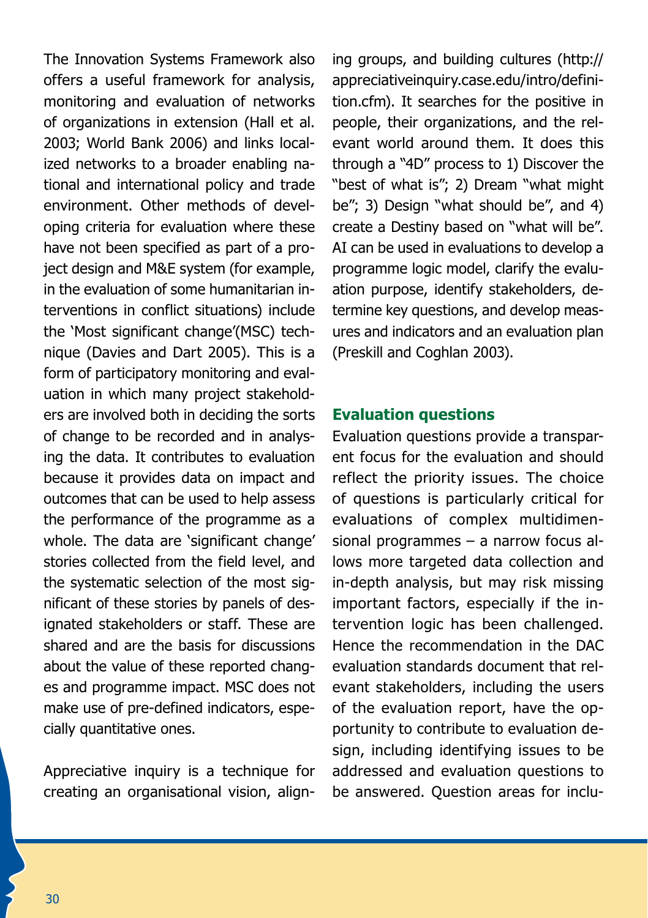The Innovation Systems Framework also offers a useful framework for analysis, monitoring and evaluation of networks of organizations in extension (Hall et al. 2003; World Bank 2006) and links localized networks to a broader enabling national and international policy and trade environment. Other methods of developing criteria for evaluation where these have not been specified as part of a project design and M&E system (for example, in the evaluation of some humanitarian interventions in conflict situations) include the 'Most significant change'(MSC) technique (Davies and Dart 2005). This is a form of participatory monitoring and evaluation in which many project stakeholders are involved both in deciding the sorts of change to be recorded and in analysing the data. It contributes to evaluation because it provides data on impact and outcomes that can be used to help assess the performance of the programme as a whole. The data are 'significant change' stories collected from the field level, and the systematic selection of the most significant of these stories by panels of designated stakeholders or staff. These are shared and are the basis for discussions about the value of these reported changes and programme impact. MSC does not make use of pre-defined indicators, especially quantitative ones.

Appreciative inquiry is a technique for creating an organisational vision, aligning groups, and building cultures (http://appreciativeinquiry.case.edu/intro/definition.cfm). It searches for the positive in people, their organizations, and the relevant world around them. It does this through a "4D" process to 1) Discover the "best of what is"; 2) Dream "what might be"; 3) Design "what should be", and 4) create a Destiny based on "what will be". AI can be used in evaluations to develop a programme logic model, clarify the evaluation purpose, identify stakeholders, determine key questions, and develop measures and indicators and an evaluation plan (Preskill and Coghlan 2003).

### Evaluation questions

Evaluation questions provide a transparent focus for the evaluation and should reflect the priority issues. The choice of questions is particularly critical for evaluations of complex multidimensional programmes – a narrow focus allows more targeted data collection and in-depth analysis, but may risk missing important factors, especially if the intervention logic has been challenged. Hence the recommendation in the DAC evaluation standards document that relevant stakeholders, including the users of the evaluation report, have the opportunity to contribute to evaluation design, including identifying issues to be addressed and evaluation questions to be answered. Question areas for inclu-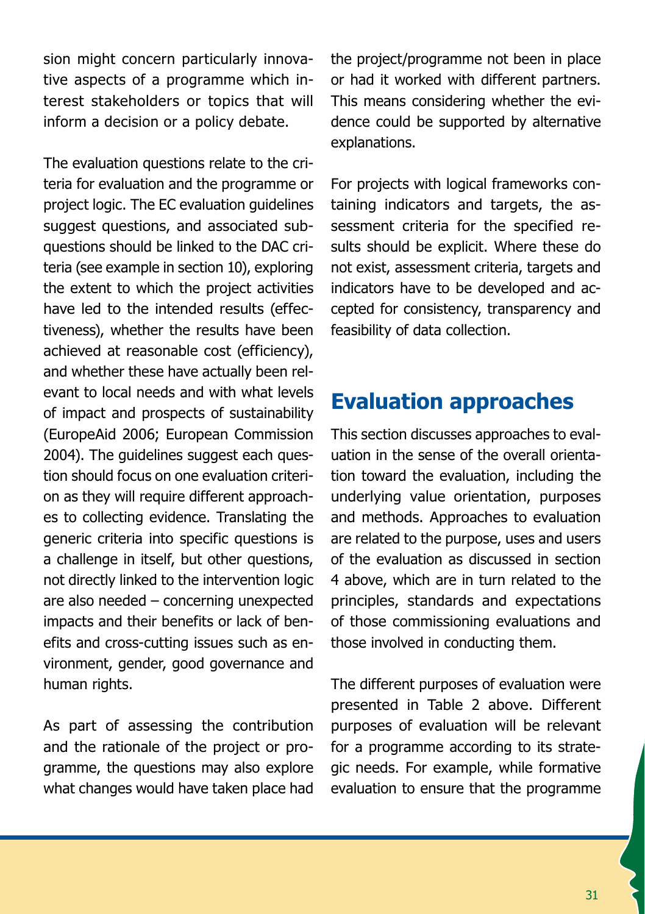sion might concern particularly innovative aspects of a programme which interest stakeholders or topics that will inform a decision or a policy debate.

The evaluation questions relate to the criteria for evaluation and the programme or project logic. The EC evaluation guidelines suggest questions, and associated subquestions should be linked to the DAC criteria (see example in section 10), exploring the extent to which the project activities have led to the intended results (effectiveness), whether the results have been achieved at reasonable cost (efficiency), and whether these have actually been relevant to local needs and with what levels of impact and prospects of sustainability (EuropeAid 2006; European Commission 2004). The guidelines suggest each question should focus on one evaluation criterion as they will require different approaches to collecting evidence. Translating the generic criteria into specific questions is a challenge in itself, but other questions, not directly linked to the intervention logic are also needed – concerning unexpected impacts and their benefits or lack of benefits and cross-cutting issues such as environment, gender, good governance and human rights.

As part of assessing the contribution and the rationale of the project or programme, the questions may also explore what changes would have taken place had the project/programme not been in place or had it worked with different partners. This means considering whether the evidence could be supported by alternative explanations.

For projects with logical frameworks containing indicators and targets, the assessment criteria for the specified results should be explicit. Where these do not exist, assessment criteria, targets and indicators have to be developed and accepted for consistency, transparency and feasibility of data collection.

## Evaluation approaches

This section discusses approaches to evaluation in the sense of the overall orientation toward the evaluation, including the underlying value orientation, purposes and methods. Approaches to evaluation are related to the purpose, uses and users of the evaluation as discussed in section 4 above, which are in turn related to the principles, standards and expectations of those commissioning evaluations and those involved in conducting them.

The different purposes of evaluation were presented in Table 2 above. Different purposes of evaluation will be relevant for a programme according to its strategic needs. For example, while formative evaluation to ensure that the programme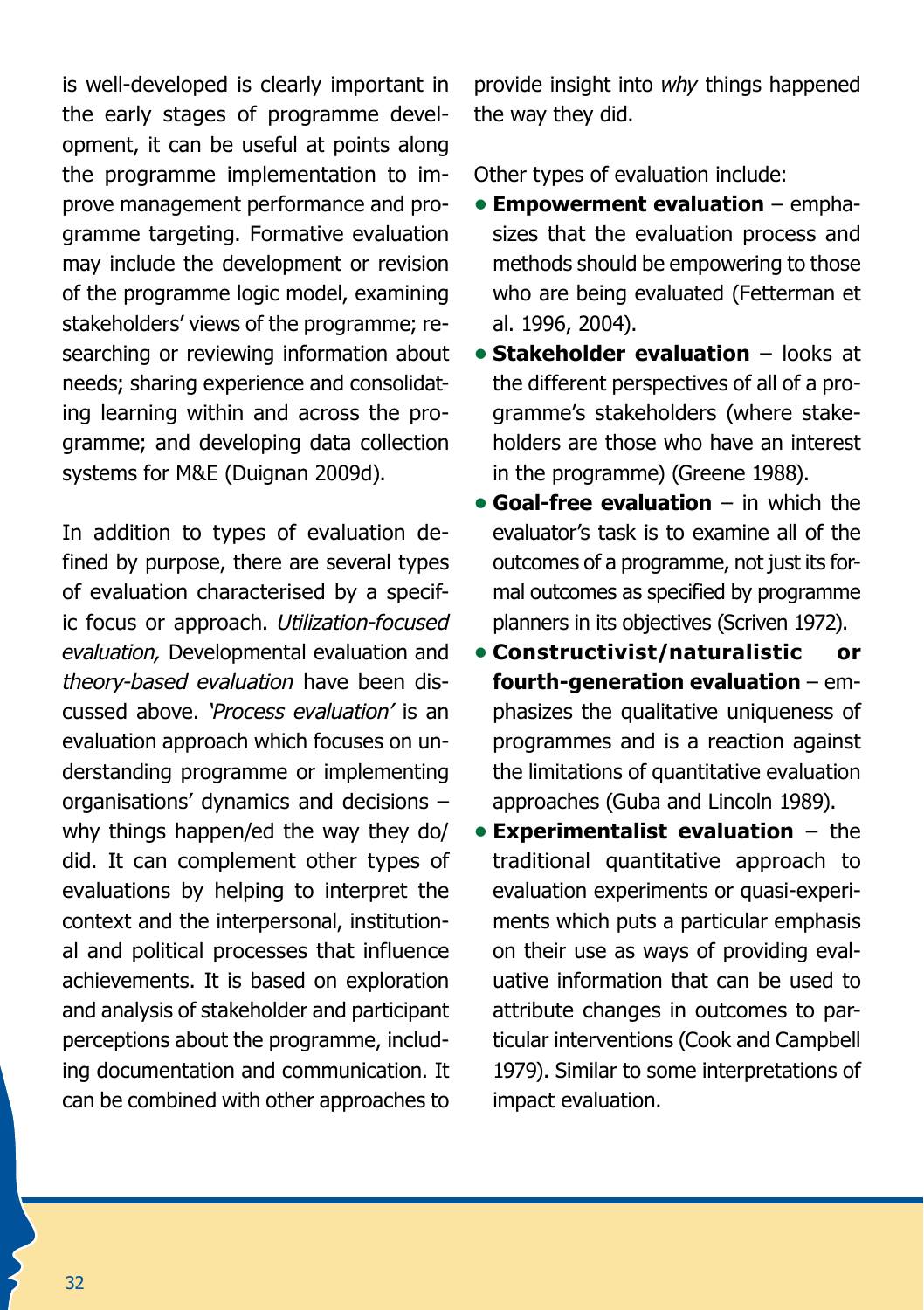is well-developed is clearly important in the early stages of programme development, it can be useful at points along the programme implementation to improve management performance and programme targeting. Formative evaluation may include the development or revision of the programme logic model, examining stakeholders' views of the programme; researching or reviewing information about needs; sharing experience and consolidating learning within and across the programme; and developing data collection systems for M&E (Duignan 2009d).

In addition to types of evaluation defined by purpose, there are several types of evaluation characterised by a specific focus or approach. *Utilization-focused evaluation,* Developmental evaluation and *theory-based evaluation* have been discussed above. *'Process evaluation'* is an evaluation approach which focuses on understanding programme or implementing organisations' dynamics and decisions – why things happen/ed the way they do/did. It can complement other types of evaluations by helping to interpret the context and the interpersonal, institutional and political processes that influence achievements. It is based on exploration and analysis of stakeholder and participant perceptions about the programme, including documentation and communication. It can be combined with other approaches to provide insight into *why* things happened the way they did.

Other types of evaluation include:

- **Empowerment evaluation** – emphasizes that the evaluation process and methods should be empowering to those who are being evaluated (Fetterman et al. 1996, 2004).
- **Stakeholder evaluation** – looks at the different perspectives of all of a programme's stakeholders (where stakeholders are those who have an interest in the programme) (Greene 1988).
- **Goal-free evaluation** – in which the evaluator's task is to examine all of the outcomes of a programme, not just its formal outcomes as specified by programme planners in its objectives (Scriven 1972).
- **Constructivist/naturalistic or fourth-generation evaluation** – emphasizes the qualitative uniqueness of programmes and is a reaction against the limitations of quantitative evaluation approaches (Guba and Lincoln 1989).
- **Experimentalist evaluation** – the traditional quantitative approach to evaluation experiments or quasi-experiments which puts a particular emphasis on their use as ways of providing evaluative information that can be used to attribute changes in outcomes to particular interventions (Cook and Campbell 1979). Similar to some interpretations of impact evaluation.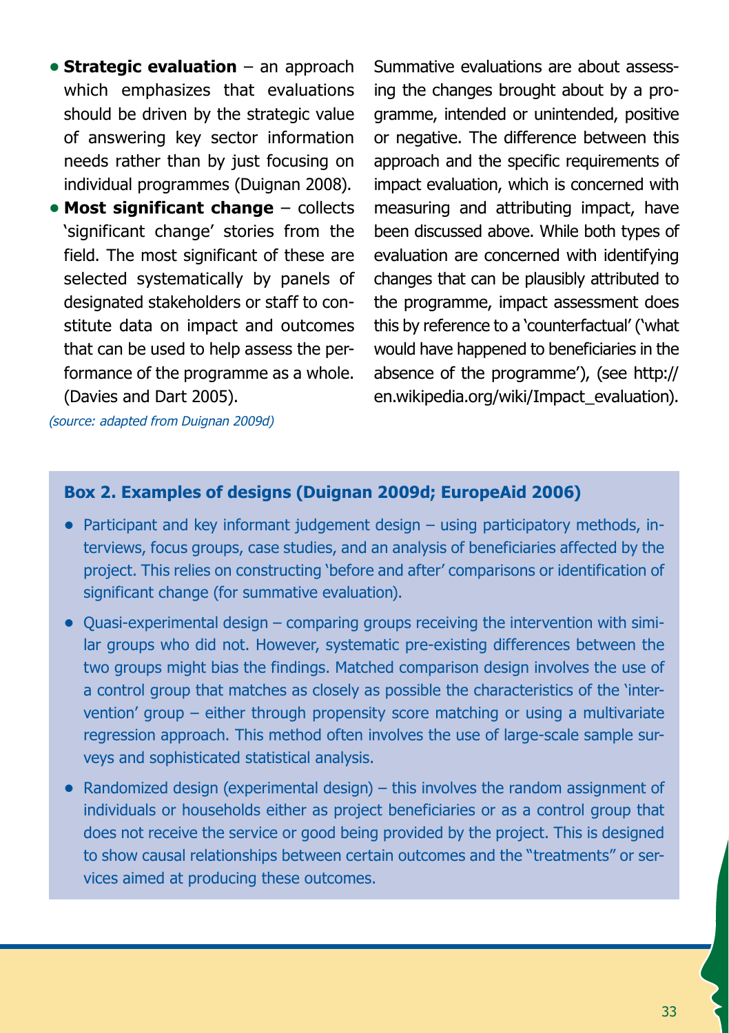- **Strategic evaluation** – an approach which emphasizes that evaluations should be driven by the strategic value of answering key sector information needs rather than by just focusing on individual programmes (Duignan 2008).
- **Most significant change** – collects 'significant change' stories from the field. The most significant of these are selected systematically by panels of designated stakeholders or staff to constitute data on impact and outcomes that can be used to help assess the performance of the programme as a whole. (Davies and Dart 2005).

*(source: adapted from Duignan 2009d)*

Summative evaluations are about assessing the changes brought about by a programme, intended or unintended, positive or negative. The difference between this approach and the specific requirements of impact evaluation, which is concerned with measuring and attributing impact, have been discussed above. While both types of evaluation are concerned with identifying changes that can be plausibly attributed to the programme, impact assessment does this by reference to a 'counterfactual' ('what would have happened to beneficiaries in the absence of the programme'), (see http://en.wikipedia.org/wiki/Impact_evaluation).

**Box 2. Examples of designs (Duignan 2009d; EuropeAid 2006)**

- Participant and key informant judgement design – using participatory methods, interviews, focus groups, case studies, and an analysis of beneficiaries affected by the project. This relies on constructing 'before and after' comparisons or identification of significant change (for summative evaluation).
- Quasi-experimental design – comparing groups receiving the intervention with similar groups who did not. However, systematic pre-existing differences between the two groups might bias the findings. Matched comparison design involves the use of a control group that matches as closely as possible the characteristics of the 'intervention' group – either through propensity score matching or using a multivariate regression approach. This method often involves the use of large-scale sample surveys and sophisticated statistical analysis.
- Randomized design (experimental design) – this involves the random assignment of individuals or households either as project beneficiaries or as a control group that does not receive the service or good being provided by the project. This is designed to show causal relationships between certain outcomes and the "treatments" or services aimed at producing these outcomes.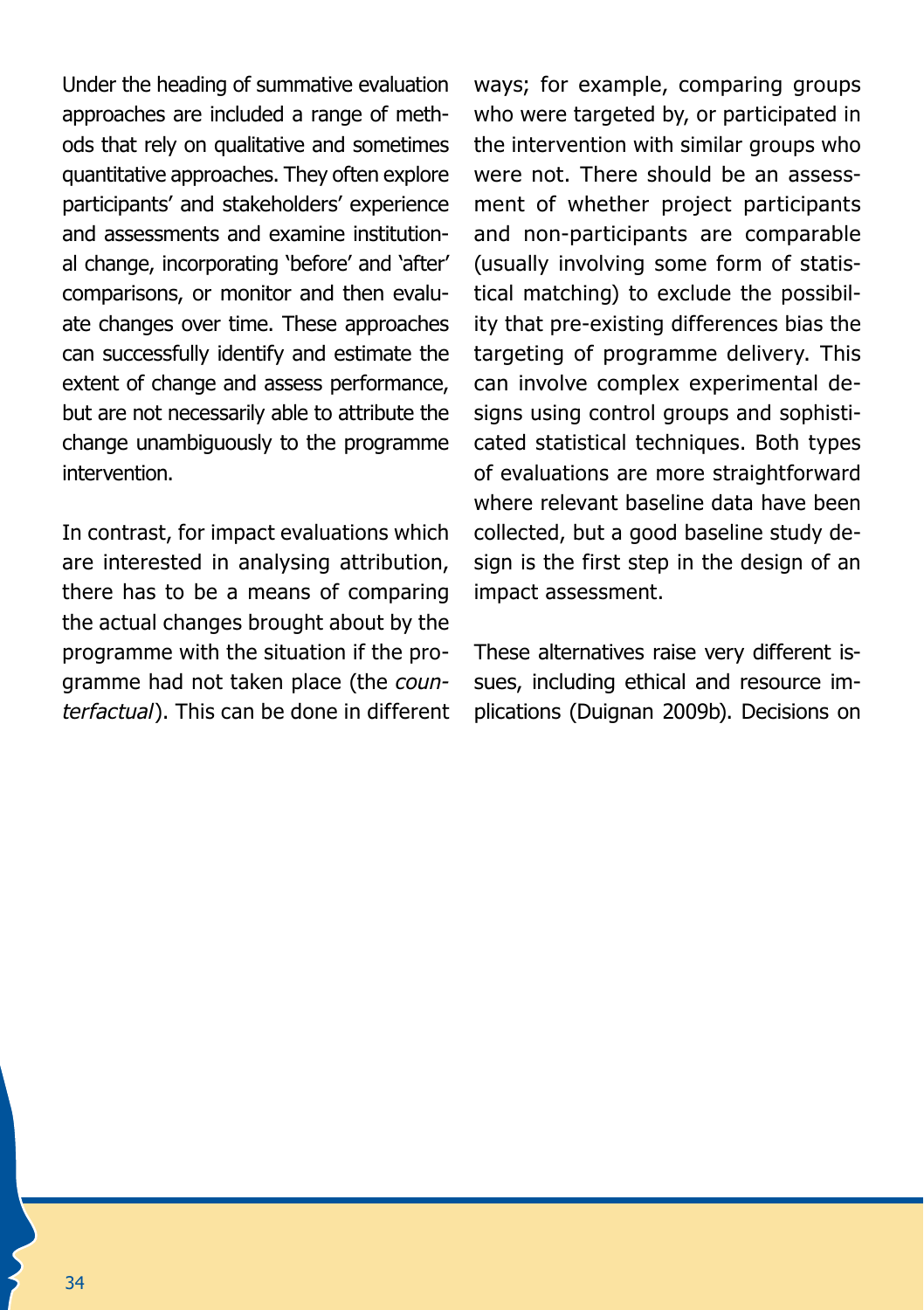Under the heading of summative evaluation approaches are included a range of methods that rely on qualitative and sometimes quantitative approaches. They often explore participants' and stakeholders' experience and assessments and examine institutional change, incorporating 'before' and 'after' comparisons, or monitor and then evaluate changes over time. These approaches can successfully identify and estimate the extent of change and assess performance, but are not necessarily able to attribute the change unambiguously to the programme intervention.

In contrast, for impact evaluations which are interested in analysing attribution, there has to be a means of comparing the actual changes brought about by the programme with the situation if the programme had not taken place (the *counterfactual*). This can be done in different ways; for example, comparing groups who were targeted by, or participated in the intervention with similar groups who were not. There should be an assessment of whether project participants and non-participants are comparable (usually involving some form of statistical matching) to exclude the possibility that pre-existing differences bias the targeting of programme delivery. This can involve complex experimental designs using control groups and sophisticated statistical techniques. Both types of evaluations are more straightforward where relevant baseline data have been collected, but a good baseline study design is the first step in the design of an impact assessment.

These alternatives raise very different issues, including ethical and resource implications (Duignan 2009b). Decisions on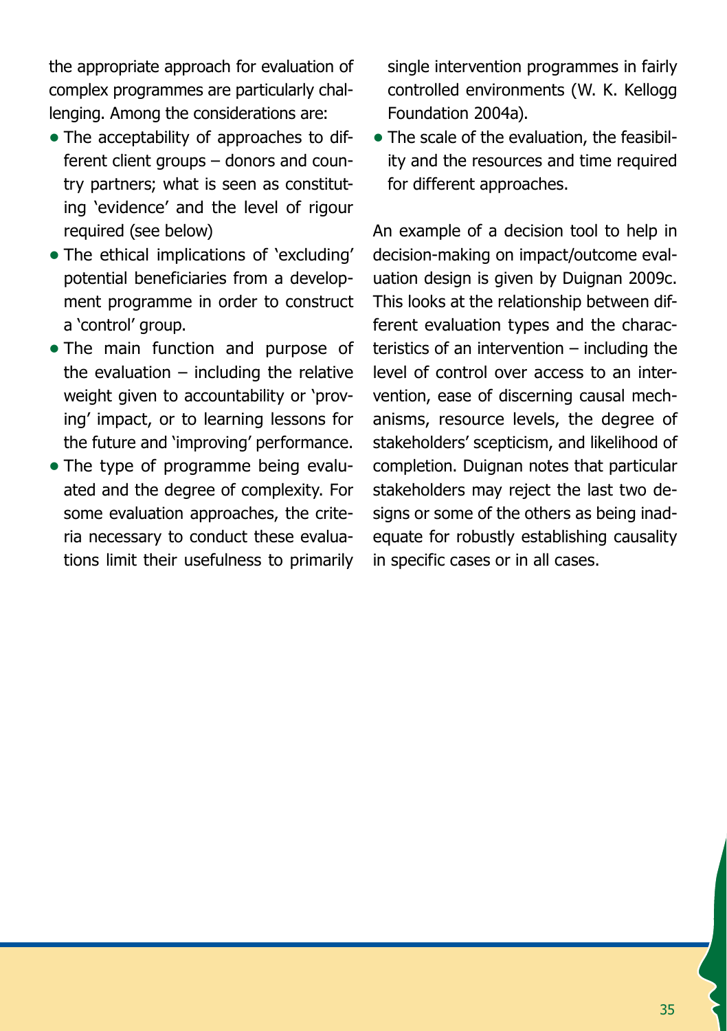the appropriate approach for evaluation of complex programmes are particularly challenging. Among the considerations are:

- The acceptability of approaches to different client groups – donors and country partners; what is seen as constituting 'evidence' and the level of rigour required (see below)
- The ethical implications of 'excluding' potential beneficiaries from a development programme in order to construct a 'control' group.
- The main function and purpose of the evaluation – including the relative weight given to accountability or 'proving' impact, or to learning lessons for the future and 'improving' performance.
- The type of programme being evaluated and the degree of complexity. For some evaluation approaches, the criteria necessary to conduct these evaluations limit their usefulness to primarily single intervention programmes in fairly controlled environments (W. K. Kellogg Foundation 2004a).
- The scale of the evaluation, the feasibility and the resources and time required for different approaches.

An example of a decision tool to help in decision-making on impact/outcome evaluation design is given by Duignan 2009c. This looks at the relationship between different evaluation types and the characteristics of an intervention – including the level of control over access to an intervention, ease of discerning causal mechanisms, resource levels, the degree of stakeholders' scepticism, and likelihood of completion. Duignan notes that particular stakeholders may reject the last two designs or some of the others as being inadequate for robustly establishing causality in specific cases or in all cases.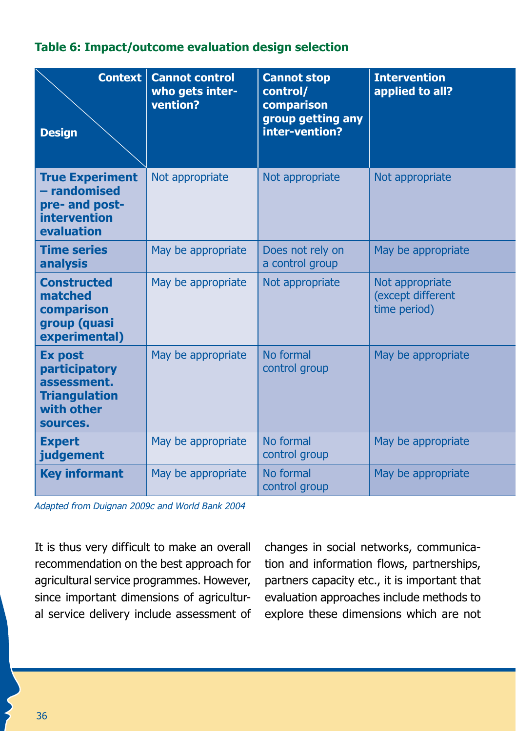**Table 6: Impact/outcome evaluation design selection**

| Design \ Context | Cannot control who gets intervention? | Cannot stop control/ comparison group getting any inter-vention? | Intervention applied to all? |
|---|---|---|---|
| **True Experiment – randomised pre- and post-intervention evaluation** | Not appropriate | Not appropriate | Not appropriate |
| **Time series analysis** | May be appropriate | Does not rely on a control group | May be appropriate |
| **Constructed matched comparison group (quasi experimental)** | May be appropriate | Not appropriate | Not appropriate (except different time period) |
| **Ex post participatory assessment. Triangulation with other sources.** | May be appropriate | No formal control group | May be appropriate |
| **Expert judgement** | May be appropriate | No formal control group | May be appropriate |
| **Key informant** | May be appropriate | No formal control group | May be appropriate |

*Adapted from Duignan 2009c and World Bank 2004*

It is thus very difficult to make an overall recommendation on the best approach for agricultural service programmes. However, since important dimensions of agricultural service delivery include assessment of changes in social networks, communication and information flows, partnerships, partners capacity etc., it is important that evaluation approaches include methods to explore these dimensions which are not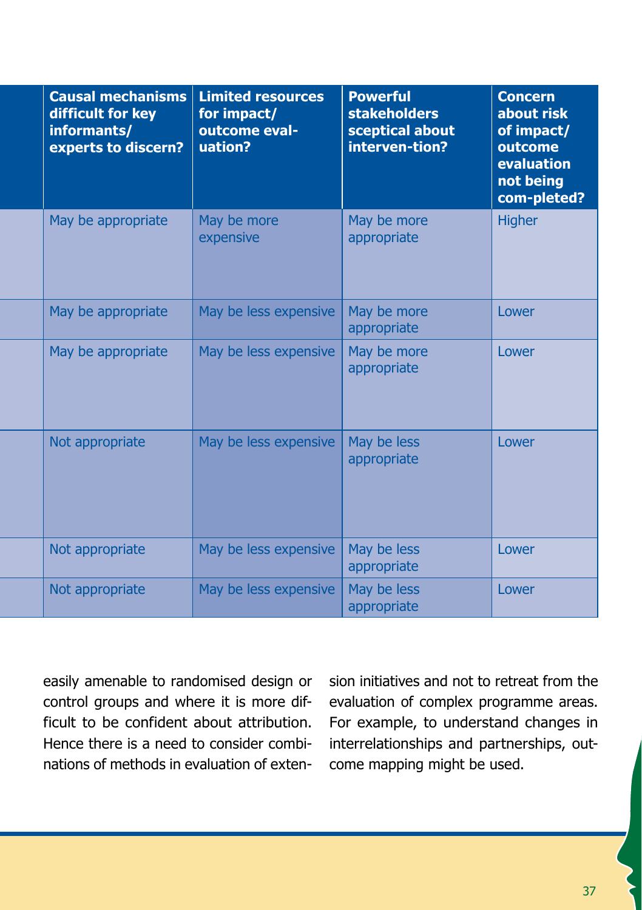| | Causal mechanisms difficult for key informants/ experts to discern? | Limited resources for impact/ outcome evaluation? | Powerful stakeholders sceptical about interven-tion? | Concern about risk of impact/ outcome evaluation not being com-pleted? |
|---|---|---|---|---|
| | May be appropriate | May be more expensive | May be more appropriate | Higher |
| | May be appropriate | May be less expensive | May be more appropriate | Lower |
| | May be appropriate | May be less expensive | May be more appropriate | Lower |
| | Not appropriate | May be less expensive | May be less appropriate | Lower |
| | Not appropriate | May be less expensive | May be less appropriate | Lower |
| | Not appropriate | May be less expensive | May be less appropriate | Lower |

easily amenable to randomised design or control groups and where it is more difficult to be confident about attribution. Hence there is a need to consider combinations of methods in evaluation of extension initiatives and not to retreat from the evaluation of complex programme areas. For example, to understand changes in interrelationships and partnerships, outcome mapping might be used.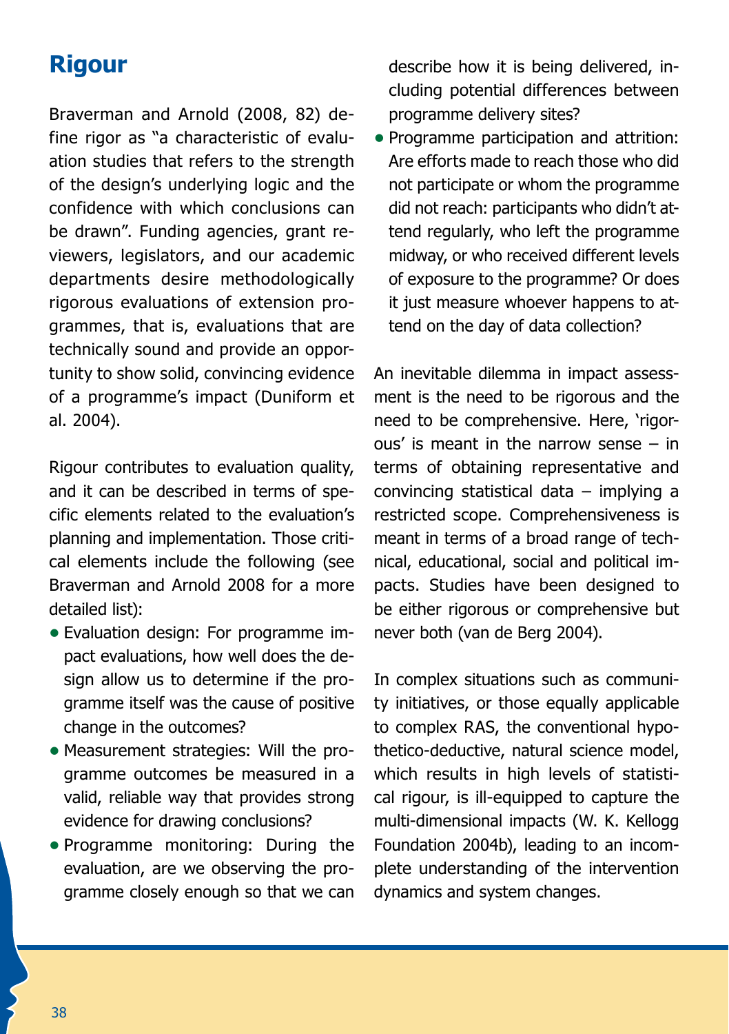## Rigour

Braverman and Arnold (2008, 82) define rigor as "a characteristic of evaluation studies that refers to the strength of the design's underlying logic and the confidence with which conclusions can be drawn". Funding agencies, grant reviewers, legislators, and our academic departments desire methodologically rigorous evaluations of extension programmes, that is, evaluations that are technically sound and provide an opportunity to show solid, convincing evidence of a programme's impact (Duniform et al. 2004).

Rigour contributes to evaluation quality, and it can be described in terms of specific elements related to the evaluation's planning and implementation. Those critical elements include the following (see Braverman and Arnold 2008 for a more detailed list):

- Evaluation design: For programme impact evaluations, how well does the design allow us to determine if the programme itself was the cause of positive change in the outcomes?
- Measurement strategies: Will the programme outcomes be measured in a valid, reliable way that provides strong evidence for drawing conclusions?
- Programme monitoring: During the evaluation, are we observing the programme closely enough so that we can describe how it is being delivered, including potential differences between programme delivery sites?
- Programme participation and attrition: Are efforts made to reach those who did not participate or whom the programme did not reach: participants who didn't attend regularly, who left the programme midway, or who received different levels of exposure to the programme? Or does it just measure whoever happens to attend on the day of data collection?

An inevitable dilemma in impact assessment is the need to be rigorous and the need to be comprehensive. Here, 'rigorous' is meant in the narrow sense – in terms of obtaining representative and convincing statistical data – implying a restricted scope. Comprehensiveness is meant in terms of a broad range of technical, educational, social and political impacts. Studies have been designed to be either rigorous or comprehensive but never both (van de Berg 2004).

In complex situations such as community initiatives, or those equally applicable to complex RAS, the conventional hypothetico-deductive, natural science model, which results in high levels of statistical rigour, is ill-equipped to capture the multi-dimensional impacts (W. K. Kellogg Foundation 2004b), leading to an incomplete understanding of the intervention dynamics and system changes.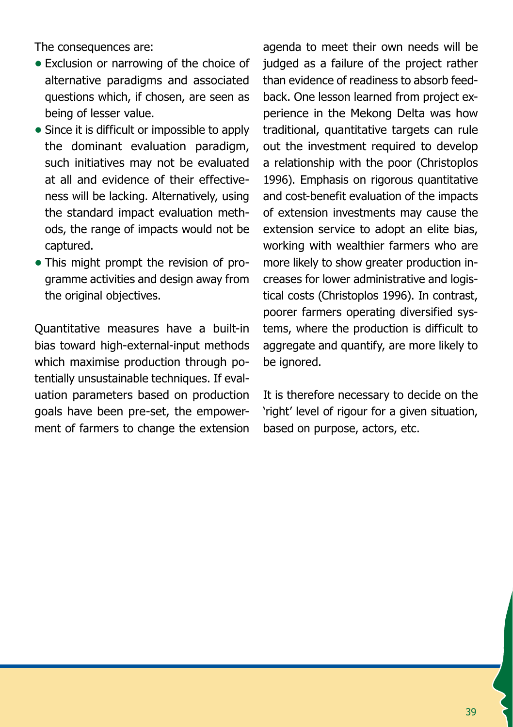The consequences are:

- Exclusion or narrowing of the choice of alternative paradigms and associated questions which, if chosen, are seen as being of lesser value.
- Since it is difficult or impossible to apply the dominant evaluation paradigm, such initiatives may not be evaluated at all and evidence of their effectiveness will be lacking. Alternatively, using the standard impact evaluation methods, the range of impacts would not be captured.
- This might prompt the revision of programme activities and design away from the original objectives.

Quantitative measures have a built-in bias toward high-external-input methods which maximise production through potentially unsustainable techniques. If evaluation parameters based on production goals have been pre-set, the empowerment of farmers to change the extension agenda to meet their own needs will be judged as a failure of the project rather than evidence of readiness to absorb feedback. One lesson learned from project experience in the Mekong Delta was how traditional, quantitative targets can rule out the investment required to develop a relationship with the poor (Christoplos 1996). Emphasis on rigorous quantitative and cost-benefit evaluation of the impacts of extension investments may cause the extension service to adopt an elite bias, working with wealthier farmers who are more likely to show greater production increases for lower administrative and logistical costs (Christoplos 1996). In contrast, poorer farmers operating diversified systems, where the production is difficult to aggregate and quantify, are more likely to be ignored.

It is therefore necessary to decide on the 'right' level of rigour for a given situation, based on purpose, actors, etc.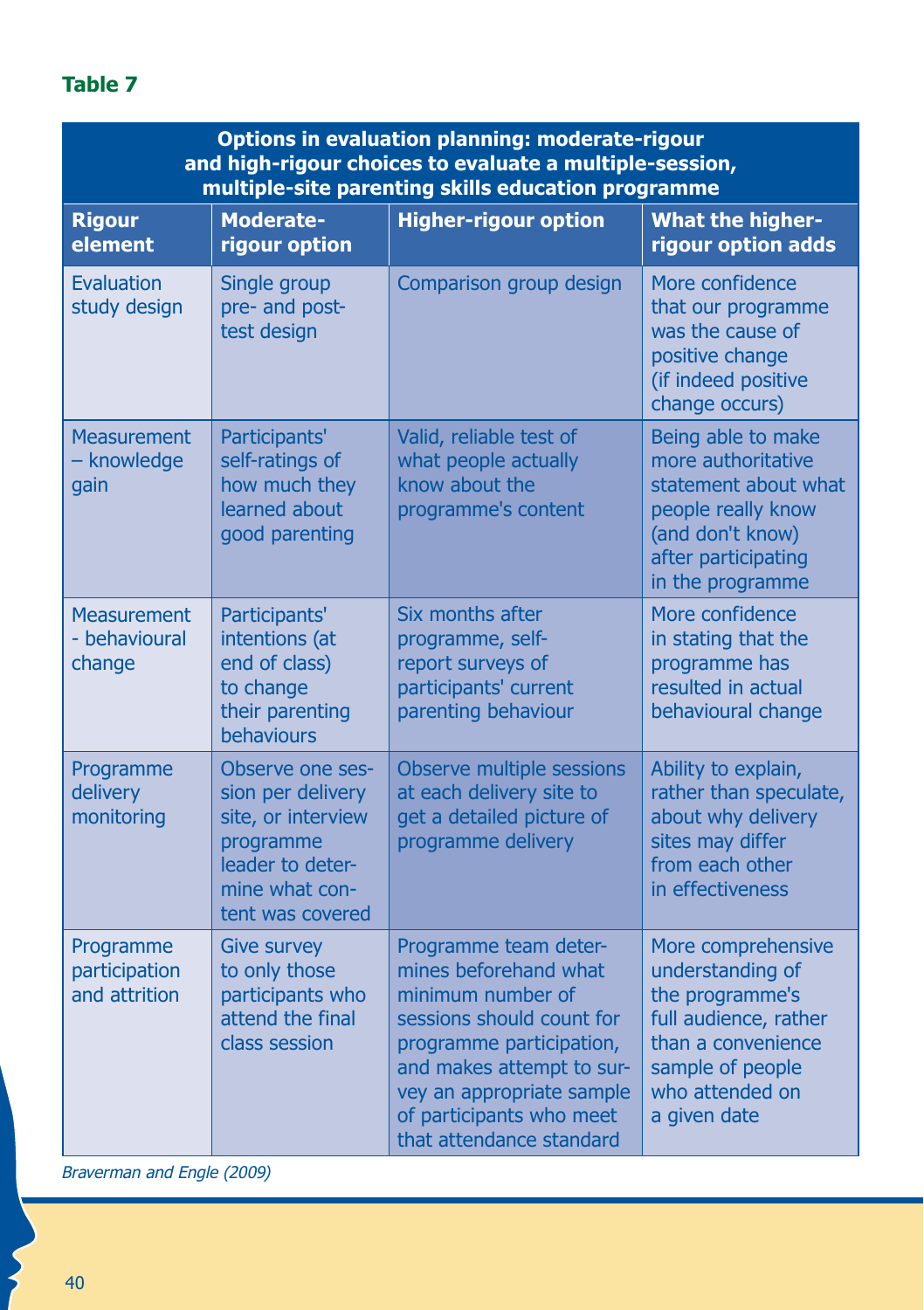**Table 7**

| Options in evaluation planning: moderate-rigour and high-rigour choices to evaluate a multiple-session, multiple-site parenting skills education programme | | | |
|---|---|---|---|
| **Rigour element** | **Moderate-rigour option** | **Higher-rigour option** | **What the higher-rigour option adds** |
| Evaluation study design | Single group pre- and post-test design | Comparison group design | More confidence that our programme was the cause of positive change (if indeed positive change occurs) |
| Measurement – knowledge gain | Participants' self-ratings of how much they learned about good parenting | Valid, reliable test of what people actually know about the programme's content | Being able to make more authoritative statement about what people really know (and don't know) after participating in the programme |
| Measurement - behavioural change | Participants' intentions (at end of class) to change their parenting behaviours | Six months after programme, self-report surveys of participants' current parenting behaviour | More confidence in stating that the programme has resulted in actual behavioural change |
| Programme delivery monitoring | Observe one session per delivery site, or interview programme leader to determine what content was covered | Observe multiple sessions at each delivery site to get a detailed picture of programme delivery | Ability to explain, rather than speculate, about why delivery sites may differ from each other in effectiveness |
| Programme participation and attrition | Give survey to only those participants who attend the final class session | Programme team determines beforehand what minimum number of sessions should count for programme participation, and makes attempt to survey an appropriate sample of participants who meet that attendance standard | More comprehensive understanding of the programme's full audience, rather than a convenience sample of people who attended on a given date |

*Braverman and Engle (2009)*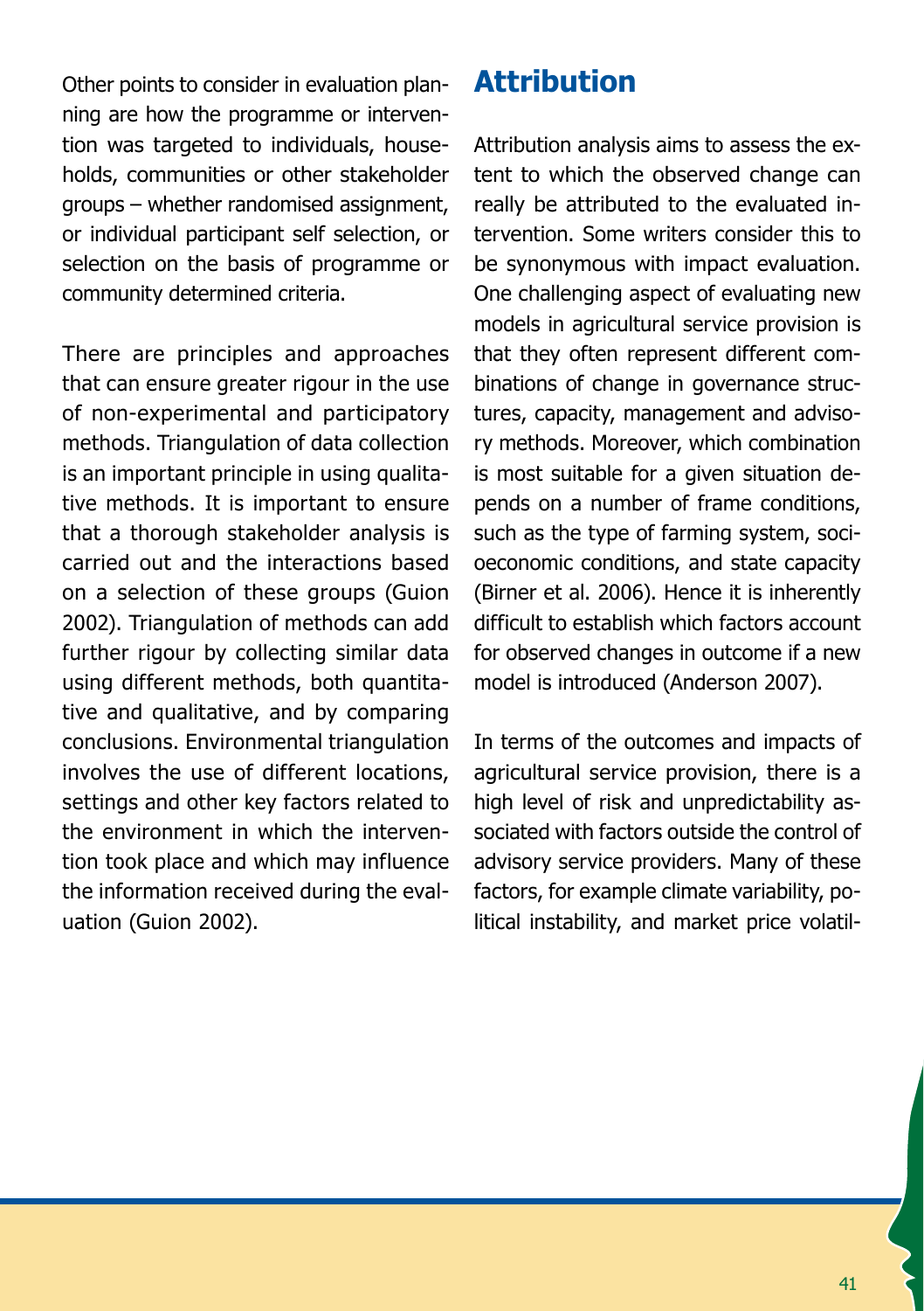Other points to consider in evaluation planning are how the programme or intervention was targeted to individuals, households, communities or other stakeholder groups – whether randomised assignment, or individual participant self selection, or selection on the basis of programme or community determined criteria.

There are principles and approaches that can ensure greater rigour in the use of non-experimental and participatory methods. Triangulation of data collection is an important principle in using qualitative methods. It is important to ensure that a thorough stakeholder analysis is carried out and the interactions based on a selection of these groups (Guion 2002). Triangulation of methods can add further rigour by collecting similar data using different methods, both quantitative and qualitative, and by comparing conclusions. Environmental triangulation involves the use of different locations, settings and other key factors related to the environment in which the intervention took place and which may influence the information received during the evaluation (Guion 2002).

## Attribution

Attribution analysis aims to assess the extent to which the observed change can really be attributed to the evaluated intervention. Some writers consider this to be synonymous with impact evaluation. One challenging aspect of evaluating new models in agricultural service provision is that they often represent different combinations of change in governance structures, capacity, management and advisory methods. Moreover, which combination is most suitable for a given situation depends on a number of frame conditions, such as the type of farming system, socioeconomic conditions, and state capacity (Birner et al. 2006). Hence it is inherently difficult to establish which factors account for observed changes in outcome if a new model is introduced (Anderson 2007).

In terms of the outcomes and impacts of agricultural service provision, there is a high level of risk and unpredictability associated with factors outside the control of advisory service providers. Many of these factors, for example climate variability, political instability, and market price volatil-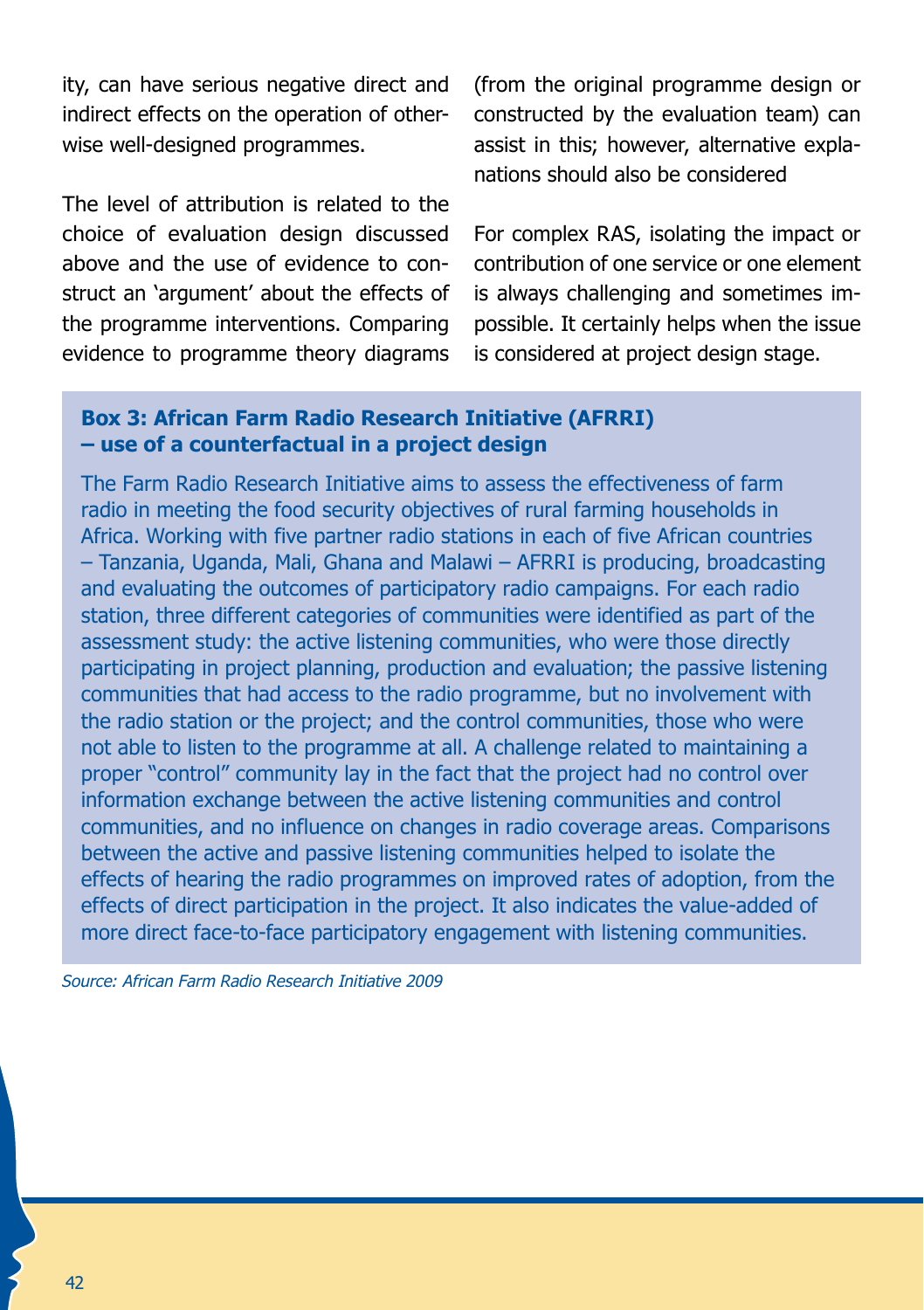ity, can have serious negative direct and indirect effects on the operation of otherwise well-designed programmes.

The level of attribution is related to the choice of evaluation design discussed above and the use of evidence to construct an 'argument' about the effects of the programme interventions. Comparing evidence to programme theory diagrams (from the original programme design or constructed by the evaluation team) can assist in this; however, alternative explanations should also be considered

For complex RAS, isolating the impact or contribution of one service or one element is always challenging and sometimes impossible. It certainly helps when the issue is considered at project design stage.

**Box 3: African Farm Radio Research Initiative (AFRRI) – use of a counterfactual in a project design**

The Farm Radio Research Initiative aims to assess the effectiveness of farm radio in meeting the food security objectives of rural farming households in Africa. Working with five partner radio stations in each of five African countries – Tanzania, Uganda, Mali, Ghana and Malawi – AFRRI is producing, broadcasting and evaluating the outcomes of participatory radio campaigns. For each radio station, three different categories of communities were identified as part of the assessment study: the active listening communities, who were those directly participating in project planning, production and evaluation; the passive listening communities that had access to the radio programme, but no involvement with the radio station or the project; and the control communities, those who were not able to listen to the programme at all. A challenge related to maintaining a proper "control" community lay in the fact that the project had no control over information exchange between the active listening communities and control communities, and no influence on changes in radio coverage areas. Comparisons between the active and passive listening communities helped to isolate the effects of hearing the radio programmes on improved rates of adoption, from the effects of direct participation in the project. It also indicates the value-added of more direct face-to-face participatory engagement with listening communities.

*Source: African Farm Radio Research Initiative 2009*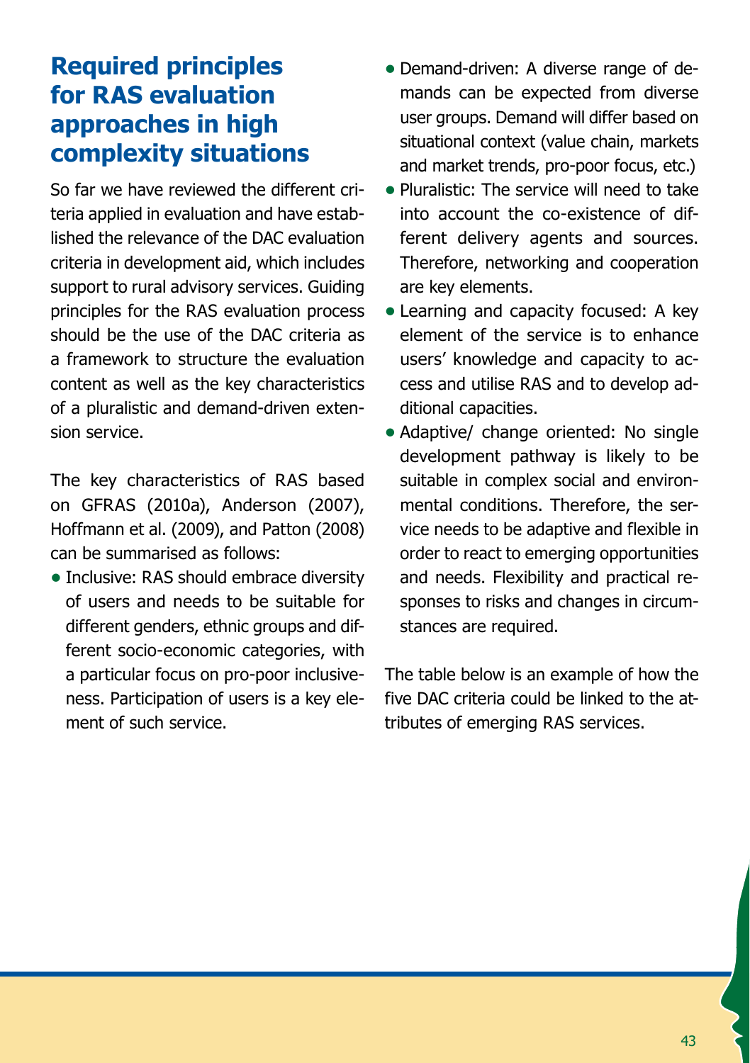## Required principles for RAS evaluation approaches in high complexity situations

So far we have reviewed the different criteria applied in evaluation and have established the relevance of the DAC evaluation criteria in development aid, which includes support to rural advisory services. Guiding principles for the RAS evaluation process should be the use of the DAC criteria as a framework to structure the evaluation content as well as the key characteristics of a pluralistic and demand-driven extension service.

The key characteristics of RAS based on GFRAS (2010a), Anderson (2007), Hoffmann et al. (2009), and Patton (2008) can be summarised as follows:

- Inclusive: RAS should embrace diversity of users and needs to be suitable for different genders, ethnic groups and different socio-economic categories, with a particular focus on pro-poor inclusiveness. Participation of users is a key element of such service.
- Demand-driven: A diverse range of demands can be expected from diverse user groups. Demand will differ based on situational context (value chain, markets and market trends, pro-poor focus, etc.)
- Pluralistic: The service will need to take into account the co-existence of different delivery agents and sources. Therefore, networking and cooperation are key elements.
- Learning and capacity focused: A key element of the service is to enhance users' knowledge and capacity to access and utilise RAS and to develop additional capacities.
- Adaptive/ change oriented: No single development pathway is likely to be suitable in complex social and environmental conditions. Therefore, the service needs to be adaptive and flexible in order to react to emerging opportunities and needs. Flexibility and practical responses to risks and changes in circumstances are required.

The table below is an example of how the five DAC criteria could be linked to the attributes of emerging RAS services.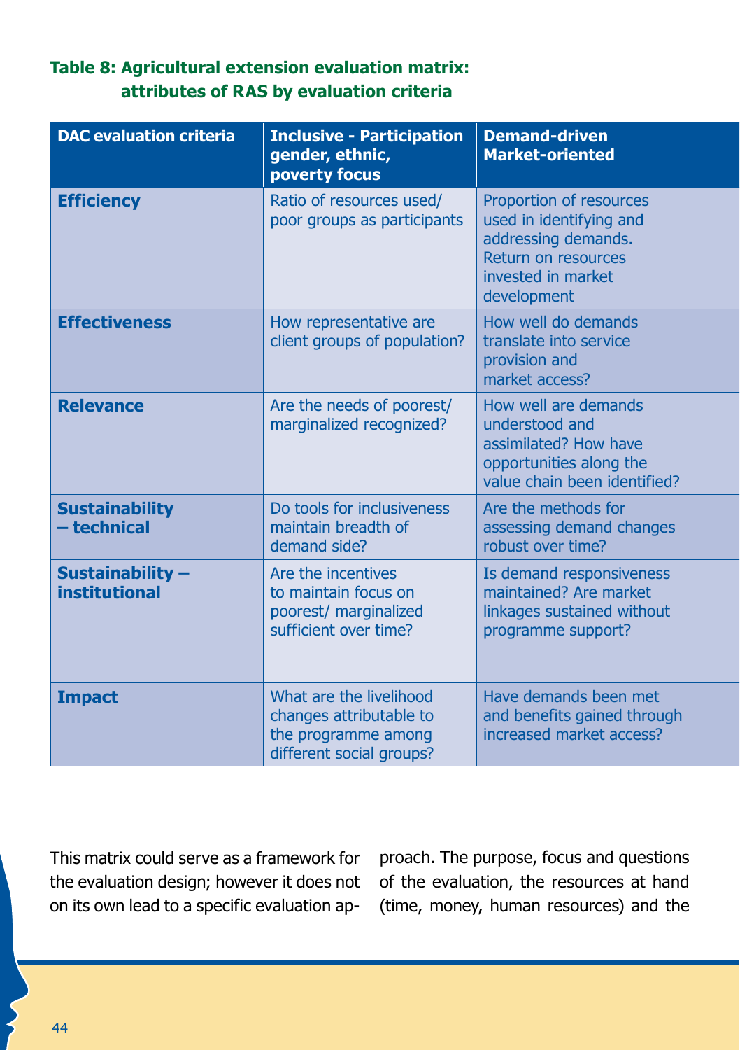**Table 8: Agricultural extension evaluation matrix: attributes of RAS by evaluation criteria**

| DAC evaluation criteria | Inclusive - Participation gender, ethnic, poverty focus | Demand-driven Market-oriented |
|---|---|---|
| **Efficiency** | Ratio of resources used/ poor groups as participants | Proportion of resources used in identifying and addressing demands. Return on resources invested in market development |
| **Effectiveness** | How representative are client groups of population? | How well do demands translate into service provision and market access? |
| **Relevance** | Are the needs of poorest/ marginalized recognized? | How well are demands understood and assimilated? How have opportunities along the value chain been identified? |
| **Sustainability – technical** | Do tools for inclusiveness maintain breadth of demand side? | Are the methods for assessing demand changes robust over time? |
| **Sustainability – institutional** | Are the incentives to maintain focus on poorest/ marginalized sufficient over time? | Is demand responsiveness maintained? Are market linkages sustained without programme support? |
| **Impact** | What are the livelihood changes attributable to the programme among different social groups? | Have demands been met and benefits gained through increased market access? |

This matrix could serve as a framework for the evaluation design; however it does not on its own lead to a specific evaluation approach. The purpose, focus and questions of the evaluation, the resources at hand (time, money, human resources) and the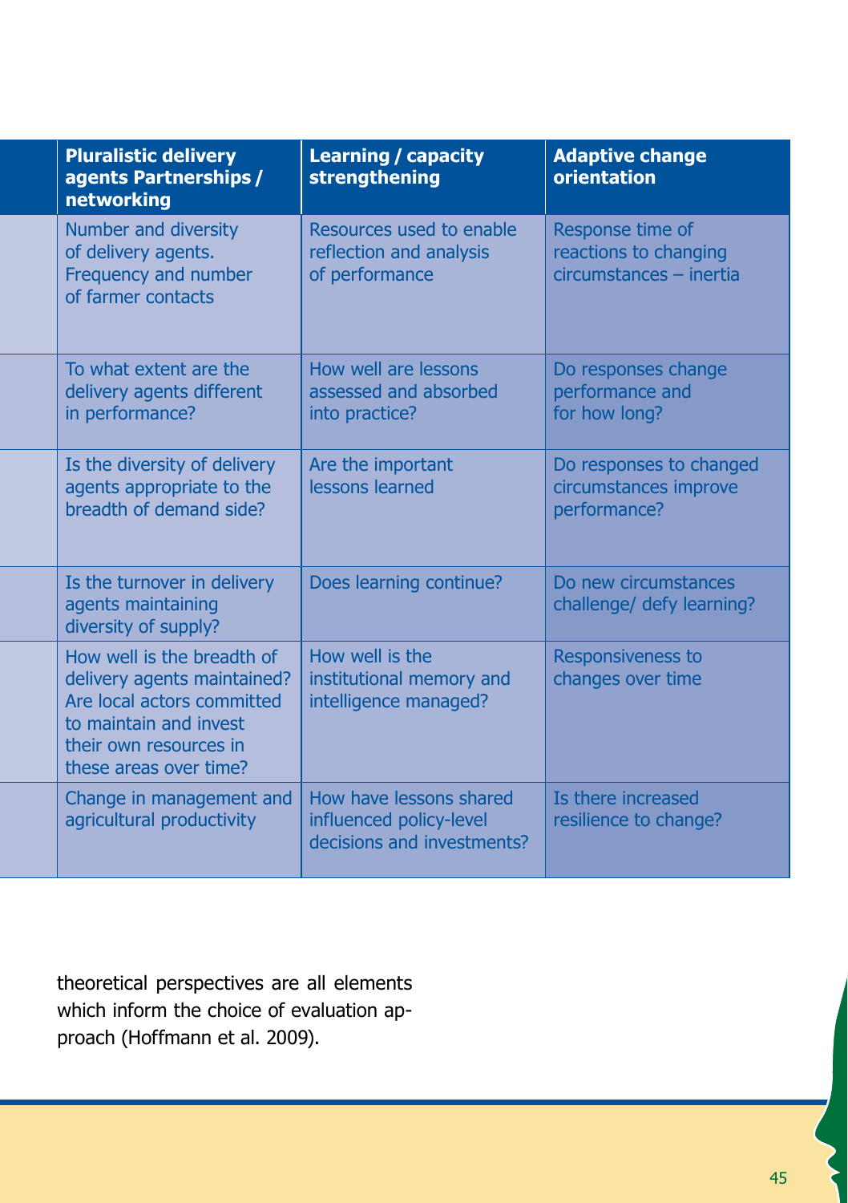| | Pluralistic delivery agents Partnerships / networking | Learning / capacity strengthening | Adaptive change orientation |
|---|---|---|---|
| | Number and diversity of delivery agents. Frequency and number of farmer contacts | Resources used to enable reflection and analysis of performance | Response time of reactions to changing circumstances – inertia |
| | To what extent are the delivery agents different in performance? | How well are lessons assessed and absorbed into practice? | Do responses change performance and for how long? |
| | Is the diversity of delivery agents appropriate to the breadth of demand side? | Are the important lessons learned | Do responses to changed circumstances improve performance? |
| | Is the turnover in delivery agents maintaining diversity of supply? | Does learning continue? | Do new circumstances challenge/ defy learning? |
| | How well is the breadth of delivery agents maintained? Are local actors committed to maintain and invest their own resources in these areas over time? | How well is the institutional memory and intelligence managed? | Responsiveness to changes over time |
| | Change in management and agricultural productivity | How have lessons shared influenced policy-level decisions and investments? | Is there increased resilience to change? |

theoretical perspectives are all elements which inform the choice of evaluation approach (Hoffmann et al. 2009).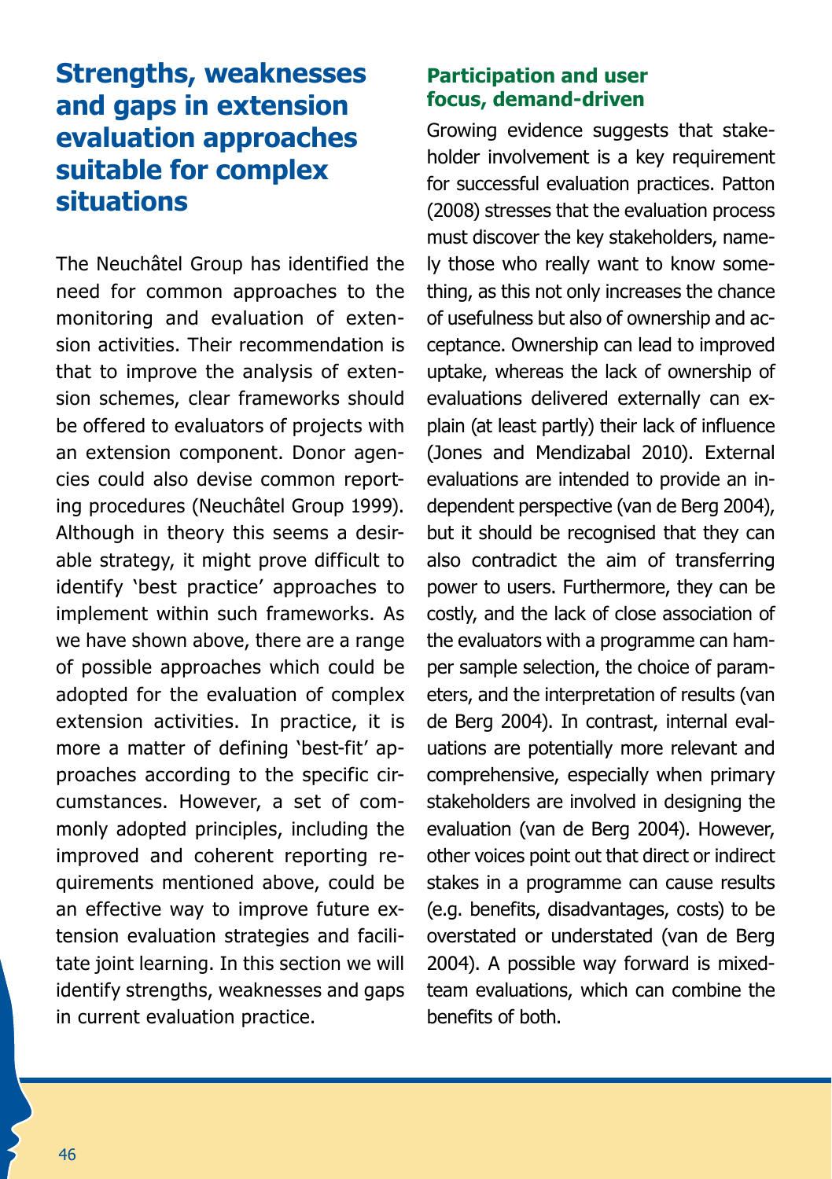## Strengths, weaknesses and gaps in extension evaluation approaches suitable for complex situations

The Neuchâtel Group has identified the need for common approaches to the monitoring and evaluation of extension activities. Their recommendation is that to improve the analysis of extension schemes, clear frameworks should be offered to evaluators of projects with an extension component. Donor agencies could also devise common reporting procedures (Neuchâtel Group 1999). Although in theory this seems a desirable strategy, it might prove difficult to identify 'best practice' approaches to implement within such frameworks. As we have shown above, there are a range of possible approaches which could be adopted for the evaluation of complex extension activities. In practice, it is more a matter of defining 'best-fit' approaches according to the specific circumstances. However, a set of commonly adopted principles, including the improved and coherent reporting requirements mentioned above, could be an effective way to improve future extension evaluation strategies and facilitate joint learning. In this section we will identify strengths, weaknesses and gaps in current evaluation practice.

### Participation and user focus, demand-driven

Growing evidence suggests that stakeholder involvement is a key requirement for successful evaluation practices. Patton (2008) stresses that the evaluation process must discover the key stakeholders, namely those who really want to know something, as this not only increases the chance of usefulness but also of ownership and acceptance. Ownership can lead to improved uptake, whereas the lack of ownership of evaluations delivered externally can explain (at least partly) their lack of influence (Jones and Mendizabal 2010). External evaluations are intended to provide an independent perspective (van de Berg 2004), but it should be recognised that they can also contradict the aim of transferring power to users. Furthermore, they can be costly, and the lack of close association of the evaluators with a programme can hamper sample selection, the choice of parameters, and the interpretation of results (van de Berg 2004). In contrast, internal evaluations are potentially more relevant and comprehensive, especially when primary stakeholders are involved in designing the evaluation (van de Berg 2004). However, other voices point out that direct or indirect stakes in a programme can cause results (e.g. benefits, disadvantages, costs) to be overstated or understated (van de Berg 2004). A possible way forward is mixed-team evaluations, which can combine the benefits of both.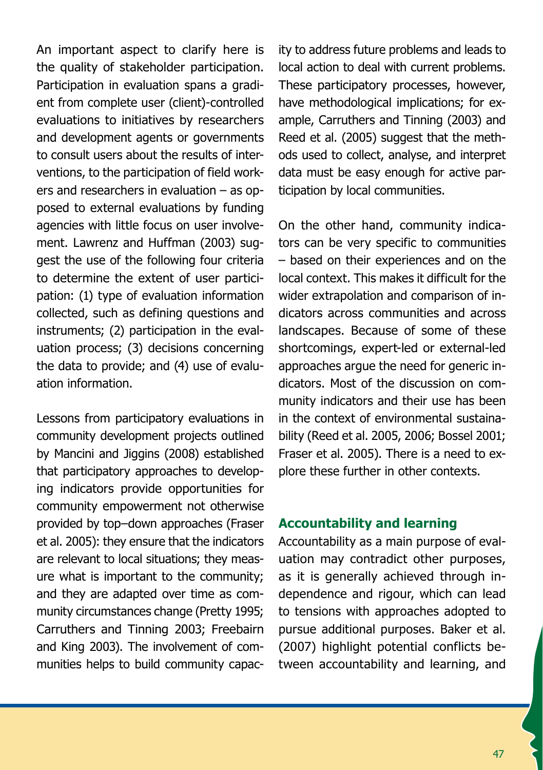An important aspect to clarify here is the quality of stakeholder participation. Participation in evaluation spans a gradient from complete user (client)-controlled evaluations to initiatives by researchers and development agents or governments to consult users about the results of interventions, to the participation of field workers and researchers in evaluation – as opposed to external evaluations by funding agencies with little focus on user involvement. Lawrenz and Huffman (2003) suggest the use of the following four criteria to determine the extent of user participation: (1) type of evaluation information collected, such as defining questions and instruments; (2) participation in the evaluation process; (3) decisions concerning the data to provide; and (4) use of evaluation information.

Lessons from participatory evaluations in community development projects outlined by Mancini and Jiggins (2008) established that participatory approaches to developing indicators provide opportunities for community empowerment not otherwise provided by top–down approaches (Fraser et al. 2005): they ensure that the indicators are relevant to local situations; they measure what is important to the community; and they are adapted over time as community circumstances change (Pretty 1995; Carruthers and Tinning 2003; Freebairn and King 2003). The involvement of communities helps to build community capacity to address future problems and leads to local action to deal with current problems. These participatory processes, however, have methodological implications; for example, Carruthers and Tinning (2003) and Reed et al. (2005) suggest that the methods used to collect, analyse, and interpret data must be easy enough for active participation by local communities.

On the other hand, community indicators can be very specific to communities – based on their experiences and on the local context. This makes it difficult for the wider extrapolation and comparison of indicators across communities and across landscapes. Because of some of these shortcomings, expert-led or external-led approaches argue the need for generic indicators. Most of the discussion on community indicators and their use has been in the context of environmental sustainability (Reed et al. 2005, 2006; Bossel 2001; Fraser et al. 2005). There is a need to explore these further in other contexts.

## Accountability and learning

Accountability as a main purpose of evaluation may contradict other purposes, as it is generally achieved through independence and rigour, which can lead to tensions with approaches adopted to pursue additional purposes. Baker et al. (2007) highlight potential conflicts between accountability and learning, and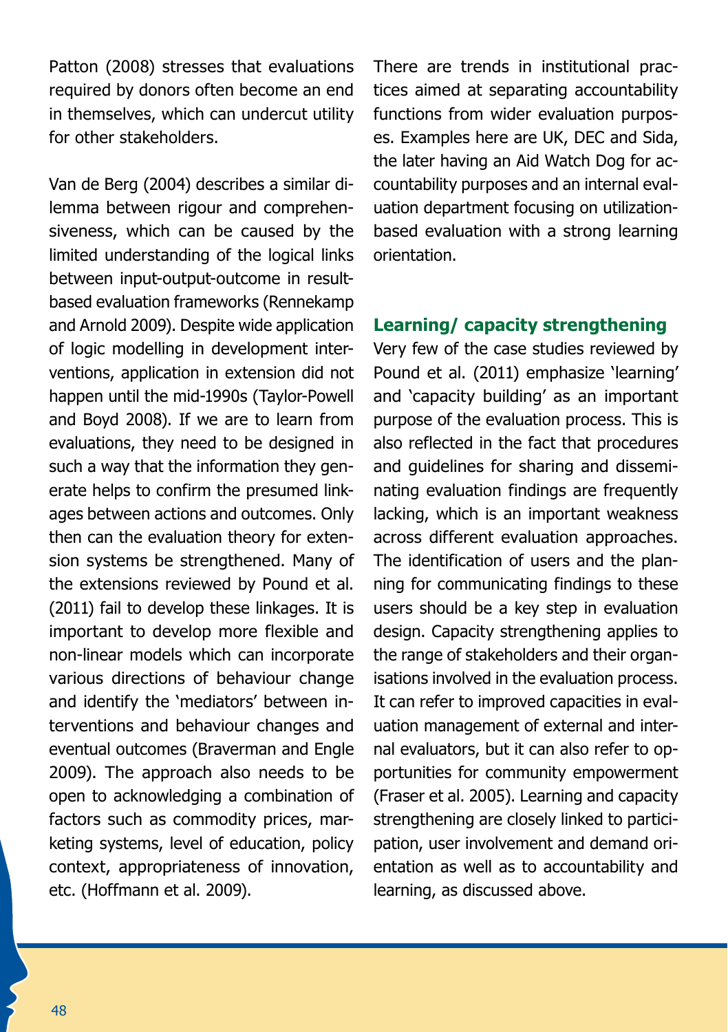Patton (2008) stresses that evaluations required by donors often become an end in themselves, which can undercut utility for other stakeholders.

Van de Berg (2004) describes a similar dilemma between rigour and comprehensiveness, which can be caused by the limited understanding of the logical links between input-output-outcome in result-based evaluation frameworks (Rennekamp and Arnold 2009). Despite wide application of logic modelling in development interventions, application in extension did not happen until the mid-1990s (Taylor-Powell and Boyd 2008). If we are to learn from evaluations, they need to be designed in such a way that the information they generate helps to confirm the presumed linkages between actions and outcomes. Only then can the evaluation theory for extension systems be strengthened. Many of the extensions reviewed by Pound et al. (2011) fail to develop these linkages. It is important to develop more flexible and non-linear models which can incorporate various directions of behaviour change and identify the 'mediators' between interventions and behaviour changes and eventual outcomes (Braverman and Engle 2009). The approach also needs to be open to acknowledging a combination of factors such as commodity prices, marketing systems, level of education, policy context, appropriateness of innovation, etc. (Hoffmann et al. 2009).

There are trends in institutional practices aimed at separating accountability functions from wider evaluation purposes. Examples here are UK, DEC and Sida, the later having an Aid Watch Dog for accountability purposes and an internal evaluation department focusing on utilization-based evaluation with a strong learning orientation.

### Learning/ capacity strengthening

Very few of the case studies reviewed by Pound et al. (2011) emphasize 'learning' and 'capacity building' as an important purpose of the evaluation process. This is also reflected in the fact that procedures and guidelines for sharing and disseminating evaluation findings are frequently lacking, which is an important weakness across different evaluation approaches. The identification of users and the planning for communicating findings to these users should be a key step in evaluation design. Capacity strengthening applies to the range of stakeholders and their organisations involved in the evaluation process. It can refer to improved capacities in evaluation management of external and internal evaluators, but it can also refer to opportunities for community empowerment (Fraser et al. 2005). Learning and capacity strengthening are closely linked to participation, user involvement and demand orientation as well as to accountability and learning, as discussed above.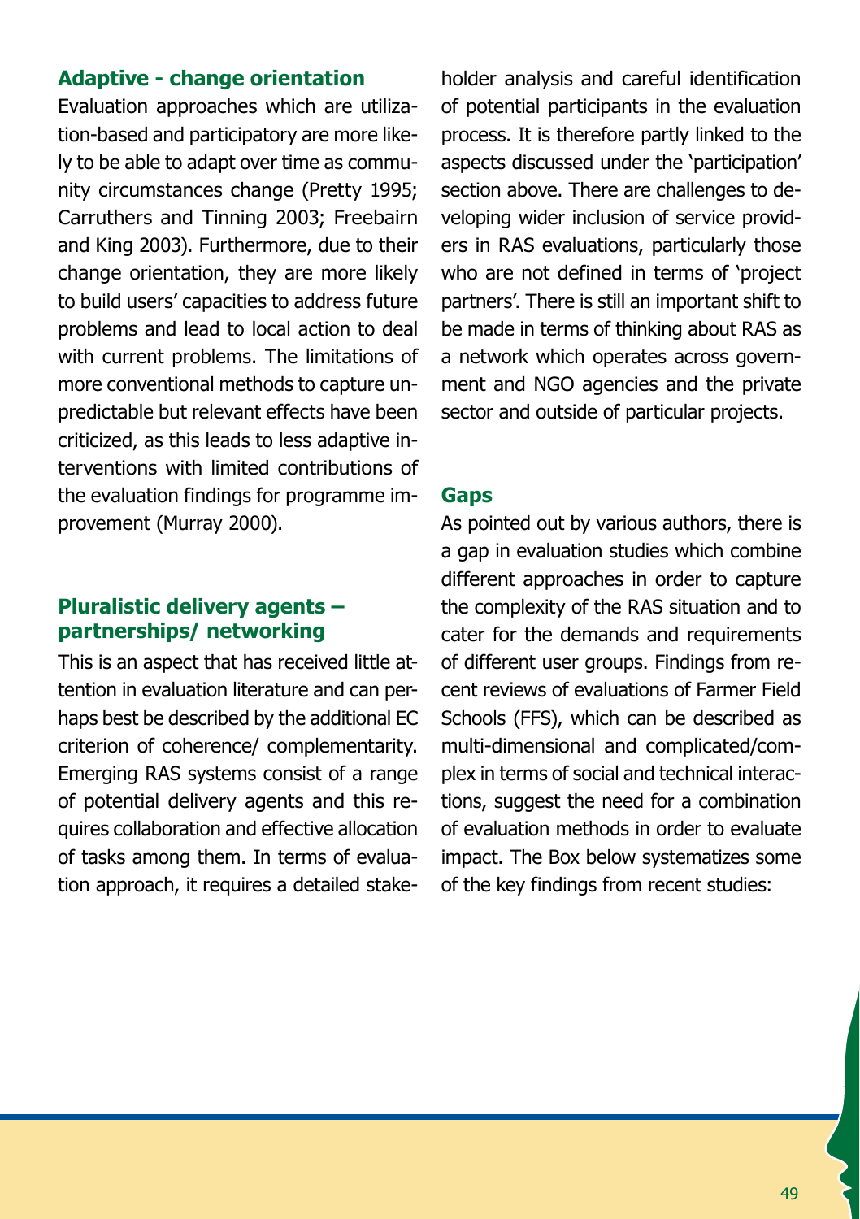### Adaptive - change orientation

Evaluation approaches which are utilization-based and participatory are more likely to be able to adapt over time as community circumstances change (Pretty 1995; Carruthers and Tinning 2003; Freebairn and King 2003). Furthermore, due to their change orientation, they are more likely to build users' capacities to address future problems and lead to local action to deal with current problems. The limitations of more conventional methods to capture unpredictable but relevant effects have been criticized, as this leads to less adaptive interventions with limited contributions of the evaluation findings for programme improvement (Murray 2000).

### Pluralistic delivery agents – partnerships/ networking

This is an aspect that has received little attention in evaluation literature and can perhaps best be described by the additional EC criterion of coherence/ complementarity. Emerging RAS systems consist of a range of potential delivery agents and this requires collaboration and effective allocation of tasks among them. In terms of evaluation approach, it requires a detailed stakeholder analysis and careful identification of potential participants in the evaluation process. It is therefore partly linked to the aspects discussed under the 'participation' section above. There are challenges to developing wider inclusion of service providers in RAS evaluations, particularly those who are not defined in terms of 'project partners'. There is still an important shift to be made in terms of thinking about RAS as a network which operates across government and NGO agencies and the private sector and outside of particular projects.

### Gaps

As pointed out by various authors, there is a gap in evaluation studies which combine different approaches in order to capture the complexity of the RAS situation and to cater for the demands and requirements of different user groups. Findings from recent reviews of evaluations of Farmer Field Schools (FFS), which can be described as multi-dimensional and complicated/complex in terms of social and technical interactions, suggest the need for a combination of evaluation methods in order to evaluate impact. The Box below systematizes some of the key findings from recent studies: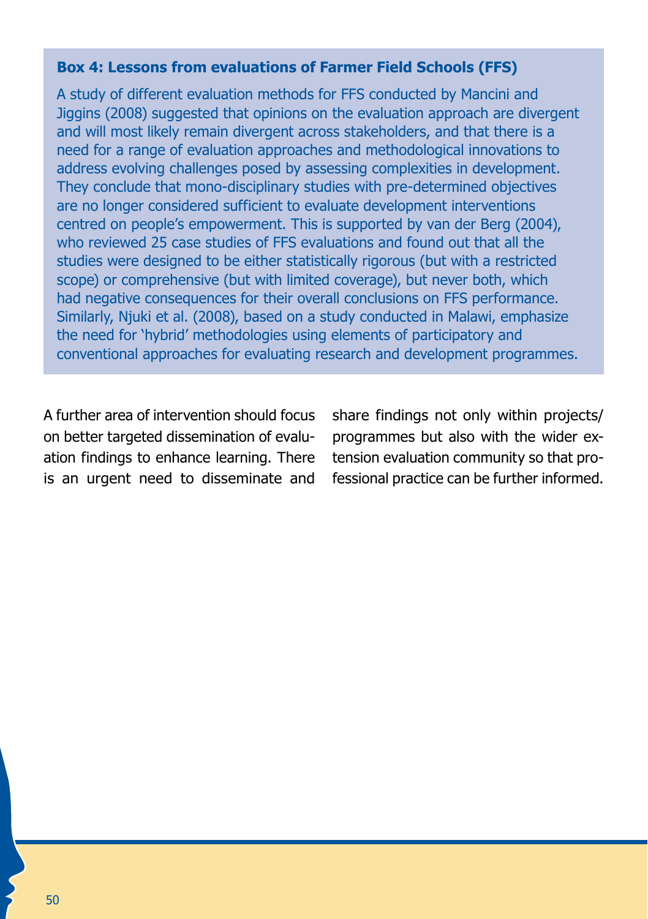**Box 4: Lessons from evaluations of Farmer Field Schools (FFS)**

A study of different evaluation methods for FFS conducted by Mancini and Jiggins (2008) suggested that opinions on the evaluation approach are divergent and will most likely remain divergent across stakeholders, and that there is a need for a range of evaluation approaches and methodological innovations to address evolving challenges posed by assessing complexities in development. They conclude that mono-disciplinary studies with pre-determined objectives are no longer considered sufficient to evaluate development interventions centred on people's empowerment. This is supported by van der Berg (2004), who reviewed 25 case studies of FFS evaluations and found out that all the studies were designed to be either statistically rigorous (but with a restricted scope) or comprehensive (but with limited coverage), but never both, which had negative consequences for their overall conclusions on FFS performance. Similarly, Njuki et al. (2008), based on a study conducted in Malawi, emphasize the need for 'hybrid' methodologies using elements of participatory and conventional approaches for evaluating research and development programmes.

A further area of intervention should focus on better targeted dissemination of evaluation findings to enhance learning. There is an urgent need to disseminate and share findings not only within projects/programmes but also with the wider extension evaluation community so that professional practice can be further informed.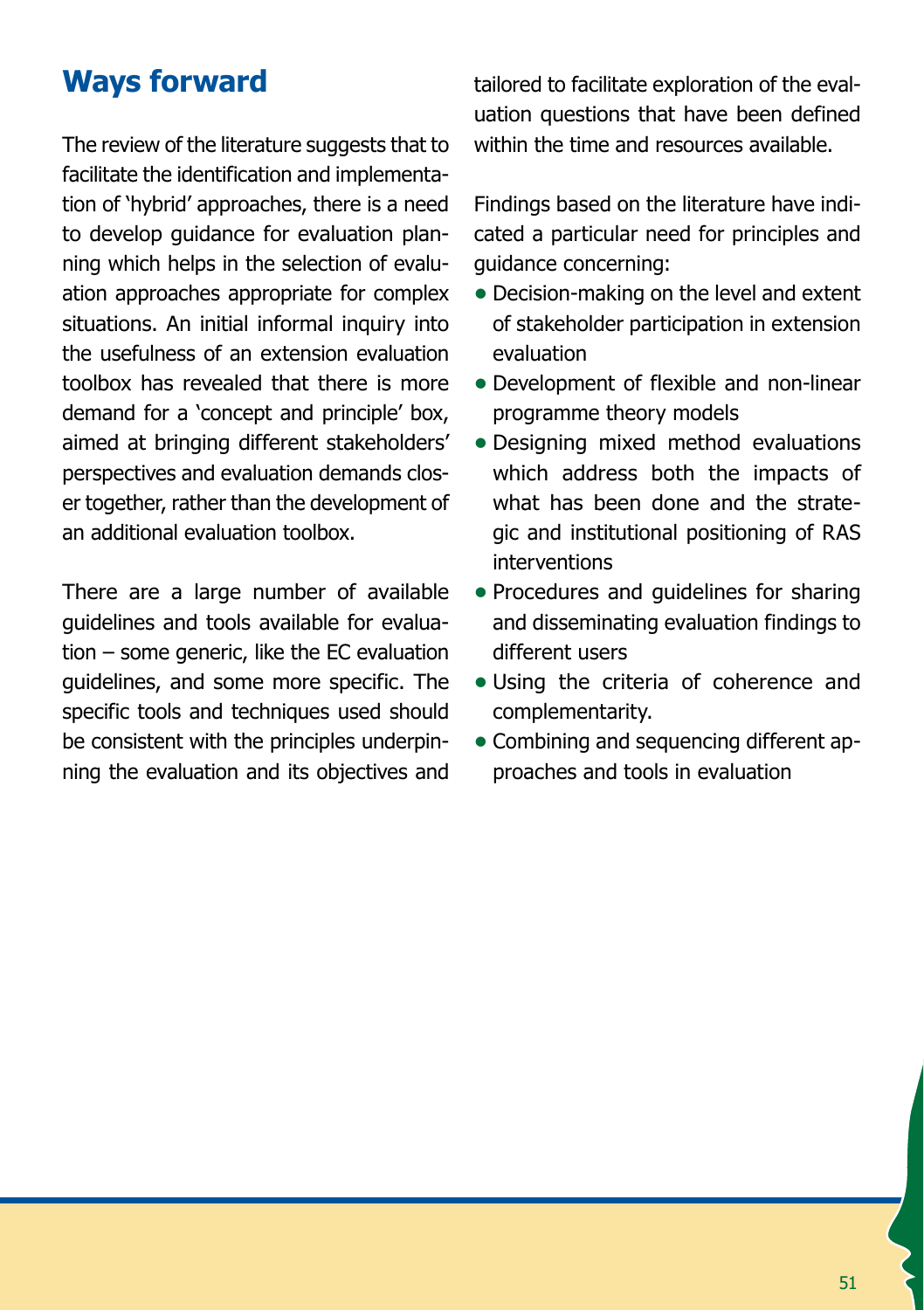## Ways forward

The review of the literature suggests that to facilitate the identification and implementation of 'hybrid' approaches, there is a need to develop guidance for evaluation planning which helps in the selection of evaluation approaches appropriate for complex situations. An initial informal inquiry into the usefulness of an extension evaluation toolbox has revealed that there is more demand for a 'concept and principle' box, aimed at bringing different stakeholders' perspectives and evaluation demands closer together, rather than the development of an additional evaluation toolbox.

There are a large number of available guidelines and tools available for evaluation – some generic, like the EC evaluation guidelines, and some more specific. The specific tools and techniques used should be consistent with the principles underpinning the evaluation and its objectives and tailored to facilitate exploration of the evaluation questions that have been defined within the time and resources available.

Findings based on the literature have indicated a particular need for principles and guidance concerning:

- Decision-making on the level and extent of stakeholder participation in extension evaluation
- Development of flexible and non-linear programme theory models
- Designing mixed method evaluations which address both the impacts of what has been done and the strategic and institutional positioning of RAS interventions
- Procedures and guidelines for sharing and disseminating evaluation findings to different users
- Using the criteria of coherence and complementarity.
- Combining and sequencing different approaches and tools in evaluation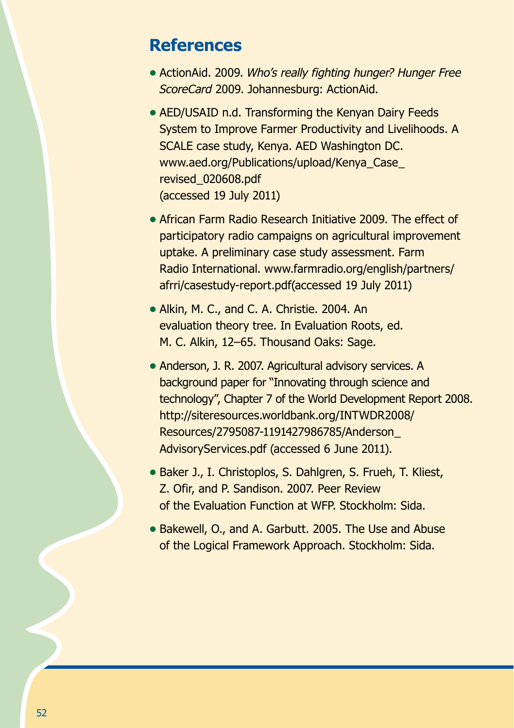## References

- ActionAid. 2009. *Who's really fighting hunger? Hunger Free ScoreCard* 2009. Johannesburg: ActionAid.
- AED/USAID n.d. Transforming the Kenyan Dairy Feeds System to Improve Farmer Productivity and Livelihoods. A SCALE case study, Kenya. AED Washington DC. www.aed.org/Publications/upload/Kenya_Case_revised_020608.pdf (accessed 19 July 2011)
- African Farm Radio Research Initiative 2009. The effect of participatory radio campaigns on agricultural improvement uptake. A preliminary case study assessment. Farm Radio International. www.farmradio.org/english/partners/afrri/casestudy-report.pdf(accessed 19 July 2011)
- Alkin, M. C., and C. A. Christie. 2004. An evaluation theory tree. In Evaluation Roots, ed. M. C. Alkin, 12–65. Thousand Oaks: Sage.
- Anderson, J. R. 2007. Agricultural advisory services. A background paper for "Innovating through science and technology", Chapter 7 of the World Development Report 2008. http://siteresources.worldbank.org/INTWDR2008/Resources/2795087-1191427986785/Anderson_AdvisoryServices.pdf (accessed 6 June 2011).
- Baker J., I. Christoplos, S. Dahlgren, S. Frueh, T. Kliest, Z. Ofir, and P. Sandison. 2007. Peer Review of the Evaluation Function at WFP. Stockholm: Sida.
- Bakewell, O., and A. Garbutt. 2005. The Use and Abuse of the Logical Framework Approach. Stockholm: Sida.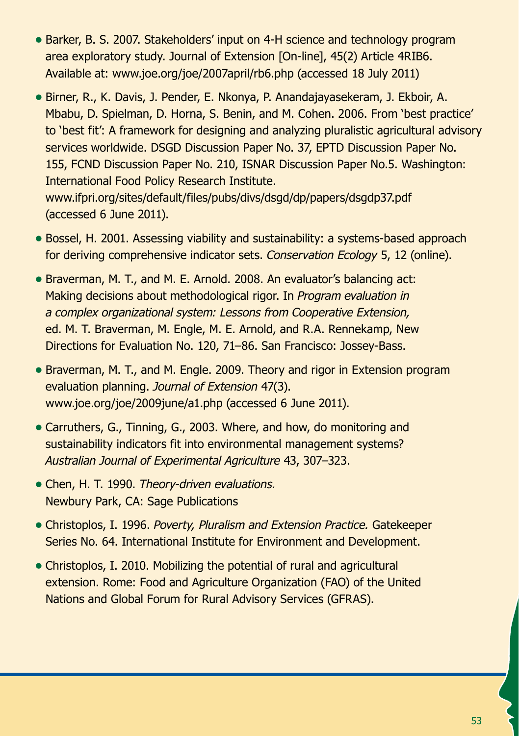- Barker, B. S. 2007. Stakeholders' input on 4-H science and technology program area exploratory study. Journal of Extension [On-line], 45(2) Article 4RIB6. Available at: www.joe.org/joe/2007april/rb6.php (accessed 18 July 2011)

- Birner, R., K. Davis, J. Pender, E. Nkonya, P. Anandajayasekeram, J. Ekboir, A. Mbabu, D. Spielman, D. Horna, S. Benin, and M. Cohen. 2006. From 'best practice' to 'best fit': A framework for designing and analyzing pluralistic agricultural advisory services worldwide. DSGD Discussion Paper No. 37, EPTD Discussion Paper No. 155, FCND Discussion Paper No. 210, ISNAR Discussion Paper No.5. Washington: International Food Policy Research Institute. www.ifpri.org/sites/default/files/pubs/divs/dsgd/dp/papers/dsgdp37.pdf (accessed 6 June 2011).

- Bossel, H. 2001. Assessing viability and sustainability: a systems-based approach for deriving comprehensive indicator sets. *Conservation Ecology* 5, 12 (online).

- Braverman, M. T., and M. E. Arnold. 2008. An evaluator's balancing act: Making decisions about methodological rigor. In *Program evaluation in a complex organizational system: Lessons from Cooperative Extension,* ed. M. T. Braverman, M. Engle, M. E. Arnold, and R.A. Rennekamp, New Directions for Evaluation No. 120, 71–86. San Francisco: Jossey-Bass.

- Braverman, M. T., and M. Engle. 2009. Theory and rigor in Extension program evaluation planning. *Journal of Extension* 47(3). www.joe.org/joe/2009june/a1.php (accessed 6 June 2011).

- Carruthers, G., Tinning, G., 2003. Where, and how, do monitoring and sustainability indicators fit into environmental management systems? *Australian Journal of Experimental Agriculture* 43, 307–323.

- Chen, H. T. 1990. *Theory-driven evaluations.* Newbury Park, CA: Sage Publications

- Christoplos, I. 1996. *Poverty, Pluralism and Extension Practice.* Gatekeeper Series No. 64. International Institute for Environment and Development.

- Christoplos, I. 2010. Mobilizing the potential of rural and agricultural extension. Rome: Food and Agriculture Organization (FAO) of the United Nations and Global Forum for Rural Advisory Services (GFRAS).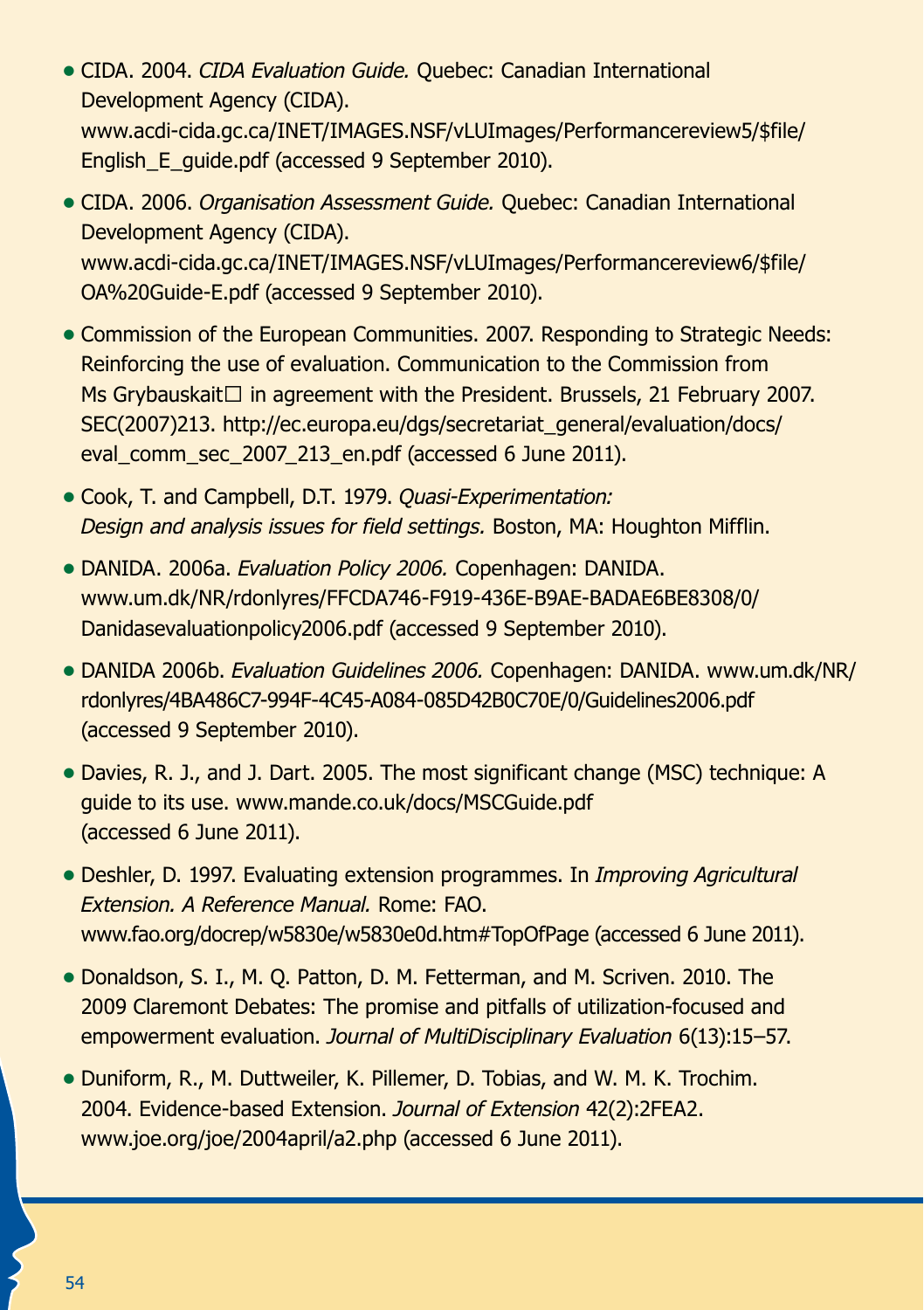- CIDA. 2004. *CIDA Evaluation Guide.* Quebec: Canadian International Development Agency (CIDA). www.acdi-cida.gc.ca/INET/IMAGES.NSF/vLUImages/Performancereview5/$file/English_E_guide.pdf (accessed 9 September 2010).
- CIDA. 2006. *Organisation Assessment Guide.* Quebec: Canadian International Development Agency (CIDA). www.acdi-cida.gc.ca/INET/IMAGES.NSF/vLUImages/Performancereview6/$file/OA%20Guide-E.pdf (accessed 9 September 2010).
- Commission of the European Communities. 2007. Responding to Strategic Needs: Reinforcing the use of evaluation. Communication to the Commission from Ms Grybauskait☐ in agreement with the President. Brussels, 21 February 2007. SEC(2007)213. http://ec.europa.eu/dgs/secretariat_general/evaluation/docs/eval_comm_sec_2007_213_en.pdf (accessed 6 June 2011).
- Cook, T. and Campbell, D.T. 1979. *Quasi-Experimentation: Design and analysis issues for field settings.* Boston, MA: Houghton Mifflin.
- DANIDA. 2006a. *Evaluation Policy 2006.* Copenhagen: DANIDA. www.um.dk/NR/rdonlyres/FFCDA746-F919-436E-B9AE-BADAE6BE8308/0/Danidasevaluationpolicy2006.pdf (accessed 9 September 2010).
- DANIDA 2006b. *Evaluation Guidelines 2006.* Copenhagen: DANIDA. www.um.dk/NR/rdonlyres/4BA486C7-994F-4C45-A084-085D42B0C70E/0/Guidelines2006.pdf (accessed 9 September 2010).
- Davies, R. J., and J. Dart. 2005. The most significant change (MSC) technique: A guide to its use. www.mande.co.uk/docs/MSCGuide.pdf (accessed 6 June 2011).
- Deshler, D. 1997. Evaluating extension programmes. In *Improving Agricultural Extension. A Reference Manual.* Rome: FAO. www.fao.org/docrep/w5830e/w5830e0d.htm#TopOfPage (accessed 6 June 2011).
- Donaldson, S. I., M. Q. Patton, D. M. Fetterman, and M. Scriven. 2010. The 2009 Claremont Debates: The promise and pitfalls of utilization-focused and empowerment evaluation. *Journal of MultiDisciplinary Evaluation* 6(13):15–57.
- Duniform, R., M. Duttweiler, K. Pillemer, D. Tobias, and W. M. K. Trochim. 2004. Evidence-based Extension. *Journal of Extension* 42(2):2FEA2. www.joe.org/joe/2004april/a2.php (accessed 6 June 2011).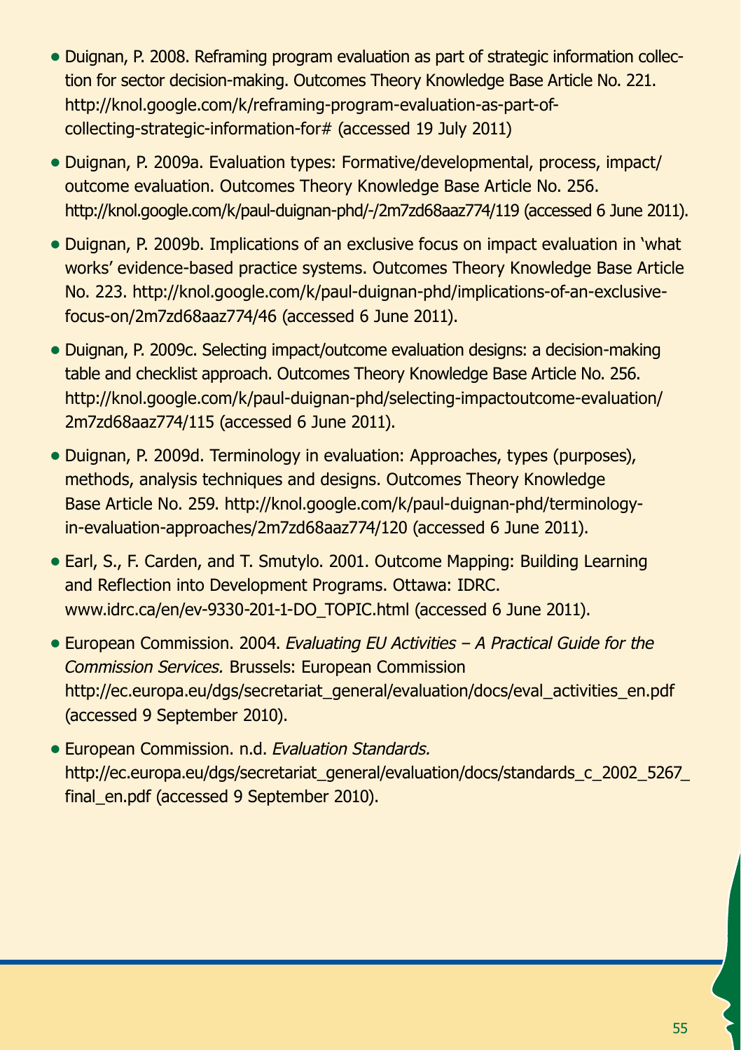- Duignan, P. 2008. Reframing program evaluation as part of strategic information collection for sector decision-making. Outcomes Theory Knowledge Base Article No. 221. http://knol.google.com/k/reframing-program-evaluation-as-part-of-collecting-strategic-information-for# (accessed 19 July 2011)
- Duignan, P. 2009a. Evaluation types: Formative/developmental, process, impact/outcome evaluation. Outcomes Theory Knowledge Base Article No. 256. http://knol.google.com/k/paul-duignan-phd/-/2m7zd68aaz774/119 (accessed 6 June 2011).
- Duignan, P. 2009b. Implications of an exclusive focus on impact evaluation in 'what works' evidence-based practice systems. Outcomes Theory Knowledge Base Article No. 223. http://knol.google.com/k/paul-duignan-phd/implications-of-an-exclusive-focus-on/2m7zd68aaz774/46 (accessed 6 June 2011).
- Duignan, P. 2009c. Selecting impact/outcome evaluation designs: a decision-making table and checklist approach. Outcomes Theory Knowledge Base Article No. 256. http://knol.google.com/k/paul-duignan-phd/selecting-impactoutcome-evaluation/2m7zd68aaz774/115 (accessed 6 June 2011).
- Duignan, P. 2009d. Terminology in evaluation: Approaches, types (purposes), methods, analysis techniques and designs. Outcomes Theory Knowledge Base Article No. 259. http://knol.google.com/k/paul-duignan-phd/terminology-in-evaluation-approaches/2m7zd68aaz774/120 (accessed 6 June 2011).
- Earl, S., F. Carden, and T. Smutylo. 2001. Outcome Mapping: Building Learning and Reflection into Development Programs. Ottawa: IDRC. www.idrc.ca/en/ev-9330-201-1-DO_TOPIC.html (accessed 6 June 2011).
- European Commission. 2004. *Evaluating EU Activities – A Practical Guide for the Commission Services.* Brussels: European Commission http://ec.europa.eu/dgs/secretariat_general/evaluation/docs/eval_activities_en.pdf (accessed 9 September 2010).
- European Commission. n.d. *Evaluation Standards.* http://ec.europa.eu/dgs/secretariat_general/evaluation/docs/standards_c_2002_5267_final_en.pdf (accessed 9 September 2010).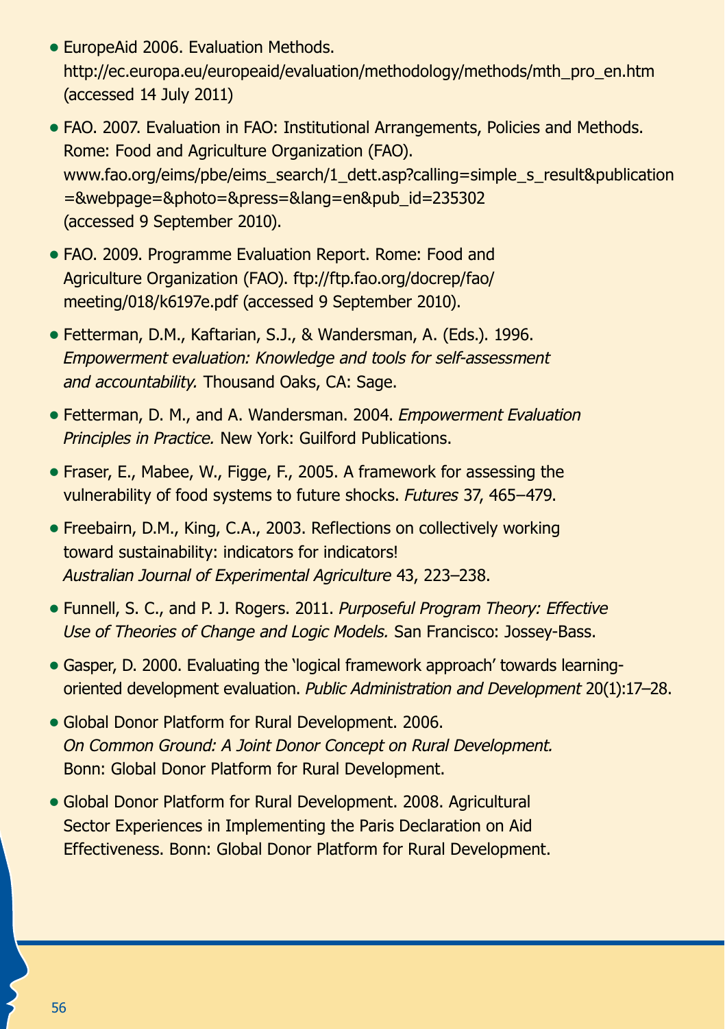- EuropeAid 2006. Evaluation Methods. http://ec.europa.eu/europeaid/evaluation/methodology/methods/mth_pro_en.htm (accessed 14 July 2011)
- FAO. 2007. Evaluation in FAO: Institutional Arrangements, Policies and Methods. Rome: Food and Agriculture Organization (FAO). www.fao.org/eims/pbe/eims_search/1_dett.asp?calling=simple_s_result&publication=&webpage=&photo=&press=&lang=en&pub_id=235302 (accessed 9 September 2010).
- FAO. 2009. Programme Evaluation Report. Rome: Food and Agriculture Organization (FAO). ftp://ftp.fao.org/docrep/fao/meeting/018/k6197e.pdf (accessed 9 September 2010).
- Fetterman, D.M., Kaftarian, S.J., & Wandersman, A. (Eds.). 1996. *Empowerment evaluation: Knowledge and tools for self-assessment and accountability.* Thousand Oaks, CA: Sage.
- Fetterman, D. M., and A. Wandersman. 2004. *Empowerment Evaluation Principles in Practice.* New York: Guilford Publications.
- Fraser, E., Mabee, W., Figge, F., 2005. A framework for assessing the vulnerability of food systems to future shocks. *Futures* 37, 465–479.
- Freebairn, D.M., King, C.A., 2003. Reflections on collectively working toward sustainability: indicators for indicators! *Australian Journal of Experimental Agriculture* 43, 223–238.
- Funnell, S. C., and P. J. Rogers. 2011. *Purposeful Program Theory: Effective Use of Theories of Change and Logic Models.* San Francisco: Jossey-Bass.
- Gasper, D. 2000. Evaluating the 'logical framework approach' towards learning-oriented development evaluation. *Public Administration and Development* 20(1):17–28.
- Global Donor Platform for Rural Development. 2006. *On Common Ground: A Joint Donor Concept on Rural Development.* Bonn: Global Donor Platform for Rural Development.
- Global Donor Platform for Rural Development. 2008. Agricultural Sector Experiences in Implementing the Paris Declaration on Aid Effectiveness. Bonn: Global Donor Platform for Rural Development.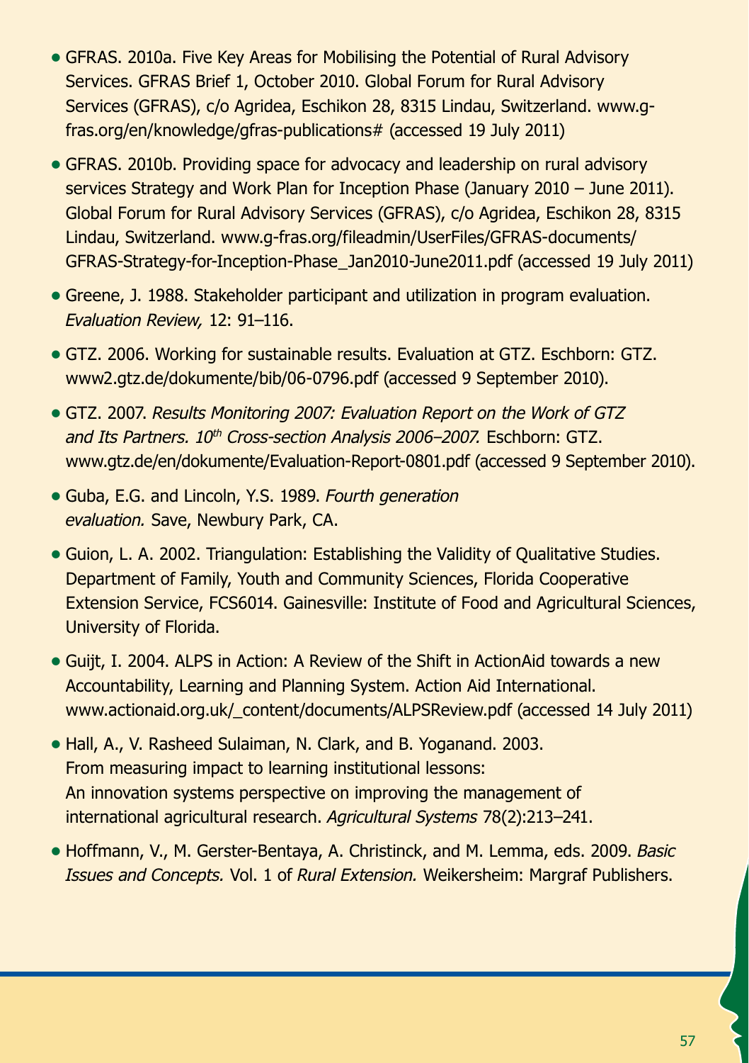- GFRAS. 2010a. Five Key Areas for Mobilising the Potential of Rural Advisory Services. GFRAS Brief 1, October 2010. Global Forum for Rural Advisory Services (GFRAS), c/o Agridea, Eschikon 28, 8315 Lindau, Switzerland. www.g-fras.org/en/knowledge/gfras-publications# (accessed 19 July 2011)
- GFRAS. 2010b. Providing space for advocacy and leadership on rural advisory services Strategy and Work Plan for Inception Phase (January 2010 – June 2011). Global Forum for Rural Advisory Services (GFRAS), c/o Agridea, Eschikon 28, 8315 Lindau, Switzerland. www.g-fras.org/fileadmin/UserFiles/GFRAS-documents/GFRAS-Strategy-for-Inception-Phase_Jan2010-June2011.pdf (accessed 19 July 2011)
- Greene, J. 1988. Stakeholder participant and utilization in program evaluation. *Evaluation Review,* 12: 91–116.
- GTZ. 2006. Working for sustainable results. Evaluation at GTZ. Eschborn: GTZ. www2.gtz.de/dokumente/bib/06-0796.pdf (accessed 9 September 2010).
- GTZ. 2007. *Results Monitoring 2007: Evaluation Report on the Work of GTZ and Its Partners. 10th Cross-section Analysis 2006–2007.* Eschborn: GTZ. www.gtz.de/en/dokumente/Evaluation-Report-0801.pdf (accessed 9 September 2010).
- Guba, E.G. and Lincoln, Y.S. 1989. *Fourth generation evaluation.* Save, Newbury Park, CA.
- Guion, L. A. 2002. Triangulation: Establishing the Validity of Qualitative Studies. Department of Family, Youth and Community Sciences, Florida Cooperative Extension Service, FCS6014. Gainesville: Institute of Food and Agricultural Sciences, University of Florida.
- Guijt, I. 2004. ALPS in Action: A Review of the Shift in ActionAid towards a new Accountability, Learning and Planning System. Action Aid International. www.actionaid.org.uk/_content/documents/ALPSReview.pdf (accessed 14 July 2011)
- Hall, A., V. Rasheed Sulaiman, N. Clark, and B. Yoganand. 2003. From measuring impact to learning institutional lessons: An innovation systems perspective on improving the management of international agricultural research. *Agricultural Systems* 78(2):213–241.
- Hoffmann, V., M. Gerster-Bentaya, A. Christinck, and M. Lemma, eds. 2009. *Basic Issues and Concepts.* Vol. 1 of *Rural Extension.* Weikersheim: Margraf Publishers.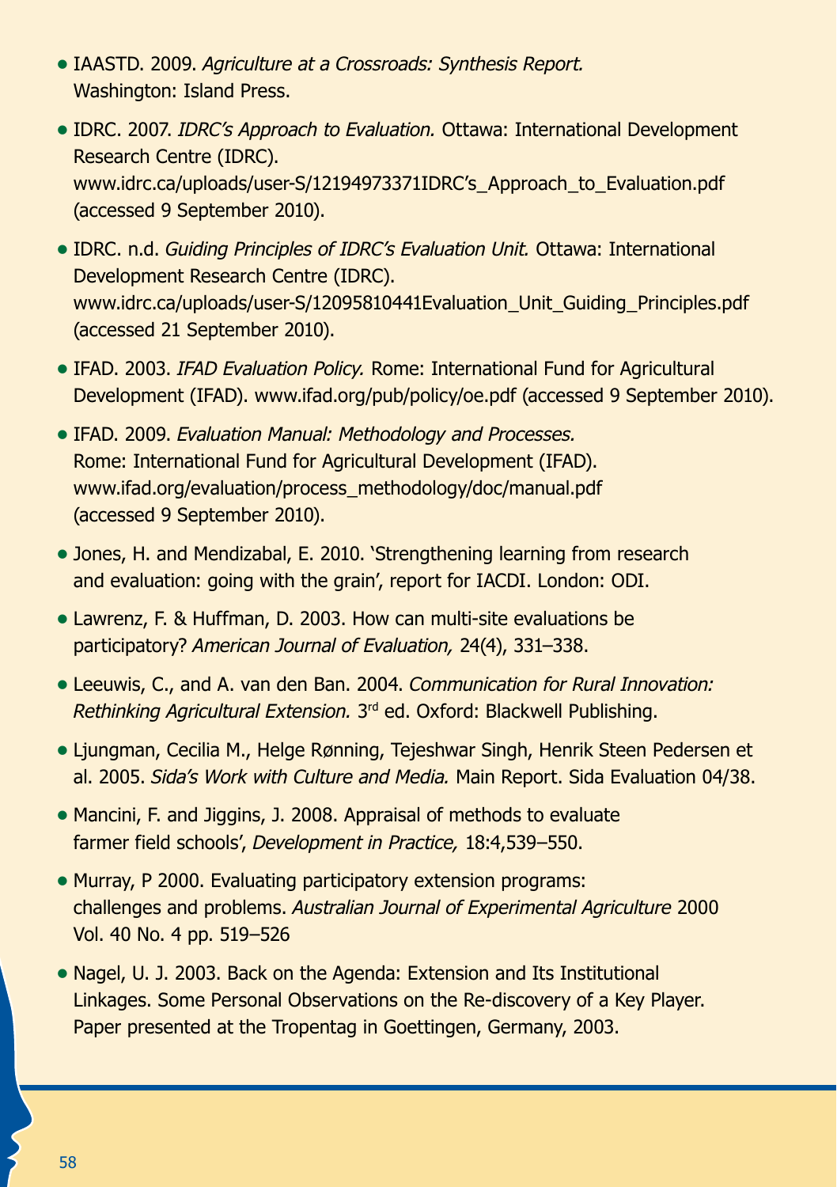- IAASTD. 2009. *Agriculture at a Crossroads: Synthesis Report.* Washington: Island Press.
- IDRC. 2007. *IDRC's Approach to Evaluation.* Ottawa: International Development Research Centre (IDRC). www.idrc.ca/uploads/user-S/12194973371IDRC's_Approach_to_Evaluation.pdf (accessed 9 September 2010).
- IDRC. n.d. *Guiding Principles of IDRC's Evaluation Unit.* Ottawa: International Development Research Centre (IDRC). www.idrc.ca/uploads/user-S/12095810441Evaluation_Unit_Guiding_Principles.pdf (accessed 21 September 2010).
- IFAD. 2003. *IFAD Evaluation Policy.* Rome: International Fund for Agricultural Development (IFAD). www.ifad.org/pub/policy/oe.pdf (accessed 9 September 2010).
- IFAD. 2009. *Evaluation Manual: Methodology and Processes.* Rome: International Fund for Agricultural Development (IFAD). www.ifad.org/evaluation/process_methodology/doc/manual.pdf (accessed 9 September 2010).
- Jones, H. and Mendizabal, E. 2010. 'Strengthening learning from research and evaluation: going with the grain', report for IACDI. London: ODI.
- Lawrenz, F. & Huffman, D. 2003. How can multi-site evaluations be participatory? *American Journal of Evaluation,* 24(4), 331–338.
- Leeuwis, C., and A. van den Ban. 2004. *Communication for Rural Innovation: Rethinking Agricultural Extension.* 3rd ed. Oxford: Blackwell Publishing.
- Ljungman, Cecilia M., Helge Rønning, Tejeshwar Singh, Henrik Steen Pedersen et al. 2005. *Sida's Work with Culture and Media.* Main Report. Sida Evaluation 04/38.
- Mancini, F. and Jiggins, J. 2008. Appraisal of methods to evaluate farmer field schools', *Development in Practice,* 18:4,539–550.
- Murray, P 2000. Evaluating participatory extension programs: challenges and problems. *Australian Journal of Experimental Agriculture* 2000 Vol. 40 No. 4 pp. 519–526
- Nagel, U. J. 2003. Back on the Agenda: Extension and Its Institutional Linkages. Some Personal Observations on the Re-discovery of a Key Player. Paper presented at the Tropentag in Goettingen, Germany, 2003.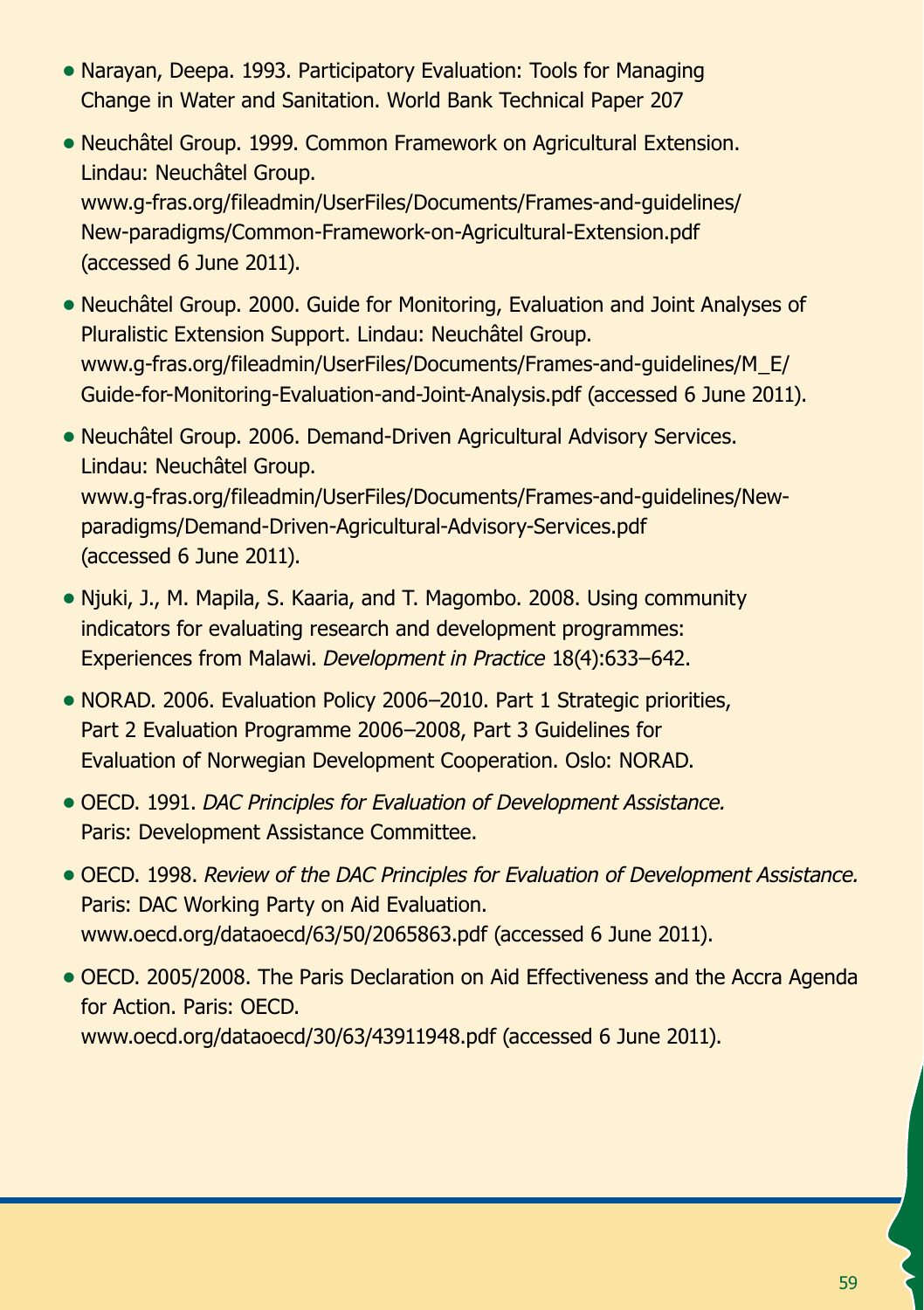- Narayan, Deepa. 1993. Participatory Evaluation: Tools for Managing Change in Water and Sanitation. World Bank Technical Paper 207

- Neuchâtel Group. 1999. Common Framework on Agricultural Extension. Lindau: Neuchâtel Group. www.g-fras.org/fileadmin/UserFiles/Documents/Frames-and-guidelines/New-paradigms/Common-Framework-on-Agricultural-Extension.pdf (accessed 6 June 2011).

- Neuchâtel Group. 2000. Guide for Monitoring, Evaluation and Joint Analyses of Pluralistic Extension Support. Lindau: Neuchâtel Group. www.g-fras.org/fileadmin/UserFiles/Documents/Frames-and-guidelines/M_E/Guide-for-Monitoring-Evaluation-and-Joint-Analysis.pdf (accessed 6 June 2011).

- Neuchâtel Group. 2006. Demand-Driven Agricultural Advisory Services. Lindau: Neuchâtel Group. www.g-fras.org/fileadmin/UserFiles/Documents/Frames-and-guidelines/New-paradigms/Demand-Driven-Agricultural-Advisory-Services.pdf (accessed 6 June 2011).

- Njuki, J., M. Mapila, S. Kaaria, and T. Magombo. 2008. Using community indicators for evaluating research and development programmes: Experiences from Malawi. *Development in Practice* 18(4):633–642.

- NORAD. 2006. Evaluation Policy 2006–2010. Part 1 Strategic priorities, Part 2 Evaluation Programme 2006–2008, Part 3 Guidelines for Evaluation of Norwegian Development Cooperation. Oslo: NORAD.

- OECD. 1991. *DAC Principles for Evaluation of Development Assistance.* Paris: Development Assistance Committee.

- OECD. 1998. *Review of the DAC Principles for Evaluation of Development Assistance.* Paris: DAC Working Party on Aid Evaluation. www.oecd.org/dataoecd/63/50/2065863.pdf (accessed 6 June 2011).

- OECD. 2005/2008. The Paris Declaration on Aid Effectiveness and the Accra Agenda for Action. Paris: OECD. www.oecd.org/dataoecd/30/63/43911948.pdf (accessed 6 June 2011).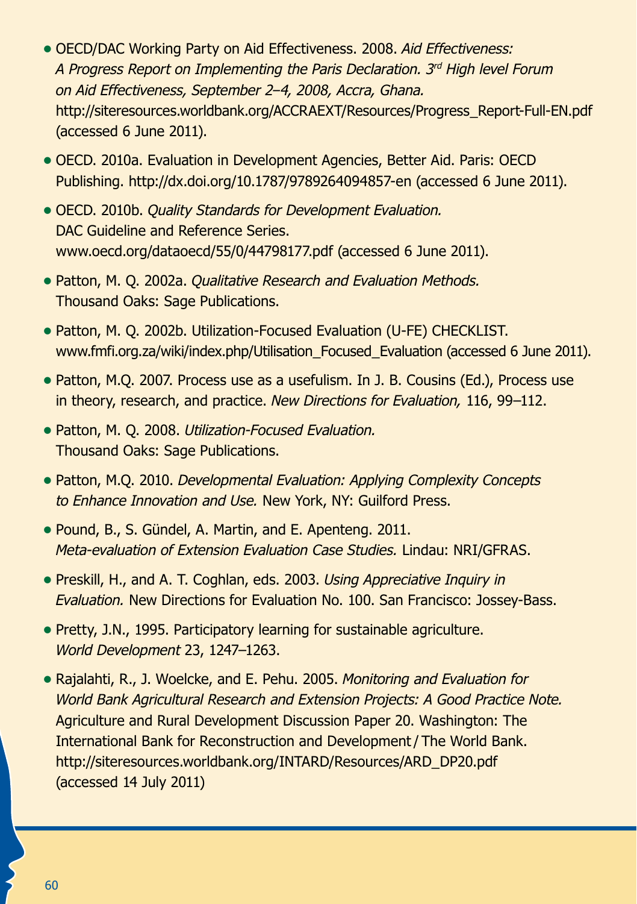- OECD/DAC Working Party on Aid Effectiveness. 2008. *Aid Effectiveness: A Progress Report on Implementing the Paris Declaration. 3rd High level Forum on Aid Effectiveness, September 2–4, 2008, Accra, Ghana.* http://siteresources.worldbank.org/ACCRAEXT/Resources/Progress_Report-Full-EN.pdf (accessed 6 June 2011).
- OECD. 2010a. Evaluation in Development Agencies, Better Aid. Paris: OECD Publishing. http://dx.doi.org/10.1787/9789264094857-en (accessed 6 June 2011).
- OECD. 2010b. *Quality Standards for Development Evaluation.* DAC Guideline and Reference Series. www.oecd.org/dataoecd/55/0/44798177.pdf (accessed 6 June 2011).
- Patton, M. Q. 2002a. *Qualitative Research and Evaluation Methods.* Thousand Oaks: Sage Publications.
- Patton, M. Q. 2002b. Utilization-Focused Evaluation (U-FE) CHECKLIST. www.fmfi.org.za/wiki/index.php/Utilisation_Focused_Evaluation (accessed 6 June 2011).
- Patton, M.Q. 2007. Process use as a usefulism. In J. B. Cousins (Ed.), Process use in theory, research, and practice. *New Directions for Evaluation,* 116, 99–112.
- Patton, M. Q. 2008. *Utilization-Focused Evaluation.* Thousand Oaks: Sage Publications.
- Patton, M.Q. 2010. *Developmental Evaluation: Applying Complexity Concepts to Enhance Innovation and Use.* New York, NY: Guilford Press.
- Pound, B., S. Gündel, A. Martin, and E. Apenteng. 2011. *Meta-evaluation of Extension Evaluation Case Studies.* Lindau: NRI/GFRAS.
- Preskill, H., and A. T. Coghlan, eds. 2003. *Using Appreciative Inquiry in Evaluation.* New Directions for Evaluation No. 100. San Francisco: Jossey-Bass.
- Pretty, J.N., 1995. Participatory learning for sustainable agriculture. *World Development* 23, 1247–1263.
- Rajalahti, R., J. Woelcke, and E. Pehu. 2005. *Monitoring and Evaluation for World Bank Agricultural Research and Extension Projects: A Good Practice Note.* Agriculture and Rural Development Discussion Paper 20. Washington: The International Bank for Reconstruction and Development / The World Bank. http://siteresources.worldbank.org/INTARD/Resources/ARD_DP20.pdf (accessed 14 July 2011)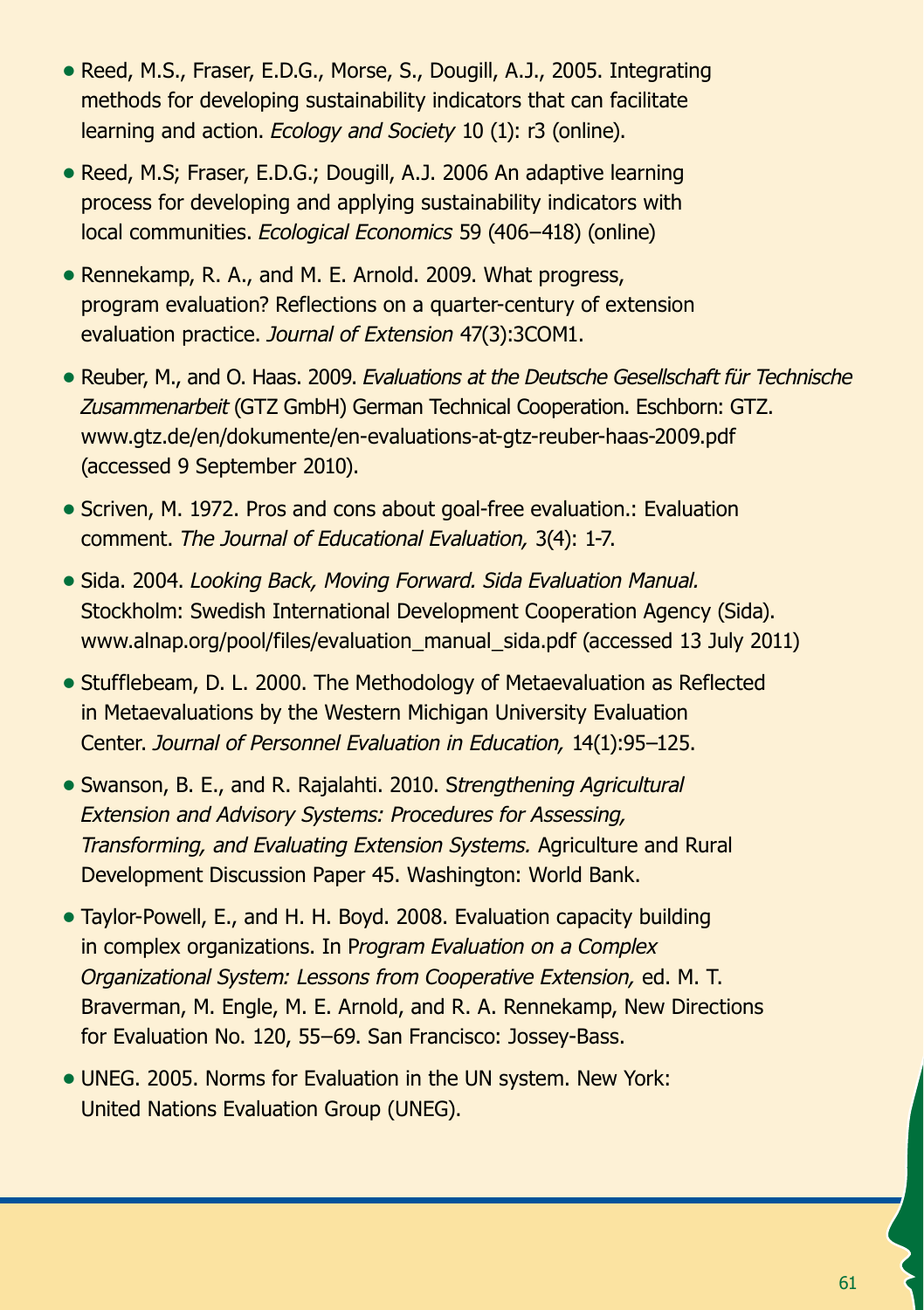- Reed, M.S., Fraser, E.D.G., Morse, S., Dougill, A.J., 2005. Integrating methods for developing sustainability indicators that can facilitate learning and action. *Ecology and Society* 10 (1): r3 (online).
- Reed, M.S; Fraser, E.D.G.; Dougill, A.J. 2006 An adaptive learning process for developing and applying sustainability indicators with local communities. *Ecological Economics* 59 (406–418) (online)
- Rennekamp, R. A., and M. E. Arnold. 2009. What progress, program evaluation? Reflections on a quarter-century of extension evaluation practice. *Journal of Extension* 47(3):3COM1.
- Reuber, M., and O. Haas. 2009. *Evaluations at the Deutsche Gesellschaft für Technische Zusammenarbeit* (GTZ GmbH) German Technical Cooperation. Eschborn: GTZ. www.gtz.de/en/dokumente/en-evaluations-at-gtz-reuber-haas-2009.pdf (accessed 9 September 2010).
- Scriven, M. 1972. Pros and cons about goal-free evaluation.: Evaluation comment. *The Journal of Educational Evaluation,* 3(4): 1-7.
- Sida. 2004. *Looking Back, Moving Forward. Sida Evaluation Manual.* Stockholm: Swedish International Development Cooperation Agency (Sida). www.alnap.org/pool/files/evaluation_manual_sida.pdf (accessed 13 July 2011)
- Stufflebeam, D. L. 2000. The Methodology of Metaevaluation as Reflected in Metaevaluations by the Western Michigan University Evaluation Center. *Journal of Personnel Evaluation in Education,* 14(1):95–125.
- Swanson, B. E., and R. Rajalahti. 2010. S*trengthening Agricultural Extension and Advisory Systems: Procedures for Assessing, Transforming, and Evaluating Extension Systems.* Agriculture and Rural Development Discussion Paper 45. Washington: World Bank.
- Taylor-Powell, E., and H. H. Boyd. 2008. Evaluation capacity building in complex organizations. In P*rogram Evaluation on a Complex Organizational System: Lessons from Cooperative Extension,* ed. M. T. Braverman, M. Engle, M. E. Arnold, and R. A. Rennekamp, New Directions for Evaluation No. 120, 55–69. San Francisco: Jossey-Bass.
- UNEG. 2005. Norms for Evaluation in the UN system. New York: United Nations Evaluation Group (UNEG).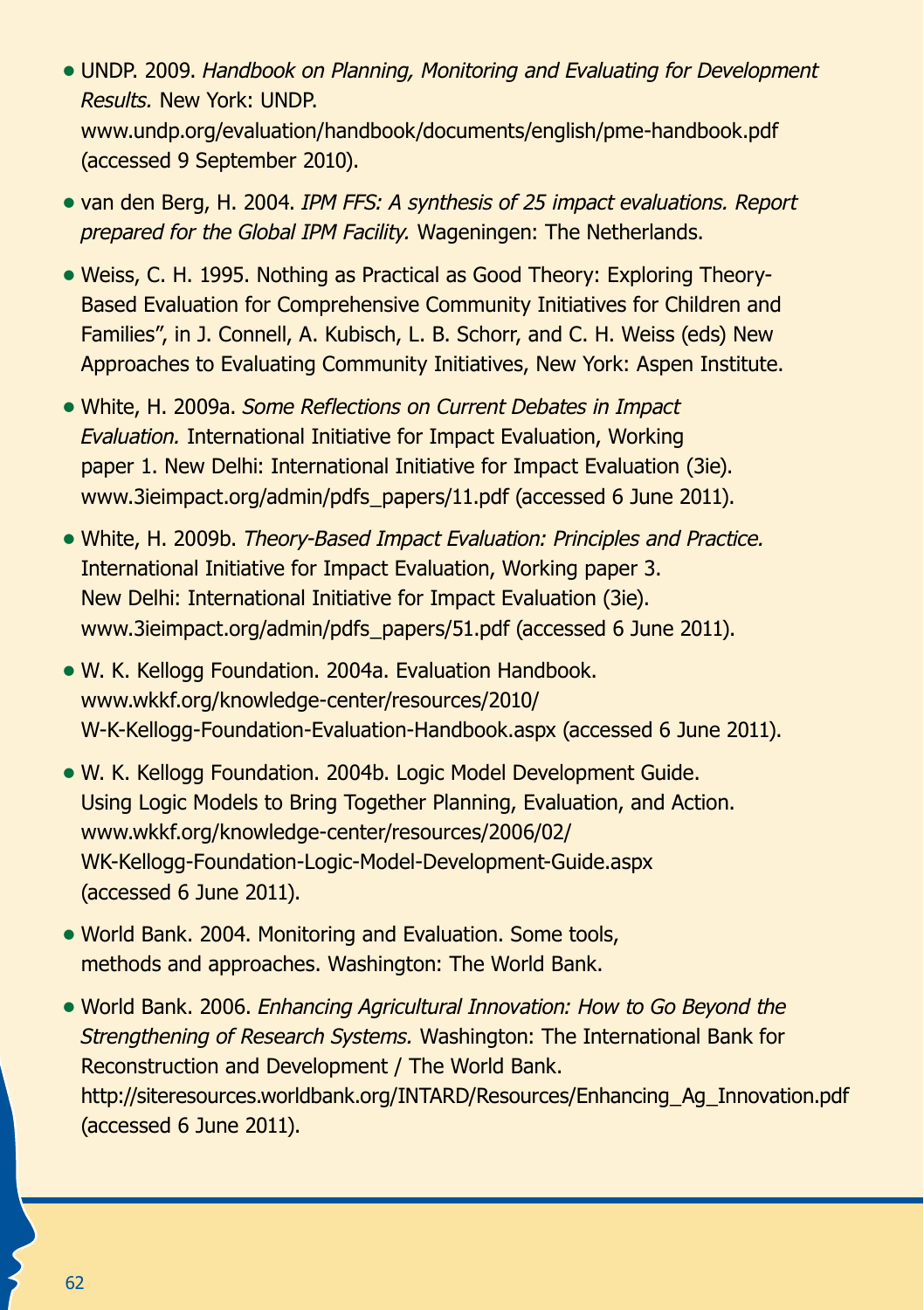- UNDP. 2009. *Handbook on Planning, Monitoring and Evaluating for Development Results.* New York: UNDP. www.undp.org/evaluation/handbook/documents/english/pme-handbook.pdf (accessed 9 September 2010).
- van den Berg, H. 2004. *IPM FFS: A synthesis of 25 impact evaluations. Report prepared for the Global IPM Facility.* Wageningen: The Netherlands.
- Weiss, C. H. 1995. Nothing as Practical as Good Theory: Exploring Theory-Based Evaluation for Comprehensive Community Initiatives for Children and Families", in J. Connell, A. Kubisch, L. B. Schorr, and C. H. Weiss (eds) New Approaches to Evaluating Community Initiatives, New York: Aspen Institute.
- White, H. 2009a. *Some Reflections on Current Debates in Impact Evaluation.* International Initiative for Impact Evaluation, Working paper 1. New Delhi: International Initiative for Impact Evaluation (3ie). www.3ieimpact.org/admin/pdfs_papers/11.pdf (accessed 6 June 2011).
- White, H. 2009b. *Theory-Based Impact Evaluation: Principles and Practice.* International Initiative for Impact Evaluation, Working paper 3. New Delhi: International Initiative for Impact Evaluation (3ie). www.3ieimpact.org/admin/pdfs_papers/51.pdf (accessed 6 June 2011).
- W. K. Kellogg Foundation. 2004a. Evaluation Handbook. www.wkkf.org/knowledge-center/resources/2010/W-K-Kellogg-Foundation-Evaluation-Handbook.aspx (accessed 6 June 2011).
- W. K. Kellogg Foundation. 2004b. Logic Model Development Guide. Using Logic Models to Bring Together Planning, Evaluation, and Action. www.wkkf.org/knowledge-center/resources/2006/02/WK-Kellogg-Foundation-Logic-Model-Development-Guide.aspx (accessed 6 June 2011).
- World Bank. 2004. Monitoring and Evaluation. Some tools, methods and approaches. Washington: The World Bank.
- World Bank. 2006. *Enhancing Agricultural Innovation: How to Go Beyond the Strengthening of Research Systems.* Washington: The International Bank for Reconstruction and Development / The World Bank. http://siteresources.worldbank.org/INTARD/Resources/Enhancing_Ag_Innovation.pdf (accessed 6 June 2011).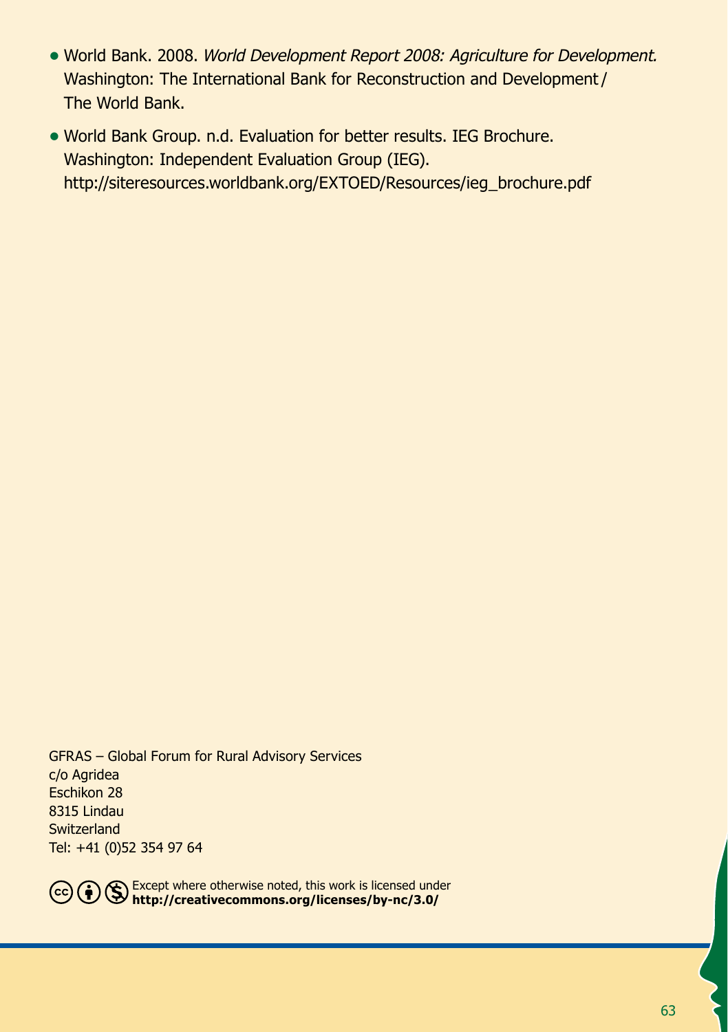- World Bank. 2008. *World Development Report 2008: Agriculture for Development.* Washington: The International Bank for Reconstruction and Development / The World Bank.
- World Bank Group. n.d. Evaluation for better results. IEG Brochure. Washington: Independent Evaluation Group (IEG). http://siteresources.worldbank.org/EXTOED/Resources/ieg_brochure.pdf

GFRAS – Global Forum for Rural Advisory Services
c/o Agridea
Eschikon 28
8315 Lindau
Switzerland
Tel: +41 (0)52 354 97 64

Except where otherwise noted, this work is licensed under
**http://creativecommons.org/licenses/by-nc/3.0/**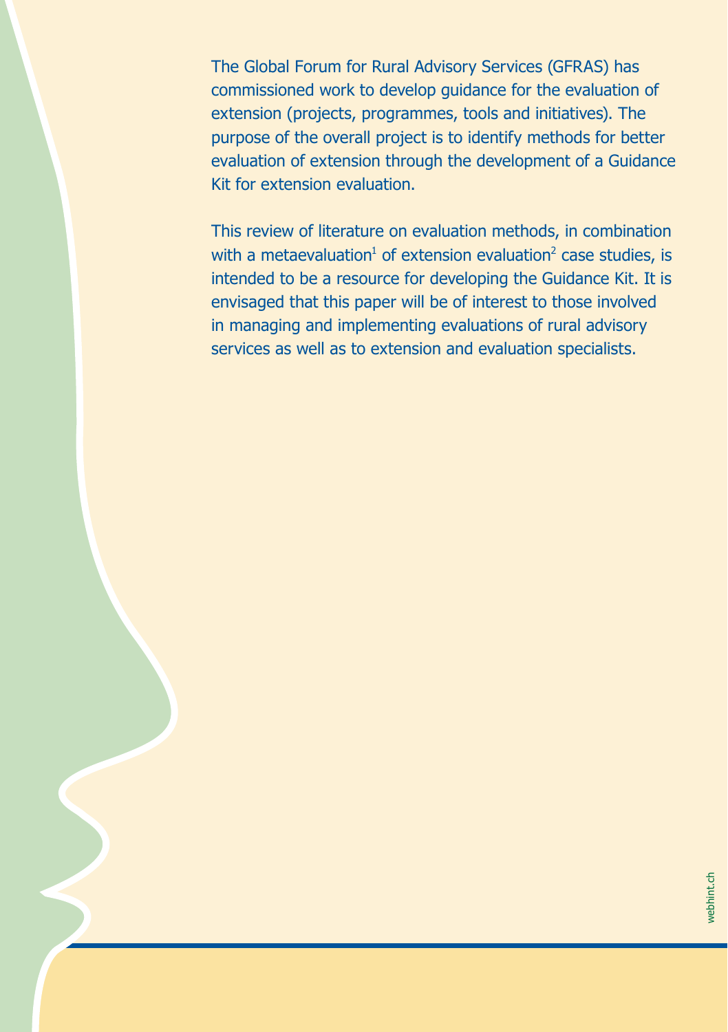The Global Forum for Rural Advisory Services (GFRAS) has commissioned work to develop guidance for the evaluation of extension (projects, programmes, tools and initiatives). The purpose of the overall project is to identify methods for better evaluation of extension through the development of a Guidance Kit for extension evaluation.

This review of literature on evaluation methods, in combination with a metaevaluation[1] of extension evaluation[2] case studies, is intended to be a resource for developing the Guidance Kit. It is envisaged that this paper will be of interest to those involved in managing and implementing evaluations of rural advisory services as well as to extension and evaluation specialists.

webhint.ch